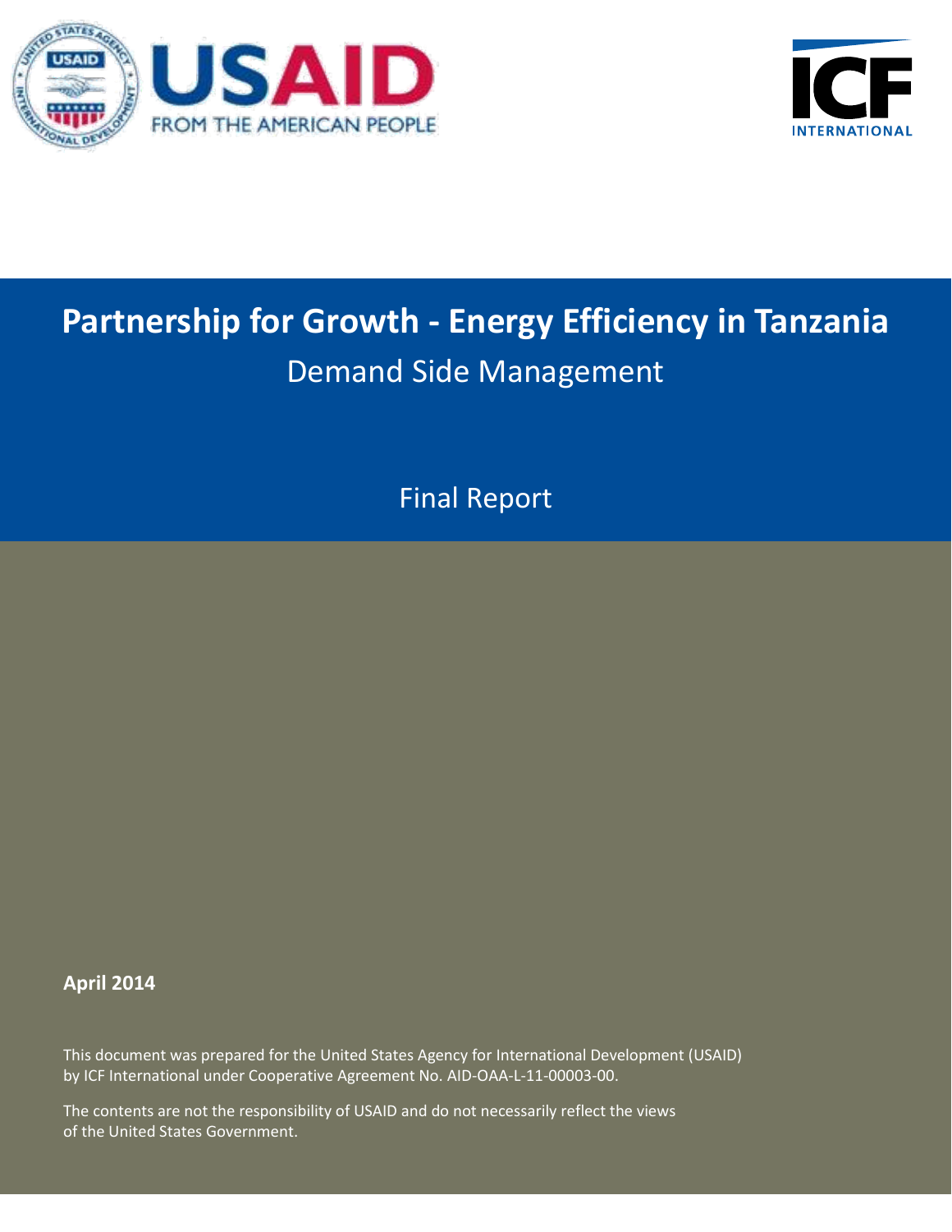USAID
FROM THE AMERICAN PEOPLE

ICF INTERNATIONAL

# Partnership for Growth - Energy Efficiency in Tanzania

## Demand Side Management

Final Report

**April 2014**

This document was prepared for the United States Agency for International Development (USAID) by ICF International under Cooperative Agreement No. AID-OAA-L-11-00003-00.

The contents are not the responsibility of USAID and do not necessarily reflect the views of the United States Government.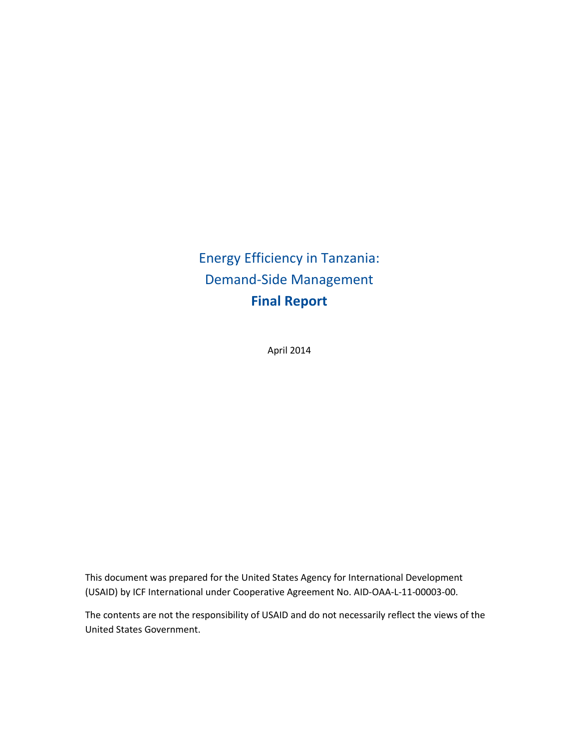# Energy Efficiency in Tanzania: Demand-Side Management
## **Final Report**

April 2014

This document was prepared for the United States Agency for International Development (USAID) by ICF International under Cooperative Agreement No. AID-OAA-L-11-00003-00.

The contents are not the responsibility of USAID and do not necessarily reflect the views of the United States Government.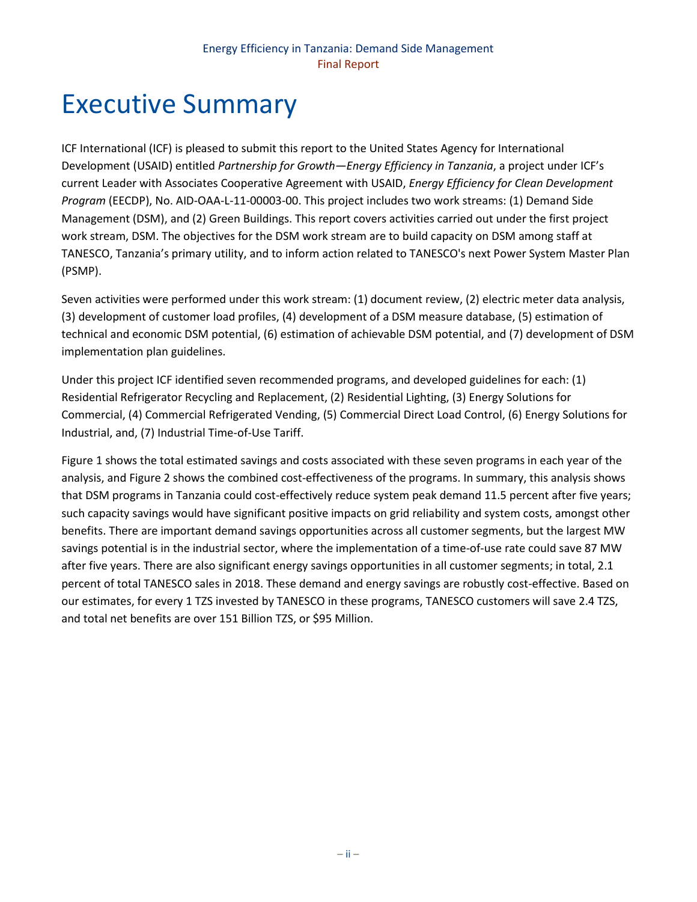# Executive Summary

ICF International (ICF) is pleased to submit this report to the United States Agency for International Development (USAID) entitled *Partnership for Growth—Energy Efficiency in Tanzania*, a project under ICF's current Leader with Associates Cooperative Agreement with USAID, *Energy Efficiency for Clean Development Program* (EECDP), No. AID-OAA-L-11-00003-00. This project includes two work streams: (1) Demand Side Management (DSM), and (2) Green Buildings. This report covers activities carried out under the first project work stream, DSM. The objectives for the DSM work stream are to build capacity on DSM among staff at TANESCO, Tanzania's primary utility, and to inform action related to TANESCO's next Power System Master Plan (PSMP).

Seven activities were performed under this work stream: (1) document review, (2) electric meter data analysis, (3) development of customer load profiles, (4) development of a DSM measure database, (5) estimation of technical and economic DSM potential, (6) estimation of achievable DSM potential, and (7) development of DSM implementation plan guidelines.

Under this project ICF identified seven recommended programs, and developed guidelines for each: (1) Residential Refrigerator Recycling and Replacement, (2) Residential Lighting, (3) Energy Solutions for Commercial, (4) Commercial Refrigerated Vending, (5) Commercial Direct Load Control, (6) Energy Solutions for Industrial, and, (7) Industrial Time-of-Use Tariff.

Figure 1 shows the total estimated savings and costs associated with these seven programs in each year of the analysis, and Figure 2 shows the combined cost-effectiveness of the programs. In summary, this analysis shows that DSM programs in Tanzania could cost-effectively reduce system peak demand 11.5 percent after five years; such capacity savings would have significant positive impacts on grid reliability and system costs, amongst other benefits. There are important demand savings opportunities across all customer segments, but the largest MW savings potential is in the industrial sector, where the implementation of a time-of-use rate could save 87 MW after five years. There are also significant energy savings opportunities in all customer segments; in total, 2.1 percent of total TANESCO sales in 2018. These demand and energy savings are robustly cost-effective. Based on our estimates, for every 1 TZS invested by TANESCO in these programs, TANESCO customers will save 2.4 TZS, and total net benefits are over 151 Billion TZS, or $95 Million.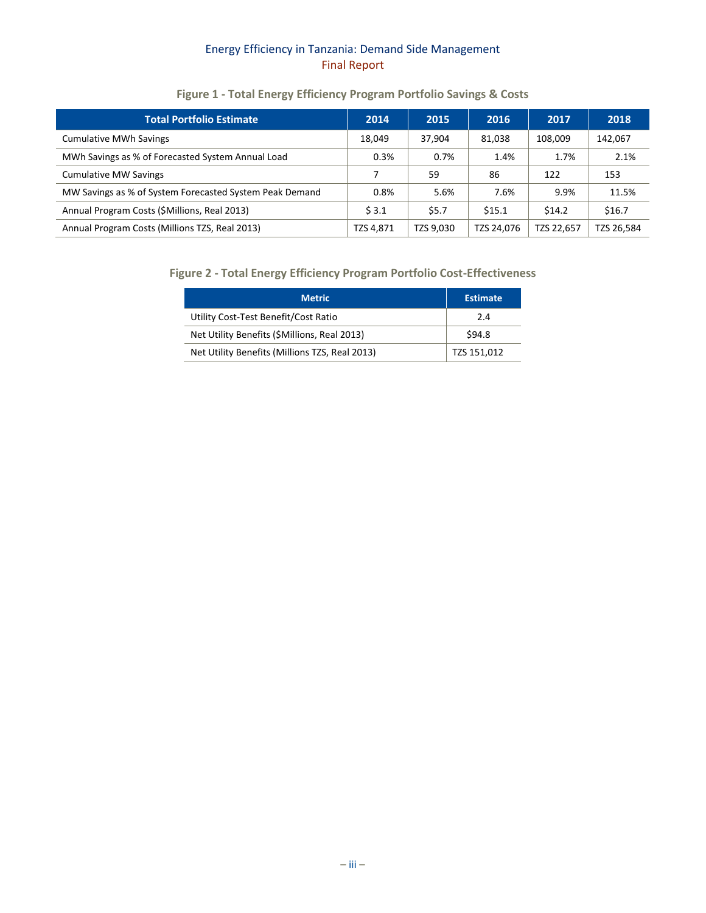**Figure 1 - Total Energy Efficiency Program Portfolio Savings & Costs**

| Total Portfolio Estimate | 2014 | 2015 | 2016 | 2017 | 2018 |
|---|---|---|---|---|---|
| Cumulative MWh Savings | 18,049 | 37,904 | 81,038 | 108,009 | 142,067 |
| MWh Savings as % of Forecasted System Annual Load | 0.3% | 0.7% | 1.4% | 1.7% | 2.1% |
| Cumulative MW Savings | 7 | 59 | 86 | 122 | 153 |
| MW Savings as % of System Forecasted System Peak Demand | 0.8% | 5.6% | 7.6% | 9.9% | 11.5% |
| Annual Program Costs ($Millions, Real 2013) | $ 3.1 | $5.7 | $15.1 | $14.2 | $16.7 |
| Annual Program Costs (Millions TZS, Real 2013) | TZS 4,871 | TZS 9,030 | TZS 24,076 | TZS 22,657 | TZS 26,584 |

**Figure 2 - Total Energy Efficiency Program Portfolio Cost-Effectiveness**

| Metric | Estimate |
|---|---|
| Utility Cost-Test Benefit/Cost Ratio | 2.4 |
| Net Utility Benefits ($Millions, Real 2013) | $94.8 |
| Net Utility Benefits (Millions TZS, Real 2013) | TZS 151,012 |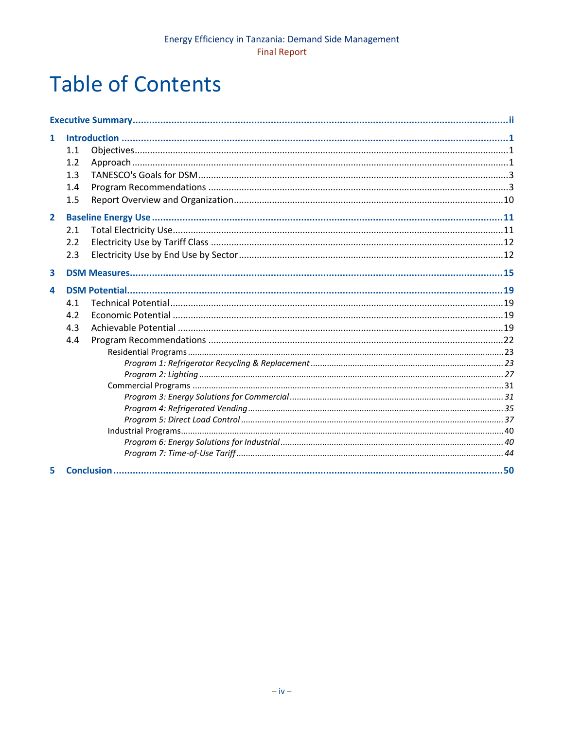# Table of Contents

**Executive Summary** ......... ii

**1 Introduction** ......... 1

- 1.1 Objectives ......... 1
- 1.2 Approach ......... 1
- 1.3 TANESCO's Goals for DSM ......... 3
- 1.4 Program Recommendations ......... 3
- 1.5 Report Overview and Organization ......... 10

**2 Baseline Energy Use** ......... 11

- 2.1 Total Electricity Use ......... 11
- 2.2 Electricity Use by Tariff Class ......... 12
- 2.3 Electricity Use by End Use by Sector ......... 12

**3 DSM Measures** ......... 15

**4 DSM Potential** ......... 19

- 4.1 Technical Potential ......... 19
- 4.2 Economic Potential ......... 19
- 4.3 Achievable Potential ......... 19
- 4.4 Program Recommendations ......... 22
  - Residential Programs ......... 23
    - *Program 1: Refrigerator Recycling & Replacement* ......... 23
    - *Program 2: Lighting* ......... 27
  - Commercial Programs ......... 31
    - *Program 3: Energy Solutions for Commercial* ......... 31
    - *Program 4: Refrigerated Vending* ......... 35
    - *Program 5: Direct Load Control* ......... 37
  - Industrial Programs ......... 40
    - *Program 6: Energy Solutions for Industrial* ......... 40
    - *Program 7: Time-of-Use Tariff* ......... 44

**5 Conclusion** ......... 50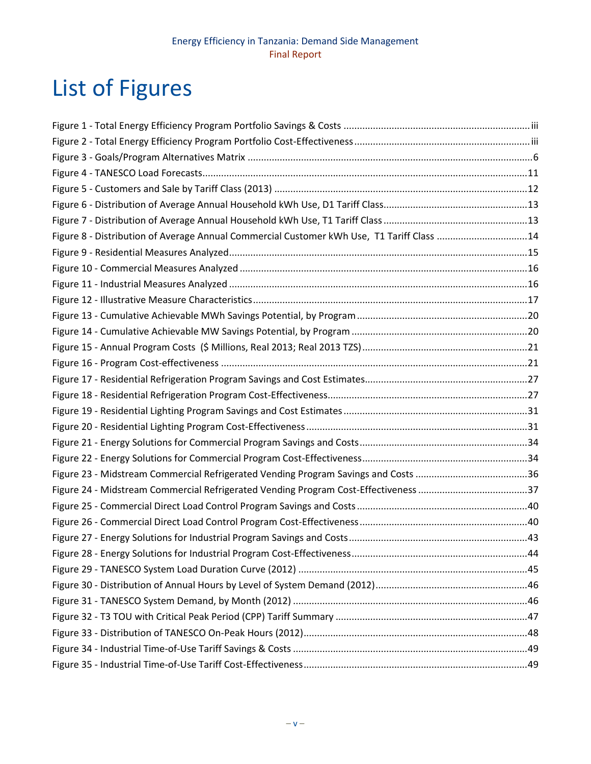# List of Figures

Figure 1 - Total Energy Efficiency Program Portfolio Savings & Costs ...................................................................... iii
Figure 2 - Total Energy Efficiency Program Portfolio Cost-Effectiveness ................................................................. iii
Figure 3 - Goals/Program Alternatives Matrix ......................................................................................................... 6
Figure 4 - TANESCO Load Forecasts......................................................................................................................... 11
Figure 5 - Customers and Sale by Tariff Class (2013) .............................................................................................. 12
Figure 6 - Distribution of Average Annual Household kWh Use, D1 Tariff Class...................................................... 13
Figure 7 - Distribution of Average Annual Household kWh Use, T1 Tariff Class ...................................................... 13
Figure 8 - Distribution of Average Annual Commercial Customer kWh Use, T1 Tariff Class .................................. 14
Figure 9 - Residential Measures Analyzed............................................................................................................... 15
Figure 10 - Commercial Measures Analyzed ........................................................................................................... 16
Figure 11 - Industrial Measures Analyzed ............................................................................................................... 16
Figure 12 - Illustrative Measure Characteristics...................................................................................................... 17
Figure 13 - Cumulative Achievable MWh Savings Potential, by Program ................................................................ 20
Figure 14 - Cumulative Achievable MW Savings Potential, by Program .................................................................. 20
Figure 15 - Annual Program Costs ($ Millions, Real 2013; Real 2013 TZS).............................................................. 21
Figure 16 - Program Cost-effectiveness .................................................................................................................. 21
Figure 17 - Residential Refrigeration Program Savings and Cost Estimates............................................................. 27
Figure 18 - Residential Refrigeration Program Cost-Effectiveness........................................................................... 27
Figure 19 - Residential Lighting Program Savings and Cost Estimates ..................................................................... 31
Figure 20 - Residential Lighting Program Cost-Effectiveness ................................................................................... 31
Figure 21 - Energy Solutions for Commercial Program Savings and Costs ............................................................... 34
Figure 22 - Energy Solutions for Commercial Program Cost-Effectiveness .............................................................. 34
Figure 23 - Midstream Commercial Refrigerated Vending Program Savings and Costs .......................................... 36
Figure 24 - Midstream Commercial Refrigerated Vending Program Cost-Effectiveness ......................................... 37
Figure 25 - Commercial Direct Load Control Program Savings and Costs ................................................................ 40
Figure 26 - Commercial Direct Load Control Program Cost-Effectiveness ............................................................... 40
Figure 27 - Energy Solutions for Industrial Program Savings and Costs ................................................................... 43
Figure 28 - Energy Solutions for Industrial Program Cost-Effectiveness .................................................................. 44
Figure 29 - TANESCO System Load Duration Curve (2012) ..................................................................................... 45
Figure 30 - Distribution of Annual Hours by Level of System Demand (2012)......................................................... 46
Figure 31 - TANESCO System Demand, by Month (2012) ....................................................................................... 46
Figure 32 - T3 TOU with Critical Peak Period (CPP) Tariff Summary ....................................................................... 47
Figure 33 - Distribution of TANESCO On-Peak Hours (2012).................................................................................... 48
Figure 34 - Industrial Time-of-Use Tariff Savings & Costs ....................................................................................... 49
Figure 35 - Industrial Time-of-Use Tariff Cost-Effectiveness.................................................................................... 49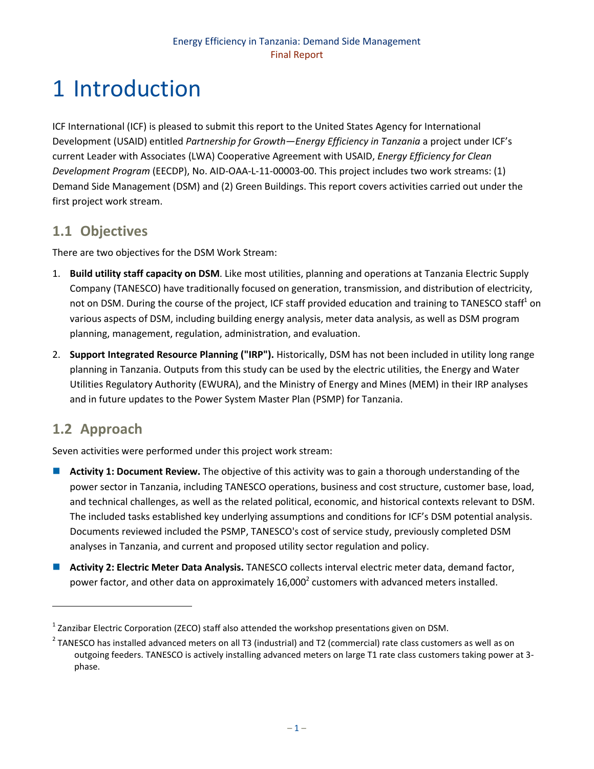# 1 Introduction

ICF International (ICF) is pleased to submit this report to the United States Agency for International Development (USAID) entitled *Partnership for Growth—Energy Efficiency in Tanzania* a project under ICF's current Leader with Associates (LWA) Cooperative Agreement with USAID, *Energy Efficiency for Clean Development Program* (EECDP), No. AID-OAA-L-11-00003-00. This project includes two work streams: (1) Demand Side Management (DSM) and (2) Green Buildings. This report covers activities carried out under the first project work stream.

## 1.1 Objectives

There are two objectives for the DSM Work Stream:

1. **Build utility staff capacity on DSM**. Like most utilities, planning and operations at Tanzania Electric Supply Company (TANESCO) have traditionally focused on generation, transmission, and distribution of electricity, not on DSM. During the course of the project, ICF staff provided education and training to TANESCO staff[1] on various aspects of DSM, including building energy analysis, meter data analysis, as well as DSM program planning, management, regulation, administration, and evaluation.
2. **Support Integrated Resource Planning ("IRP").** Historically, DSM has not been included in utility long range planning in Tanzania. Outputs from this study can be used by the electric utilities, the Energy and Water Utilities Regulatory Authority (EWURA), and the Ministry of Energy and Mines (MEM) in their IRP analyses and in future updates to the Power System Master Plan (PSMP) for Tanzania.

## 1.2 Approach

Seven activities were performed under this project work stream:

- **Activity 1: Document Review.** The objective of this activity was to gain a thorough understanding of the power sector in Tanzania, including TANESCO operations, business and cost structure, customer base, load, and technical challenges, as well as the related political, economic, and historical contexts relevant to DSM. The included tasks established key underlying assumptions and conditions for ICF's DSM potential analysis. Documents reviewed included the PSMP, TANESCO's cost of service study, previously completed DSM analyses in Tanzania, and current and proposed utility sector regulation and policy.
- **Activity 2: Electric Meter Data Analysis.** TANESCO collects interval electric meter data, demand factor, power factor, and other data on approximately 16,000[2] customers with advanced meters installed.

---

[1] Zanzibar Electric Corporation (ZECO) staff also attended the workshop presentations given on DSM.

[2] TANESCO has installed advanced meters on all T3 (industrial) and T2 (commercial) rate class customers as well as on outgoing feeders. TANESCO is actively installing advanced meters on large T1 rate class customers taking power at 3-phase.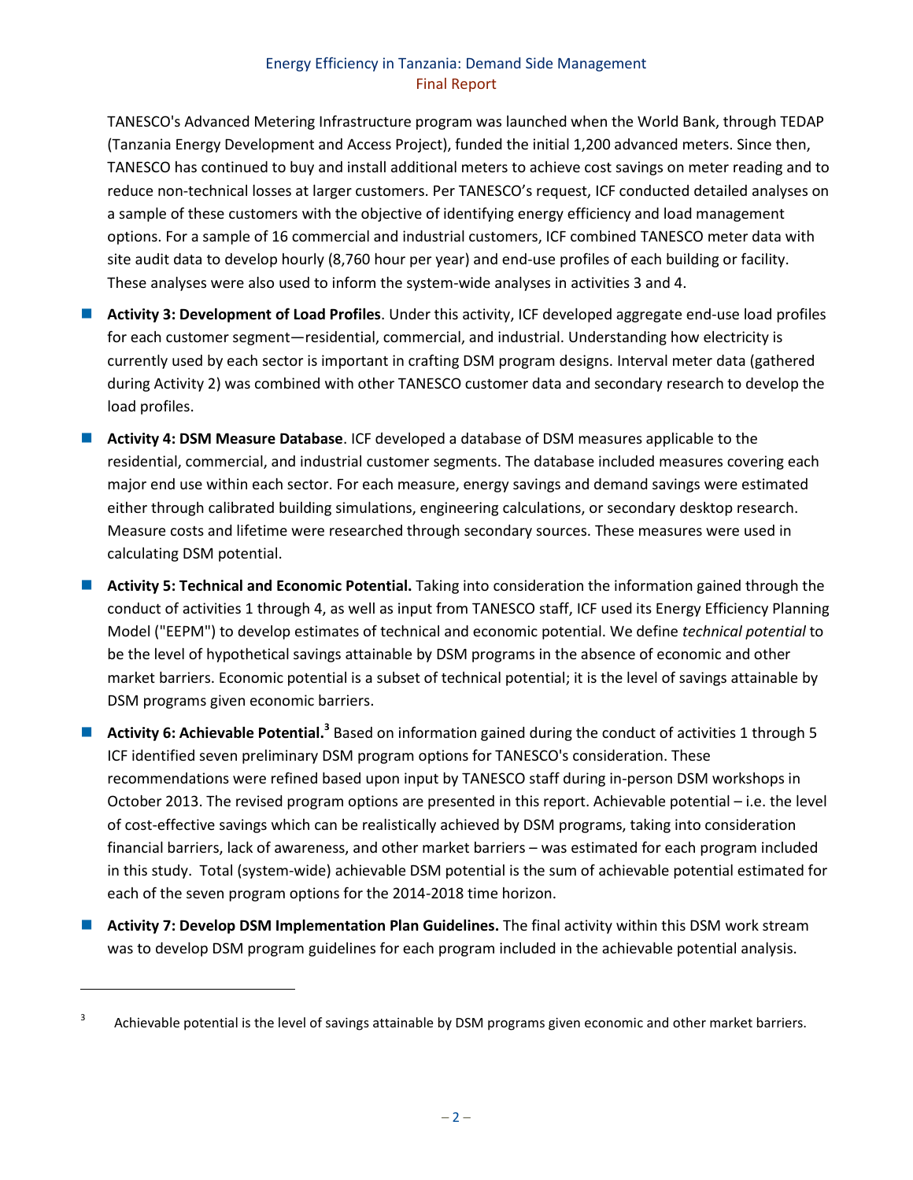TANESCO's Advanced Metering Infrastructure program was launched when the World Bank, through TEDAP (Tanzania Energy Development and Access Project), funded the initial 1,200 advanced meters. Since then, TANESCO has continued to buy and install additional meters to achieve cost savings on meter reading and to reduce non-technical losses at larger customers. Per TANESCO's request, ICF conducted detailed analyses on a sample of these customers with the objective of identifying energy efficiency and load management options. For a sample of 16 commercial and industrial customers, ICF combined TANESCO meter data with site audit data to develop hourly (8,760 hour per year) and end-use profiles of each building or facility. These analyses were also used to inform the system-wide analyses in activities 3 and 4.

- **Activity 3: Development of Load Profiles**. Under this activity, ICF developed aggregate end-use load profiles for each customer segment—residential, commercial, and industrial. Understanding how electricity is currently used by each sector is important in crafting DSM program designs. Interval meter data (gathered during Activity 2) was combined with other TANESCO customer data and secondary research to develop the load profiles.
- **Activity 4: DSM Measure Database**. ICF developed a database of DSM measures applicable to the residential, commercial, and industrial customer segments. The database included measures covering each major end use within each sector. For each measure, energy savings and demand savings were estimated either through calibrated building simulations, engineering calculations, or secondary desktop research. Measure costs and lifetime were researched through secondary sources. These measures were used in calculating DSM potential.
- **Activity 5: Technical and Economic Potential.** Taking into consideration the information gained through the conduct of activities 1 through 4, as well as input from TANESCO staff, ICF used its Energy Efficiency Planning Model ("EEPM") to develop estimates of technical and economic potential. We define *technical potential* to be the level of hypothetical savings attainable by DSM programs in the absence of economic and other market barriers. Economic potential is a subset of technical potential; it is the level of savings attainable by DSM programs given economic barriers.
- **Activity 6: Achievable Potential.**[3] Based on information gained during the conduct of activities 1 through 5 ICF identified seven preliminary DSM program options for TANESCO's consideration. These recommendations were refined based upon input by TANESCO staff during in-person DSM workshops in October 2013. The revised program options are presented in this report. Achievable potential – i.e. the level of cost-effective savings which can be realistically achieved by DSM programs, taking into consideration financial barriers, lack of awareness, and other market barriers – was estimated for each program included in this study. Total (system-wide) achievable DSM potential is the sum of achievable potential estimated for each of the seven program options for the 2014-2018 time horizon.
- **Activity 7: Develop DSM Implementation Plan Guidelines.** The final activity within this DSM work stream was to develop DSM program guidelines for each program included in the achievable potential analysis.

[3] Achievable potential is the level of savings attainable by DSM programs given economic and other market barriers.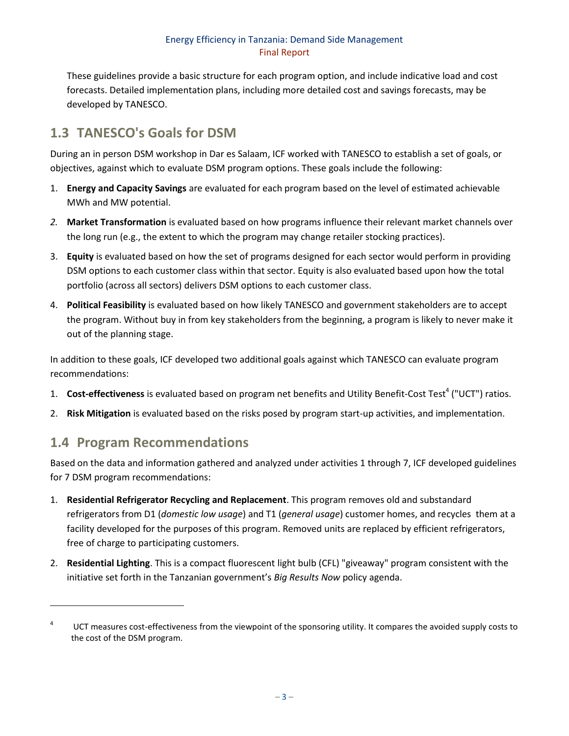These guidelines provide a basic structure for each program option, and include indicative load and cost forecasts. Detailed implementation plans, including more detailed cost and savings forecasts, may be developed by TANESCO.

## 1.3 TANESCO's Goals for DSM

During an in person DSM workshop in Dar es Salaam, ICF worked with TANESCO to establish a set of goals, or objectives, against which to evaluate DSM program options. These goals include the following:

1. **Energy and Capacity Savings** are evaluated for each program based on the level of estimated achievable MWh and MW potential.
2. **Market Transformation** is evaluated based on how programs influence their relevant market channels over the long run (e.g., the extent to which the program may change retailer stocking practices).
3. **Equity** is evaluated based on how the set of programs designed for each sector would perform in providing DSM options to each customer class within that sector. Equity is also evaluated based upon how the total portfolio (across all sectors) delivers DSM options to each customer class.
4. **Political Feasibility** is evaluated based on how likely TANESCO and government stakeholders are to accept the program. Without buy in from key stakeholders from the beginning, a program is likely to never make it out of the planning stage.

In addition to these goals, ICF developed two additional goals against which TANESCO can evaluate program recommendations:

1. **Cost-effectiveness** is evaluated based on program net benefits and Utility Benefit-Cost Test[4] ("UCT") ratios.
2. **Risk Mitigation** is evaluated based on the risks posed by program start-up activities, and implementation.

## 1.4 Program Recommendations

Based on the data and information gathered and analyzed under activities 1 through 7, ICF developed guidelines for 7 DSM program recommendations:

1. **Residential Refrigerator Recycling and Replacement**. This program removes old and substandard refrigerators from D1 (*domestic low usage*) and T1 (*general usage*) customer homes, and recycles them at a facility developed for the purposes of this program. Removed units are replaced by efficient refrigerators, free of charge to participating customers.
2. **Residential Lighting**. This is a compact fluorescent light bulb (CFL) "giveaway" program consistent with the initiative set forth in the Tanzanian government's *Big Results Now* policy agenda.

[4] UCT measures cost-effectiveness from the viewpoint of the sponsoring utility. It compares the avoided supply costs to the cost of the DSM program.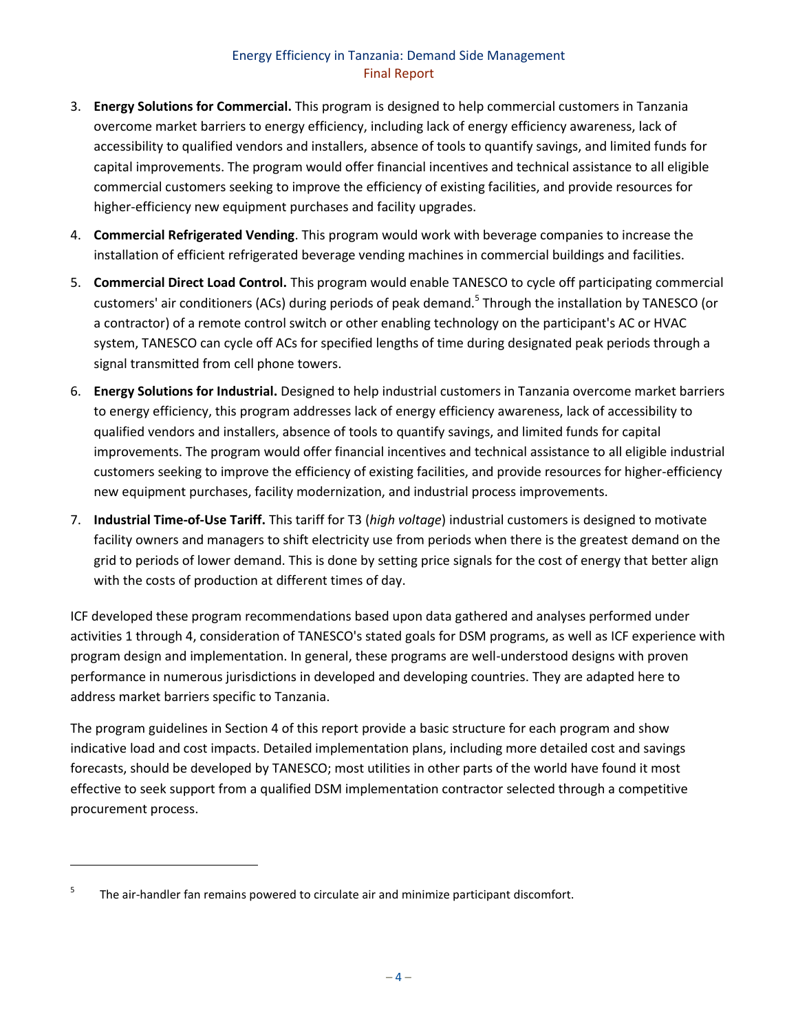3. **Energy Solutions for Commercial.** This program is designed to help commercial customers in Tanzania overcome market barriers to energy efficiency, including lack of energy efficiency awareness, lack of accessibility to qualified vendors and installers, absence of tools to quantify savings, and limited funds for capital improvements. The program would offer financial incentives and technical assistance to all eligible commercial customers seeking to improve the efficiency of existing facilities, and provide resources for higher-efficiency new equipment purchases and facility upgrades.
4. **Commercial Refrigerated Vending**. This program would work with beverage companies to increase the installation of efficient refrigerated beverage vending machines in commercial buildings and facilities.
5. **Commercial Direct Load Control.** This program would enable TANESCO to cycle off participating commercial customers' air conditioners (ACs) during periods of peak demand.[5] Through the installation by TANESCO (or a contractor) of a remote control switch or other enabling technology on the participant's AC or HVAC system, TANESCO can cycle off ACs for specified lengths of time during designated peak periods through a signal transmitted from cell phone towers.
6. **Energy Solutions for Industrial.** Designed to help industrial customers in Tanzania overcome market barriers to energy efficiency, this program addresses lack of energy efficiency awareness, lack of accessibility to qualified vendors and installers, absence of tools to quantify savings, and limited funds for capital improvements. The program would offer financial incentives and technical assistance to all eligible industrial customers seeking to improve the efficiency of existing facilities, and provide resources for higher-efficiency new equipment purchases, facility modernization, and industrial process improvements.
7. **Industrial Time-of-Use Tariff.** This tariff for T3 (*high voltage*) industrial customers is designed to motivate facility owners and managers to shift electricity use from periods when there is the greatest demand on the grid to periods of lower demand. This is done by setting price signals for the cost of energy that better align with the costs of production at different times of day.

ICF developed these program recommendations based upon data gathered and analyses performed under activities 1 through 4, consideration of TANESCO's stated goals for DSM programs, as well as ICF experience with program design and implementation. In general, these programs are well-understood designs with proven performance in numerous jurisdictions in developed and developing countries. They are adapted here to address market barriers specific to Tanzania.

The program guidelines in Section 4 of this report provide a basic structure for each program and show indicative load and cost impacts. Detailed implementation plans, including more detailed cost and savings forecasts, should be developed by TANESCO; most utilities in other parts of the world have found it most effective to seek support from a qualified DSM implementation contractor selected through a competitive procurement process.

---

[5] The air-handler fan remains powered to circulate air and minimize participant discomfort.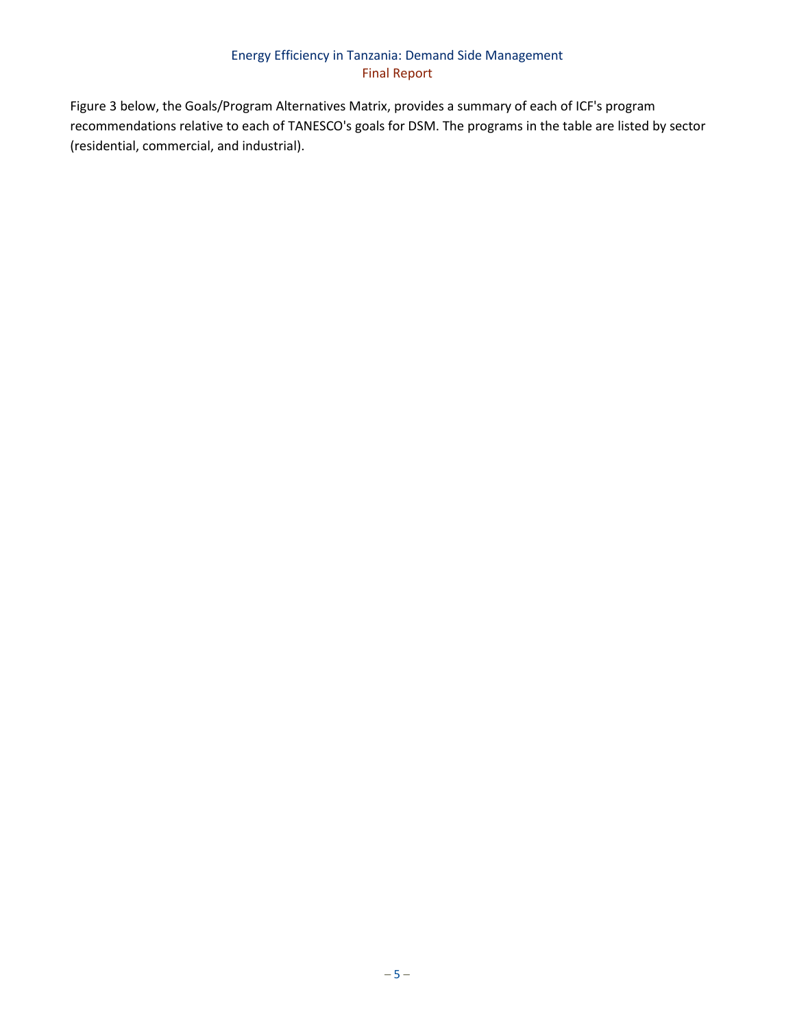Figure 3 below, the Goals/Program Alternatives Matrix, provides a summary of each of ICF's program recommendations relative to each of TANESCO's goals for DSM. The programs in the table are listed by sector (residential, commercial, and industrial).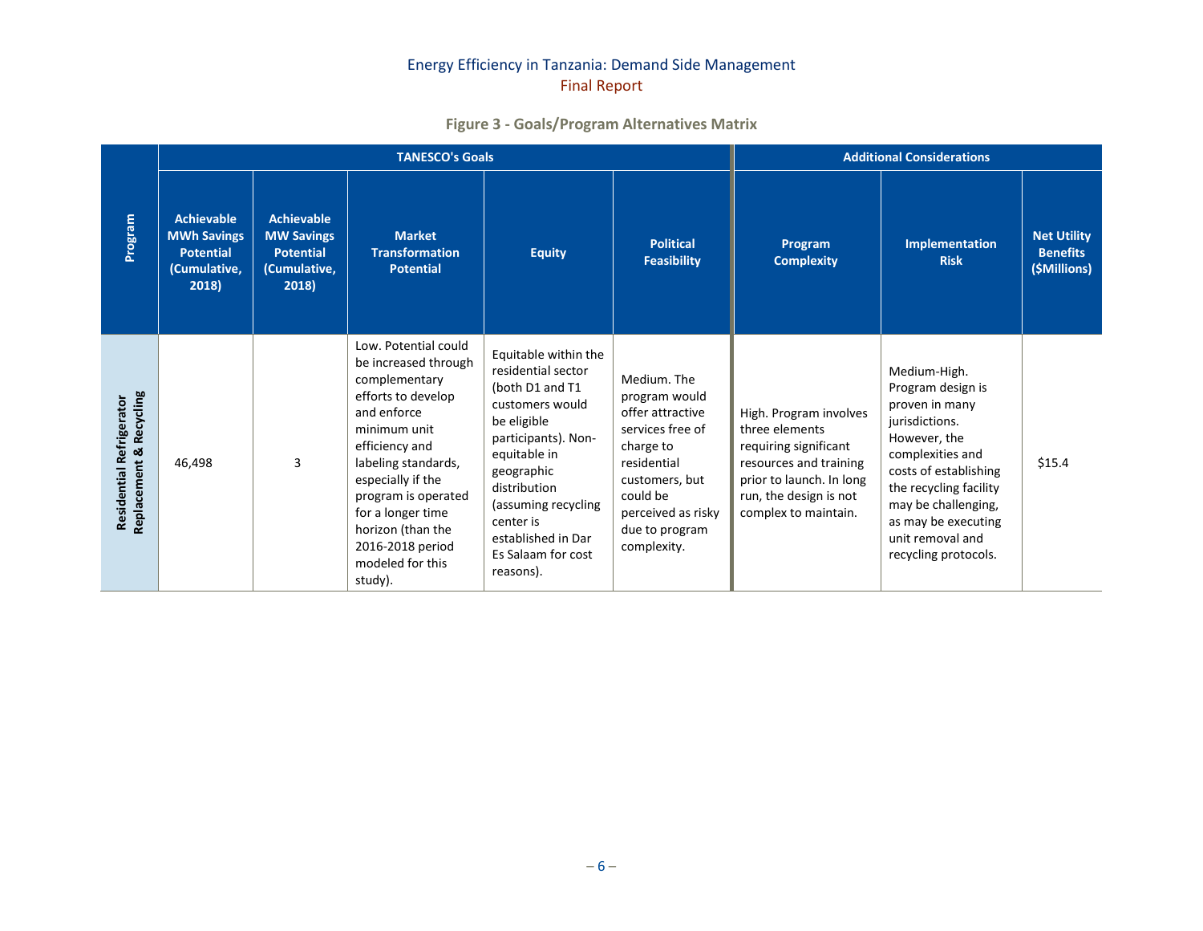**Figure 3 - Goals/Program Alternatives Matrix**

| Program | TANESCO's Goals | | | | | Additional Considerations | | |
|---|---|---|---|---|---|---|---|---|
| | Achievable MWh Savings Potential (Cumulative, 2018) | Achievable MW Savings Potential (Cumulative, 2018) | Market Transformation Potential | Equity | Political Feasibility | Program Complexity | Implementation Risk | Net Utility Benefits ($Millions) |
| **Residential Refrigerator Replacement & Recycling** | 46,498 | 3 | Low. Potential could be increased through complementary efforts to develop and enforce minimum unit efficiency and labeling standards, especially if the program is operated for a longer time horizon (than the 2016-2018 period modeled for this study). | Equitable within the residential sector (both D1 and T1 customers would be eligible participants). Non-equitable in geographic distribution (assuming recycling center is established in Dar Es Salaam for cost reasons). | Medium. The program would offer attractive services free of charge to residential customers, but could be perceived as risky due to program complexity. | High. Program involves three elements requiring significant resources and training prior to launch. In long run, the design is not complex to maintain. | Medium-High. Program design is proven in many jurisdictions. However, the complexities and costs of establishing the recycling facility may be challenging, as may be executing unit removal and recycling protocols. | $15.4 |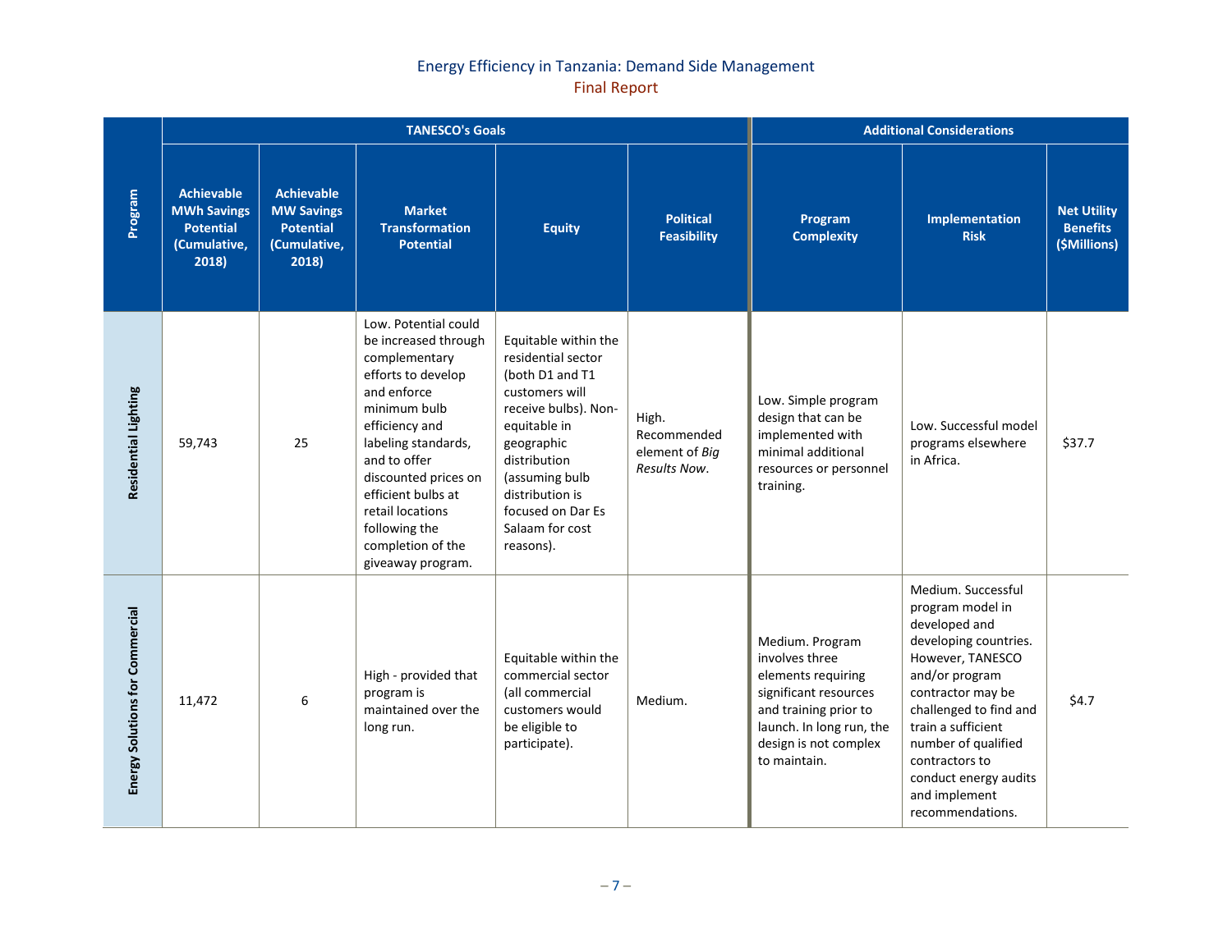| Program | TANESCO's Goals | | | | | Additional Considerations | | |
|---|---|---|---|---|---|---|---|---|
| | Achievable MWh Savings Potential (Cumulative, 2018) | Achievable MW Savings Potential (Cumulative, 2018) | Market Transformation Potential | Equity | Political Feasibility | Program Complexity | Implementation Risk | Net Utility Benefits ($Millions) |
| **Residential Lighting** | 59,743 | 25 | Low. Potential could be increased through complementary efforts to develop and enforce minimum bulb efficiency and labeling standards, and to offer discounted prices on efficient bulbs at retail locations following the completion of the giveaway program. | Equitable within the residential sector (both D1 and T1 customers will receive bulbs). Non-equitable in geographic distribution (assuming bulb distribution is focused on Dar Es Salaam for cost reasons). | High. Recommended element of *Big Results Now*. | Low. Simple program design that can be implemented with minimal additional resources or personnel training. | Low. Successful model programs elsewhere in Africa. | $37.7 |
| **Energy Solutions for Commercial** | 11,472 | 6 | High - provided that program is maintained over the long run. | Equitable within the commercial sector (all commercial customers would be eligible to participate). | Medium. | Medium. Program involves three elements requiring significant resources and training prior to launch. In long run, the design is not complex to maintain. | Medium. Successful program model in developed and developing countries. However, TANESCO and/or program contractor may be challenged to find and train a sufficient number of qualified contractors to conduct energy audits and implement recommendations. | $4.7 |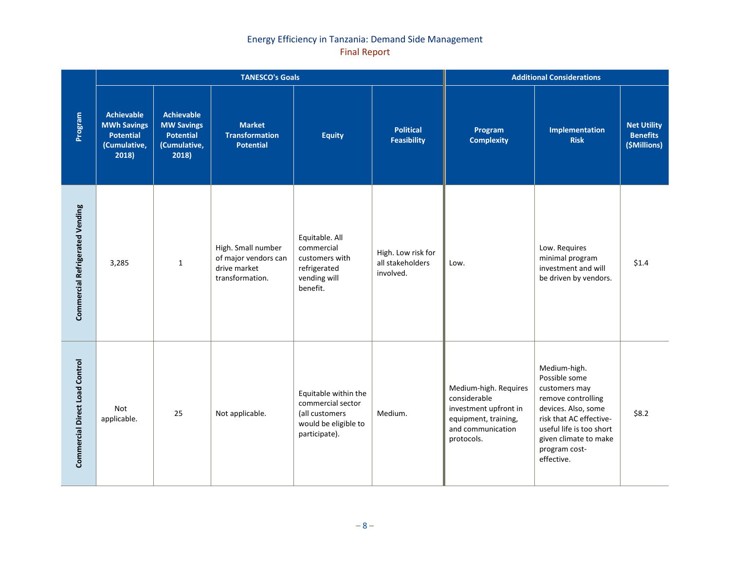| Program | TANESCO's Goals | | | | | Additional Considerations | | |
|---|---|---|---|---|---|---|---|---|
| | Achievable MWh Savings Potential (Cumulative, 2018) | Achievable MW Savings Potential (Cumulative, 2018) | Market Transformation Potential | Equity | Political Feasibility | Program Complexity | Implementation Risk | Net Utility Benefits ($Millions) |
| Commercial Refrigerated Vending | 3,285 | 1 | High. Small number of major vendors can drive market transformation. | Equitable. All commercial customers with refrigerated vending will benefit. | High. Low risk for all stakeholders involved. | Low. | Low. Requires minimal program investment and will be driven by vendors. | $1.4 |
| Commercial Direct Load Control | Not applicable. | 25 | Not applicable. | Equitable within the commercial sector (all customers would be eligible to participate). | Medium. | Medium-high. Requires considerable investment upfront in equipment, training, and communication protocols. | Medium-high. Possible some customers may remove controlling devices. Also, some risk that AC effective-useful life is too short given climate to make program cost-effective. | $8.2 |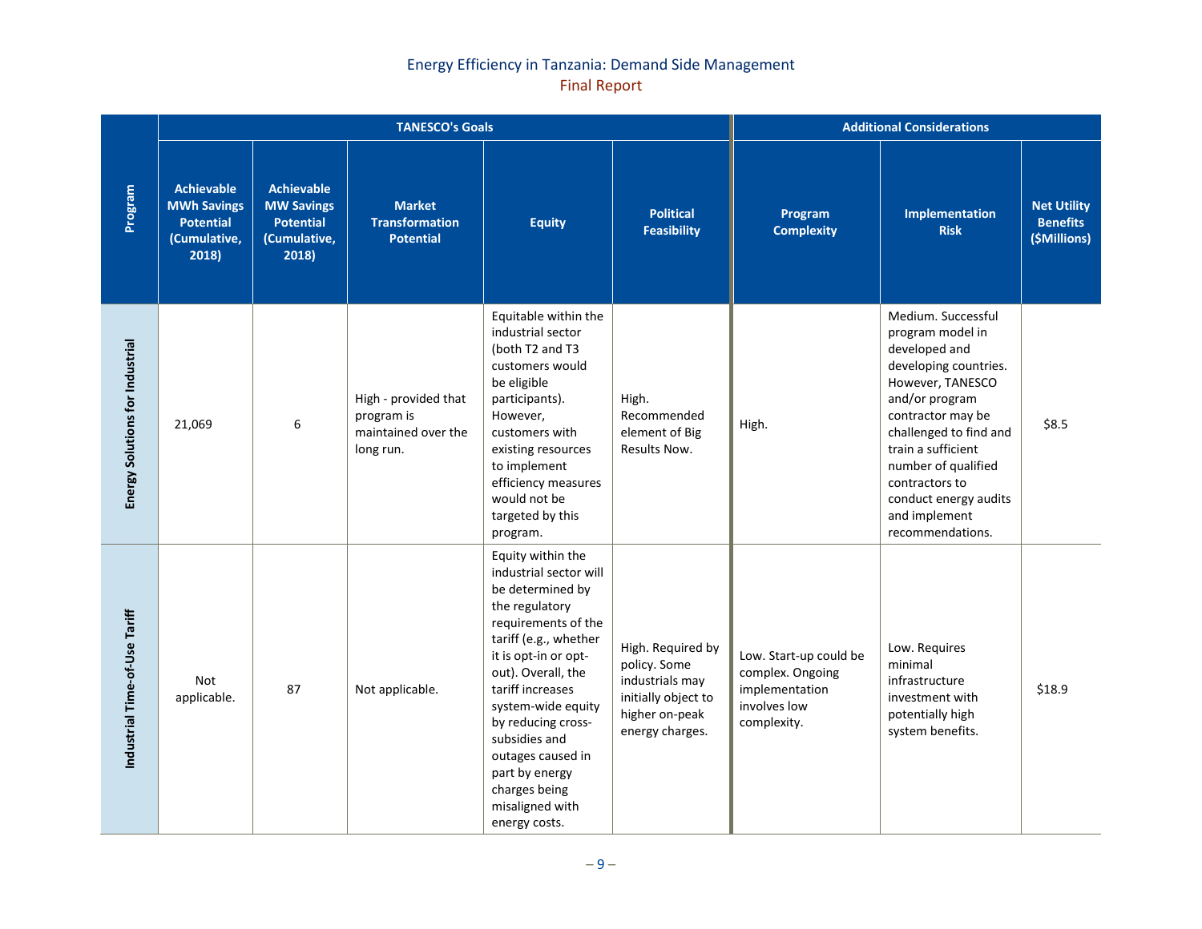| Program | TANESCO's Goals | | | | | Additional Considerations | | |
|---|---|---|---|---|---|---|---|---|
| | Achievable MWh Savings Potential (Cumulative, 2018) | Achievable MW Savings Potential (Cumulative, 2018) | Market Transformation Potential | Equity | Political Feasibility | Program Complexity | Implementation Risk | Net Utility Benefits ($Millions) |
| **Energy Solutions for Industrial** | 21,069 | 6 | High - provided that program is maintained over the long run. | Equitable within the industrial sector (both T2 and T3 customers would be eligible participants). However, customers with existing resources to implement efficiency measures would not be targeted by this program. | High. Recommended element of Big Results Now. | High. | Medium. Successful program model in developed and developing countries. However, TANESCO and/or program contractor may be challenged to find and train a sufficient number of qualified contractors to conduct energy audits and implement recommendations. | $8.5 |
| **Industrial Time-of-Use Tariff** | Not applicable. | 87 | Not applicable. | Equity within the industrial sector will be determined by the regulatory requirements of the tariff (e.g., whether it is opt-in or opt-out). Overall, the tariff increases system-wide equity by reducing cross-subsidies and outages caused in part by energy charges being misaligned with energy costs. | High. Required by policy. Some industrials may initially object to higher on-peak energy charges. | Low. Start-up could be complex. Ongoing implementation involves low complexity. | Low. Requires minimal infrastructure investment with potentially high system benefits. | $18.9 |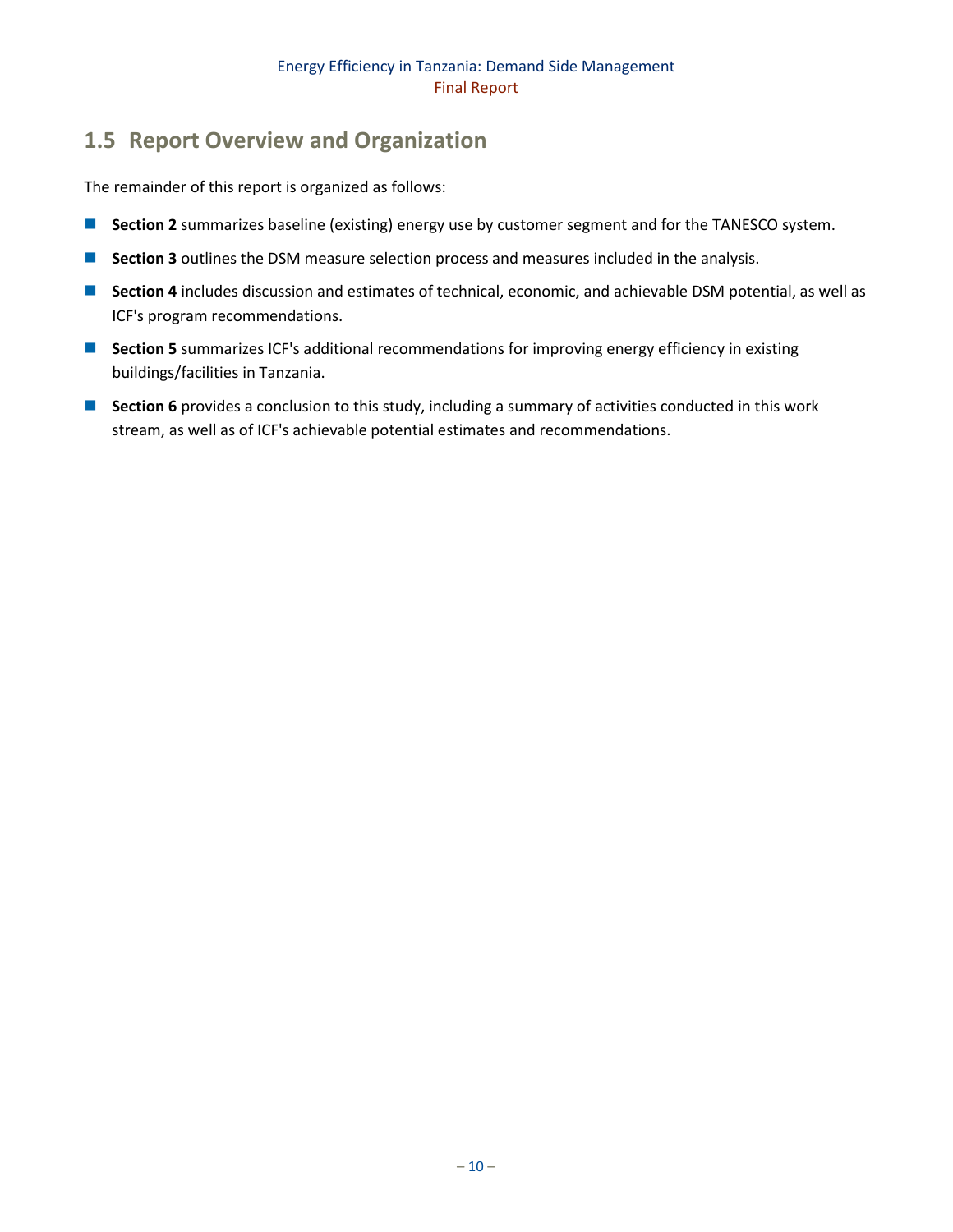## 1.5 Report Overview and Organization

The remainder of this report is organized as follows:

- **Section 2** summarizes baseline (existing) energy use by customer segment and for the TANESCO system.
- **Section 3** outlines the DSM measure selection process and measures included in the analysis.
- **Section 4** includes discussion and estimates of technical, economic, and achievable DSM potential, as well as ICF's program recommendations.
- **Section 5** summarizes ICF's additional recommendations for improving energy efficiency in existing buildings/facilities in Tanzania.
- **Section 6** provides a conclusion to this study, including a summary of activities conducted in this work stream, as well as of ICF's achievable potential estimates and recommendations.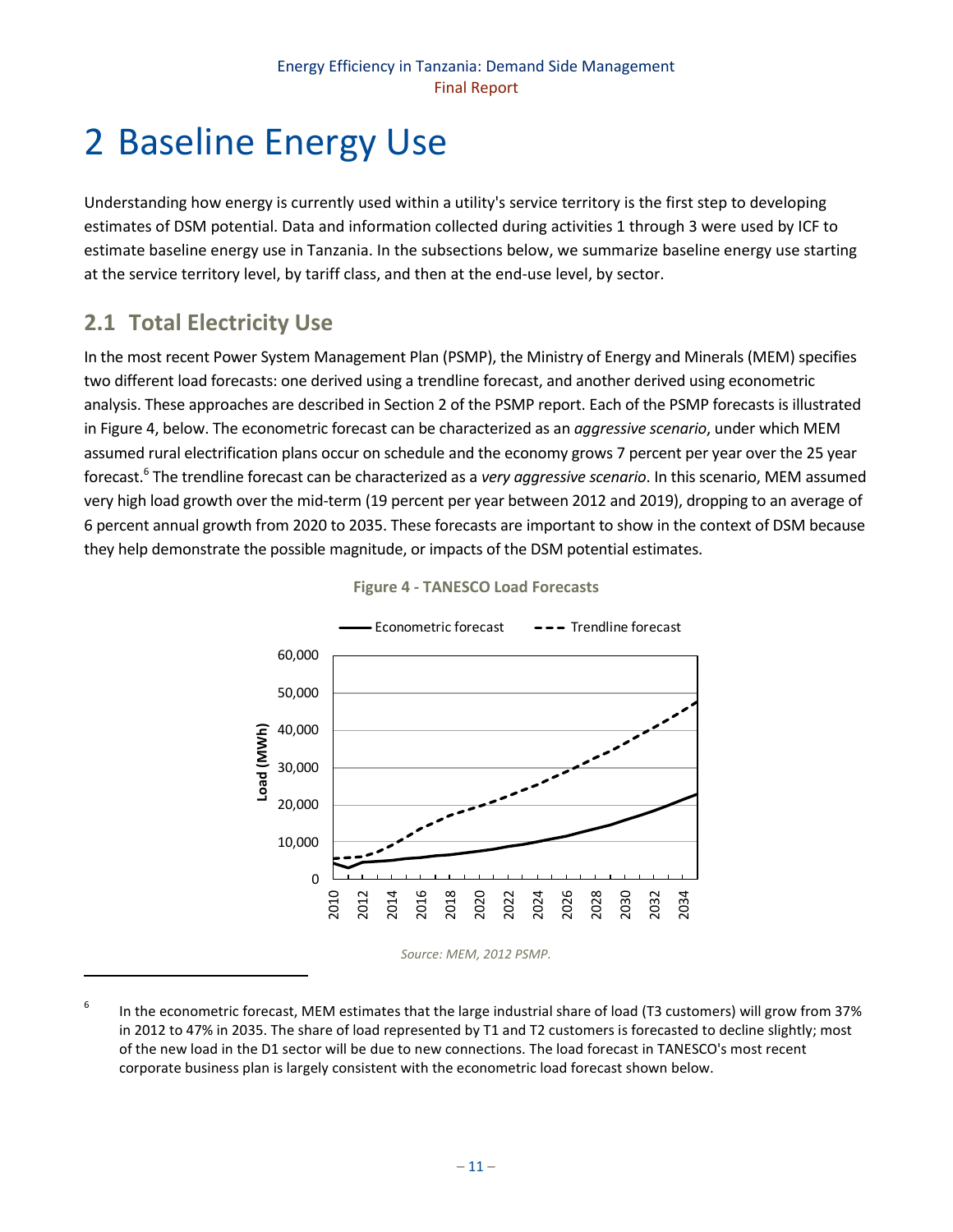# 2 Baseline Energy Use

Understanding how energy is currently used within a utility's service territory is the first step to developing estimates of DSM potential. Data and information collected during activities 1 through 3 were used by ICF to estimate baseline energy use in Tanzania. In the subsections below, we summarize baseline energy use starting at the service territory level, by tariff class, and then at the end-use level, by sector.

## 2.1 Total Electricity Use

In the most recent Power System Management Plan (PSMP), the Ministry of Energy and Minerals (MEM) specifies two different load forecasts: one derived using a trendline forecast, and another derived using econometric analysis. These approaches are described in Section 2 of the PSMP report. Each of the PSMP forecasts is illustrated in Figure 4, below. The econometric forecast can be characterized as an *aggressive scenario*, under which MEM assumed rural electrification plans occur on schedule and the economy grows 7 percent per year over the 25 year forecast.[6] The trendline forecast can be characterized as a *very aggressive scenario*. In this scenario, MEM assumed very high load growth over the mid-term (19 percent per year between 2012 and 2019), dropping to an average of 6 percent annual growth from 2020 to 2035. These forecasts are important to show in the context of DSM because they help demonstrate the possible magnitude, or impacts of the DSM potential estimates.

**Figure 4 - TANESCO Load Forecasts**

*Source: MEM, 2012 PSMP.*

---

[6] In the econometric forecast, MEM estimates that the large industrial share of load (T3 customers) will grow from 37% in 2012 to 47% in 2035. The share of load represented by T1 and T2 customers is forecasted to decline slightly; most of the new load in the D1 sector will be due to new connections. The load forecast in TANESCO's most recent corporate business plan is largely consistent with the econometric load forecast shown below.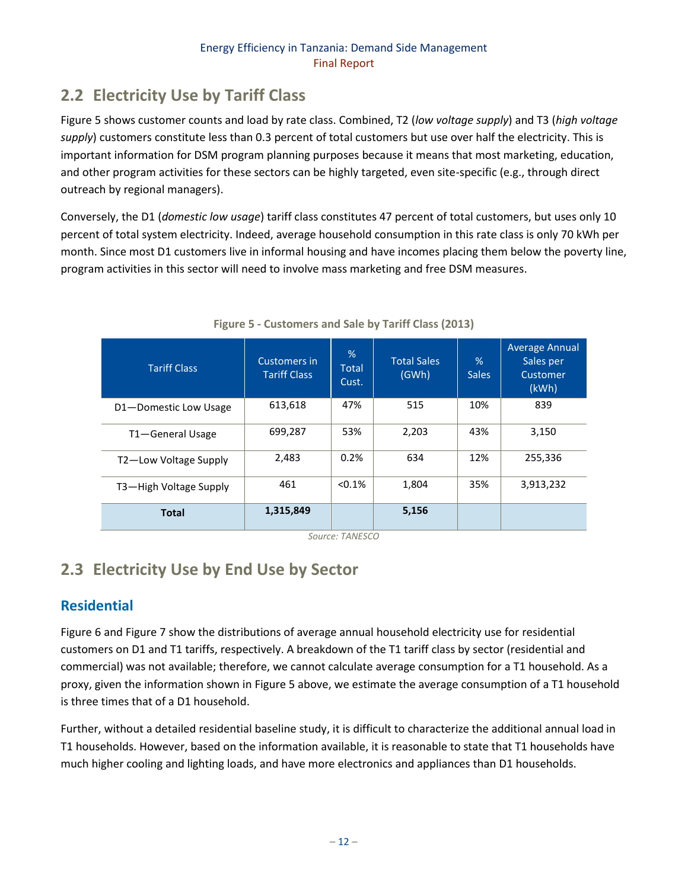## 2.2 Electricity Use by Tariff Class

Figure 5 shows customer counts and load by rate class. Combined, T2 (*low voltage supply*) and T3 (*high voltage supply*) customers constitute less than 0.3 percent of total customers but use over half the electricity. This is important information for DSM program planning purposes because it means that most marketing, education, and other program activities for these sectors can be highly targeted, even site-specific (e.g., through direct outreach by regional managers).

Conversely, the D1 (*domestic low usage*) tariff class constitutes 47 percent of total customers, but uses only 10 percent of total system electricity. Indeed, average household consumption in this rate class is only 70 kWh per month. Since most D1 customers live in informal housing and have incomes placing them below the poverty line, program activities in this sector will need to involve mass marketing and free DSM measures.

**Figure 5 - Customers and Sale by Tariff Class (2013)**

| Tariff Class | Customers in Tariff Class | % Total Cust. | Total Sales (GWh) | % Sales | Average Annual Sales per Customer (kWh) |
|---|---|---|---|---|---|
| D1—Domestic Low Usage | 613,618 | 47% | 515 | 10% | 839 |
| T1—General Usage | 699,287 | 53% | 2,203 | 43% | 3,150 |
| T2—Low Voltage Supply | 2,483 | 0.2% | 634 | 12% | 255,336 |
| T3—High Voltage Supply | 461 | <0.1% | 1,804 | 35% | 3,913,232 |
| **Total** | **1,315,849** | | **5,156** | | |

*Source: TANESCO*

## 2.3 Electricity Use by End Use by Sector

### Residential

Figure 6 and Figure 7 show the distributions of average annual household electricity use for residential customers on D1 and T1 tariffs, respectively. A breakdown of the T1 tariff class by sector (residential and commercial) was not available; therefore, we cannot calculate average consumption for a T1 household. As a proxy, given the information shown in Figure 5 above, we estimate the average consumption of a T1 household is three times that of a D1 household.

Further, without a detailed residential baseline study, it is difficult to characterize the additional annual load in T1 households. However, based on the information available, it is reasonable to state that T1 households have much higher cooling and lighting loads, and have more electronics and appliances than D1 households.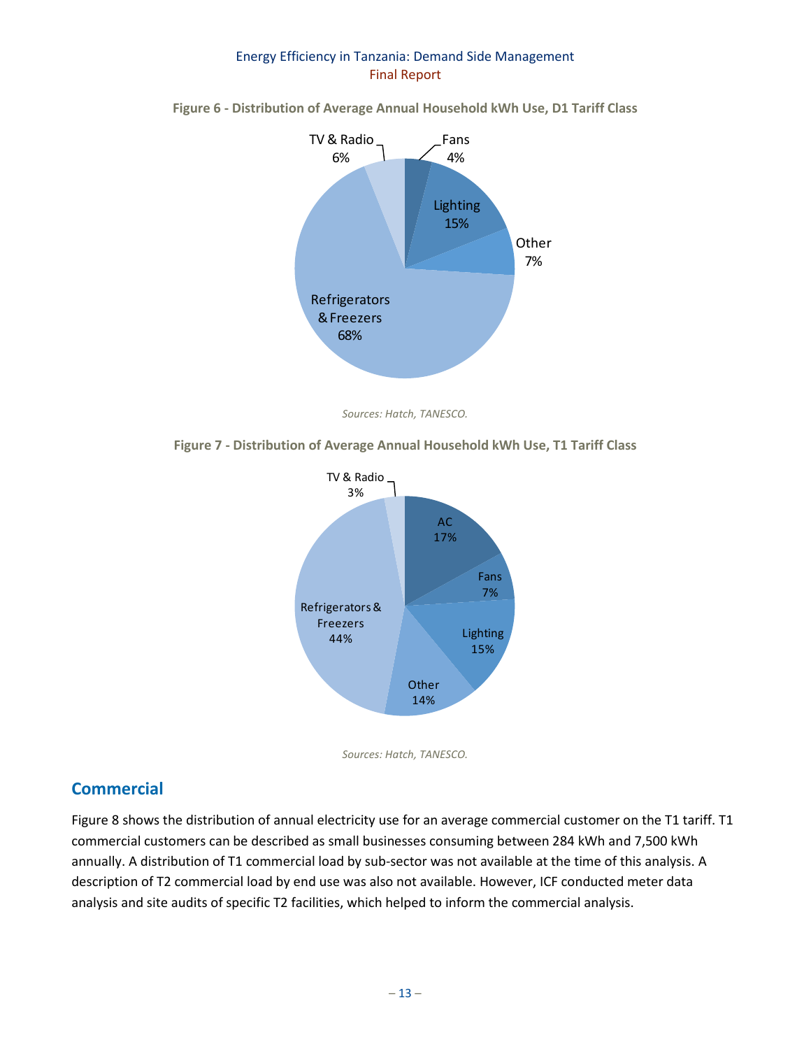**Figure 6 - Distribution of Average Annual Household kWh Use, D1 Tariff Class**

*Sources: Hatch, TANESCO.*

**Figure 7 - Distribution of Average Annual Household kWh Use, T1 Tariff Class**

*Sources: Hatch, TANESCO.*

## Commercial

Figure 8 shows the distribution of annual electricity use for an average commercial customer on the T1 tariff. T1 commercial customers can be described as small businesses consuming between 284 kWh and 7,500 kWh annually. A distribution of T1 commercial load by sub-sector was not available at the time of this analysis. A description of T2 commercial load by end use was also not available. However, ICF conducted meter data analysis and site audits of specific T2 facilities, which helped to inform the commercial analysis.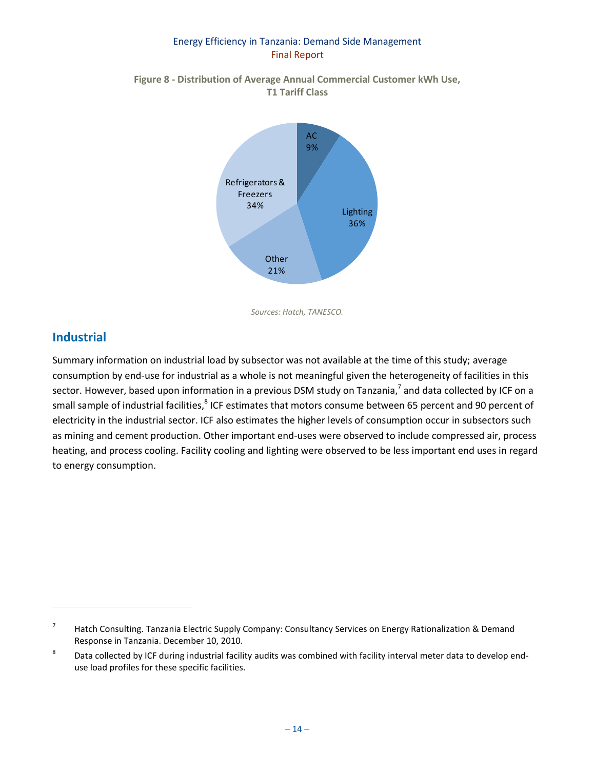**Figure 8 - Distribution of Average Annual Commercial Customer kWh Use, T1 Tariff Class**

*Sources: Hatch, TANESCO.*

## Industrial

Summary information on industrial load by subsector was not available at the time of this study; average consumption by end-use for industrial as a whole is not meaningful given the heterogeneity of facilities in this sector. However, based upon information in a previous DSM study on Tanzania,[7] and data collected by ICF on a small sample of industrial facilities,[8] ICF estimates that motors consume between 65 percent and 90 percent of electricity in the industrial sector. ICF also estimates the higher levels of consumption occur in subsectors such as mining and cement production. Other important end-uses were observed to include compressed air, process heating, and process cooling. Facility cooling and lighting were observed to be less important end uses in regard to energy consumption.

---

[7] Hatch Consulting. Tanzania Electric Supply Company: Consultancy Services on Energy Rationalization & Demand Response in Tanzania. December 10, 2010.

[8] Data collected by ICF during industrial facility audits was combined with facility interval meter data to develop end-use load profiles for these specific facilities.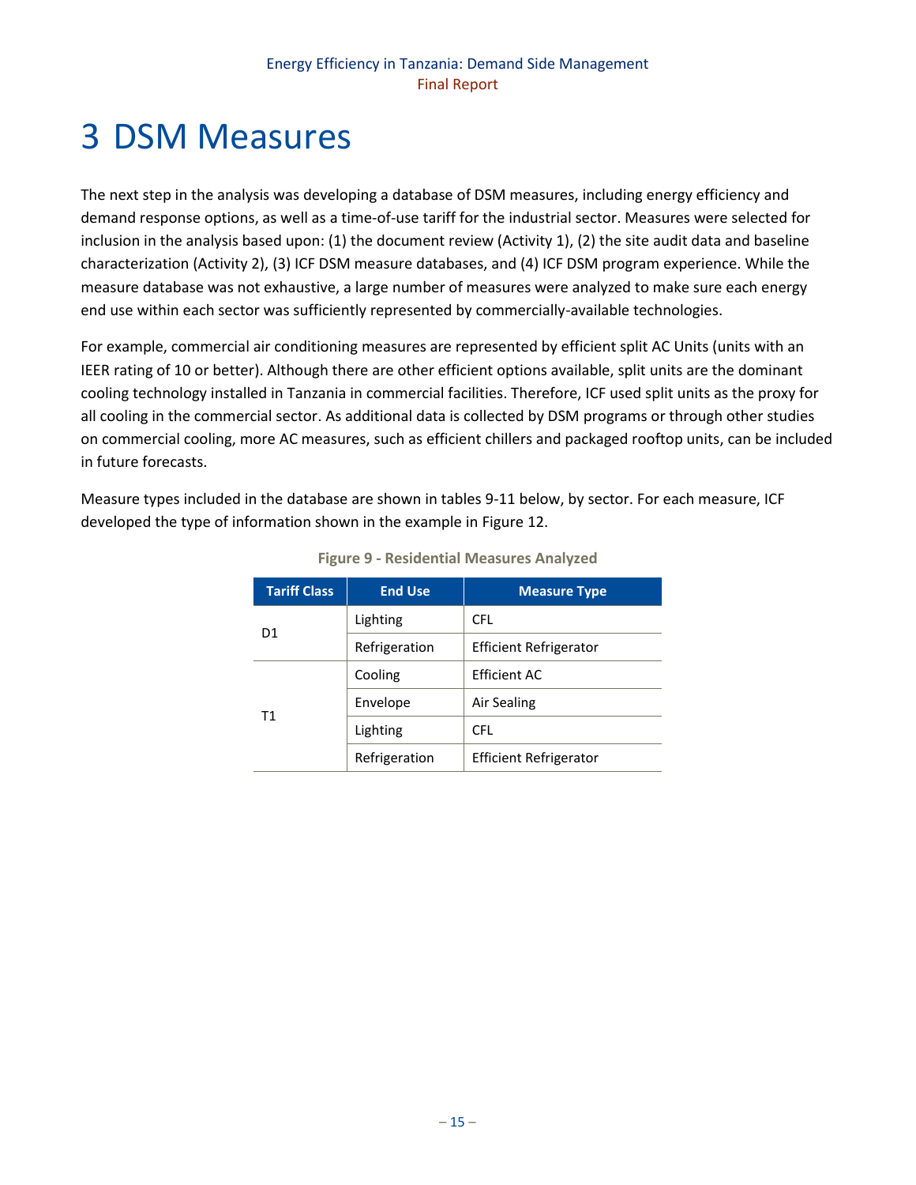# 3 DSM Measures

The next step in the analysis was developing a database of DSM measures, including energy efficiency and demand response options, as well as a time-of-use tariff for the industrial sector. Measures were selected for inclusion in the analysis based upon: (1) the document review (Activity 1), (2) the site audit data and baseline characterization (Activity 2), (3) ICF DSM measure databases, and (4) ICF DSM program experience. While the measure database was not exhaustive, a large number of measures were analyzed to make sure each energy end use within each sector was sufficiently represented by commercially-available technologies.

For example, commercial air conditioning measures are represented by efficient split AC Units (units with an IEER rating of 10 or better). Although there are other efficient options available, split units are the dominant cooling technology installed in Tanzania in commercial facilities. Therefore, ICF used split units as the proxy for all cooling in the commercial sector. As additional data is collected by DSM programs or through other studies on commercial cooling, more AC measures, such as efficient chillers and packaged rooftop units, can be included in future forecasts.

Measure types included in the database are shown in tables 9-11 below, by sector. For each measure, ICF developed the type of information shown in the example in Figure 12.

**Figure 9 - Residential Measures Analyzed**

| Tariff Class | End Use | Measure Type |
|---|---|---|
| D1 | Lighting | CFL |
| | Refrigeration | Efficient Refrigerator |
| T1 | Cooling | Efficient AC |
| | Envelope | Air Sealing |
| | Lighting | CFL |
| | Refrigeration | Efficient Refrigerator |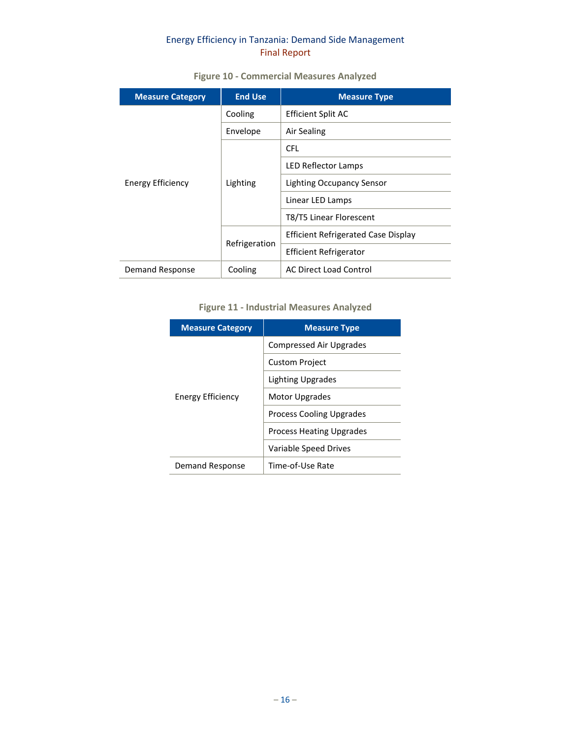**Figure 10 - Commercial Measures Analyzed**

| Measure Category | End Use | Measure Type |
|---|---|---|
| Energy Efficiency | Cooling | Efficient Split AC |
| | Envelope | Air Sealing |
| | Lighting | CFL |
| | | LED Reflector Lamps |
| | | Lighting Occupancy Sensor |
| | | Linear LED Lamps |
| | | T8/T5 Linear Florescent |
| | Refrigeration | Efficient Refrigerated Case Display |
| | | Efficient Refrigerator |
| Demand Response | Cooling | AC Direct Load Control |

**Figure 11 - Industrial Measures Analyzed**

| Measure Category | Measure Type |
|---|---|
| Energy Efficiency | Compressed Air Upgrades |
| | Custom Project |
| | Lighting Upgrades |
| | Motor Upgrades |
| | Process Cooling Upgrades |
| | Process Heating Upgrades |
| | Variable Speed Drives |
| Demand Response | Time-of-Use Rate |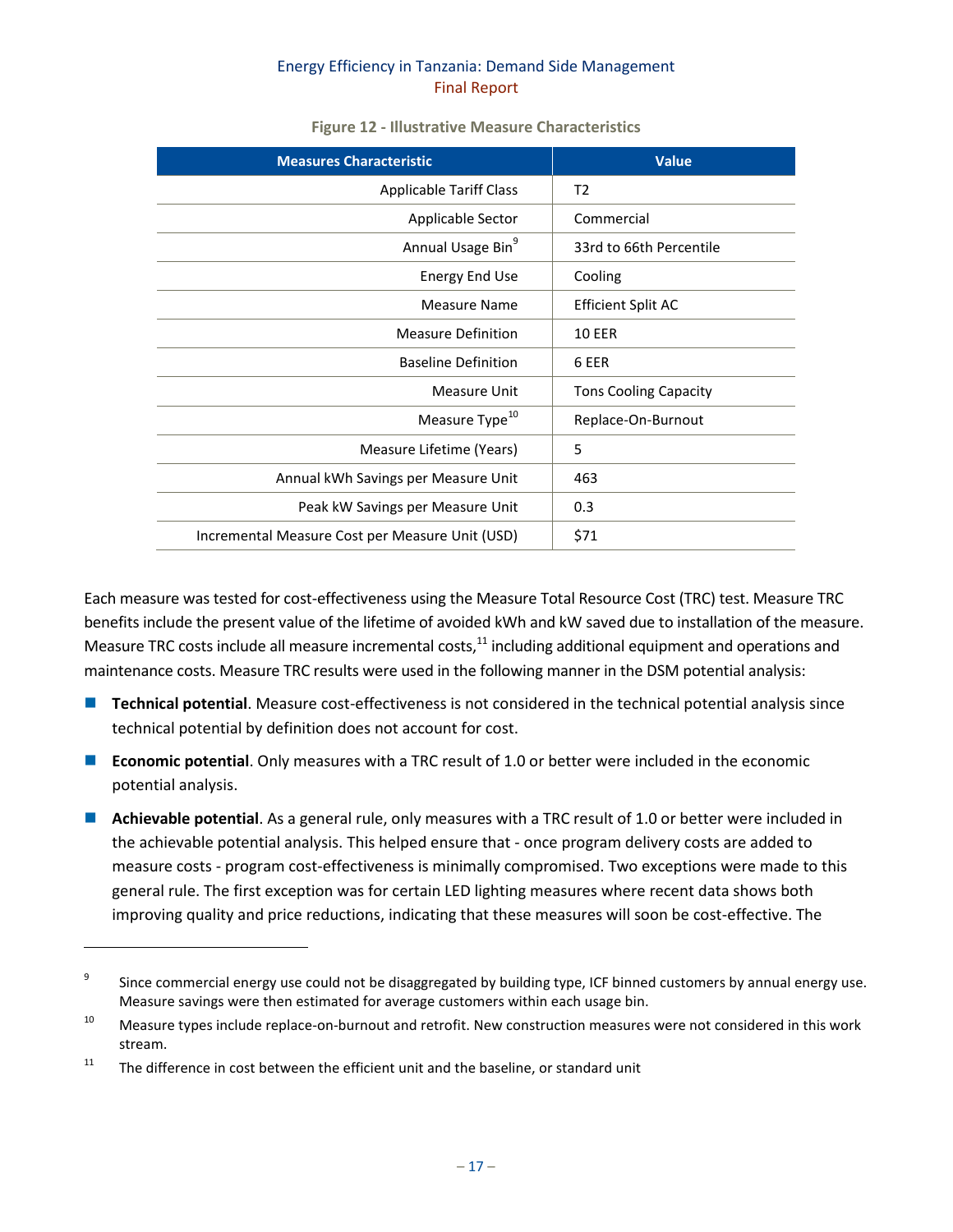Figure 12 - Illustrative Measure Characteristics

| Measures Characteristic | Value |
|---|---|
| Applicable Tariff Class | T2 |
| Applicable Sector | Commercial |
| Annual Usage Bin[9] | 33rd to 66th Percentile |
| Energy End Use | Cooling |
| Measure Name | Efficient Split AC |
| Measure Definition | 10 EER |
| Baseline Definition | 6 EER |
| Measure Unit | Tons Cooling Capacity |
| Measure Type[10] | Replace-On-Burnout |
| Measure Lifetime (Years) | 5 |
| Annual kWh Savings per Measure Unit | 463 |
| Peak kW Savings per Measure Unit | 0.3 |
| Incremental Measure Cost per Measure Unit (USD) | $71 |

Each measure was tested for cost-effectiveness using the Measure Total Resource Cost (TRC) test. Measure TRC benefits include the present value of the lifetime of avoided kWh and kW saved due to installation of the measure. Measure TRC costs include all measure incremental costs,[11] including additional equipment and operations and maintenance costs. Measure TRC results were used in the following manner in the DSM potential analysis:

- **Technical potential**. Measure cost-effectiveness is not considered in the technical potential analysis since technical potential by definition does not account for cost.
- **Economic potential**. Only measures with a TRC result of 1.0 or better were included in the economic potential analysis.
- **Achievable potential**. As a general rule, only measures with a TRC result of 1.0 or better were included in the achievable potential analysis. This helped ensure that - once program delivery costs are added to measure costs - program cost-effectiveness is minimally compromised. Two exceptions were made to this general rule. The first exception was for certain LED lighting measures where recent data shows both improving quality and price reductions, indicating that these measures will soon be cost-effective. The

[9] Since commercial energy use could not be disaggregated by building type, ICF binned customers by annual energy use. Measure savings were then estimated for average customers within each usage bin.

[10] Measure types include replace-on-burnout and retrofit. New construction measures were not considered in this work stream.

[11] The difference in cost between the efficient unit and the baseline, or standard unit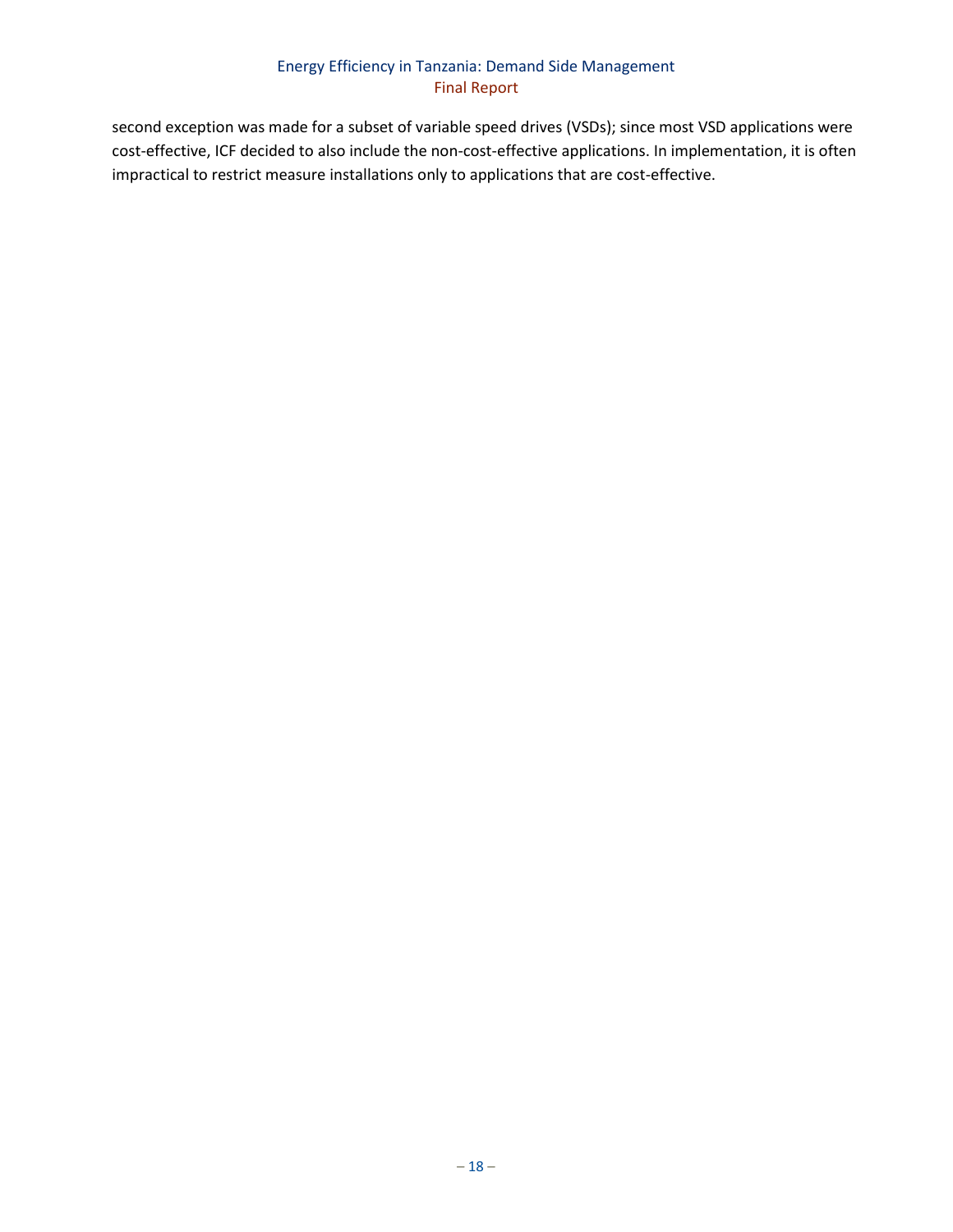second exception was made for a subset of variable speed drives (VSDs); since most VSD applications were cost-effective, ICF decided to also include the non-cost-effective applications. In implementation, it is often impractical to restrict measure installations only to applications that are cost-effective.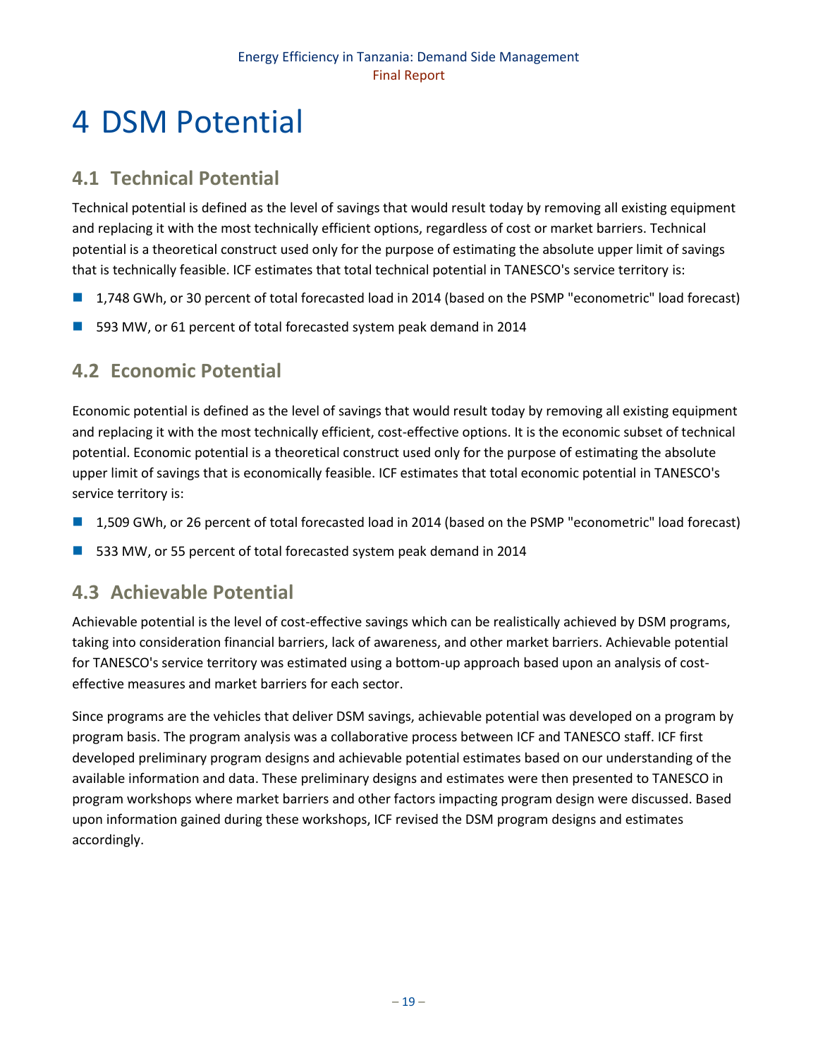# 4 DSM Potential

## 4.1 Technical Potential

Technical potential is defined as the level of savings that would result today by removing all existing equipment and replacing it with the most technically efficient options, regardless of cost or market barriers. Technical potential is a theoretical construct used only for the purpose of estimating the absolute upper limit of savings that is technically feasible. ICF estimates that total technical potential in TANESCO's service territory is:

- 1,748 GWh, or 30 percent of total forecasted load in 2014 (based on the PSMP "econometric" load forecast)
- 593 MW, or 61 percent of total forecasted system peak demand in 2014

## 4.2 Economic Potential

Economic potential is defined as the level of savings that would result today by removing all existing equipment and replacing it with the most technically efficient, cost-effective options. It is the economic subset of technical potential. Economic potential is a theoretical construct used only for the purpose of estimating the absolute upper limit of savings that is economically feasible. ICF estimates that total economic potential in TANESCO's service territory is:

- 1,509 GWh, or 26 percent of total forecasted load in 2014 (based on the PSMP "econometric" load forecast)
- 533 MW, or 55 percent of total forecasted system peak demand in 2014

## 4.3 Achievable Potential

Achievable potential is the level of cost-effective savings which can be realistically achieved by DSM programs, taking into consideration financial barriers, lack of awareness, and other market barriers. Achievable potential for TANESCO's service territory was estimated using a bottom-up approach based upon an analysis of cost-effective measures and market barriers for each sector.

Since programs are the vehicles that deliver DSM savings, achievable potential was developed on a program by program basis. The program analysis was a collaborative process between ICF and TANESCO staff. ICF first developed preliminary program designs and achievable potential estimates based on our understanding of the available information and data. These preliminary designs and estimates were then presented to TANESCO in program workshops where market barriers and other factors impacting program design were discussed. Based upon information gained during these workshops, ICF revised the DSM program designs and estimates accordingly.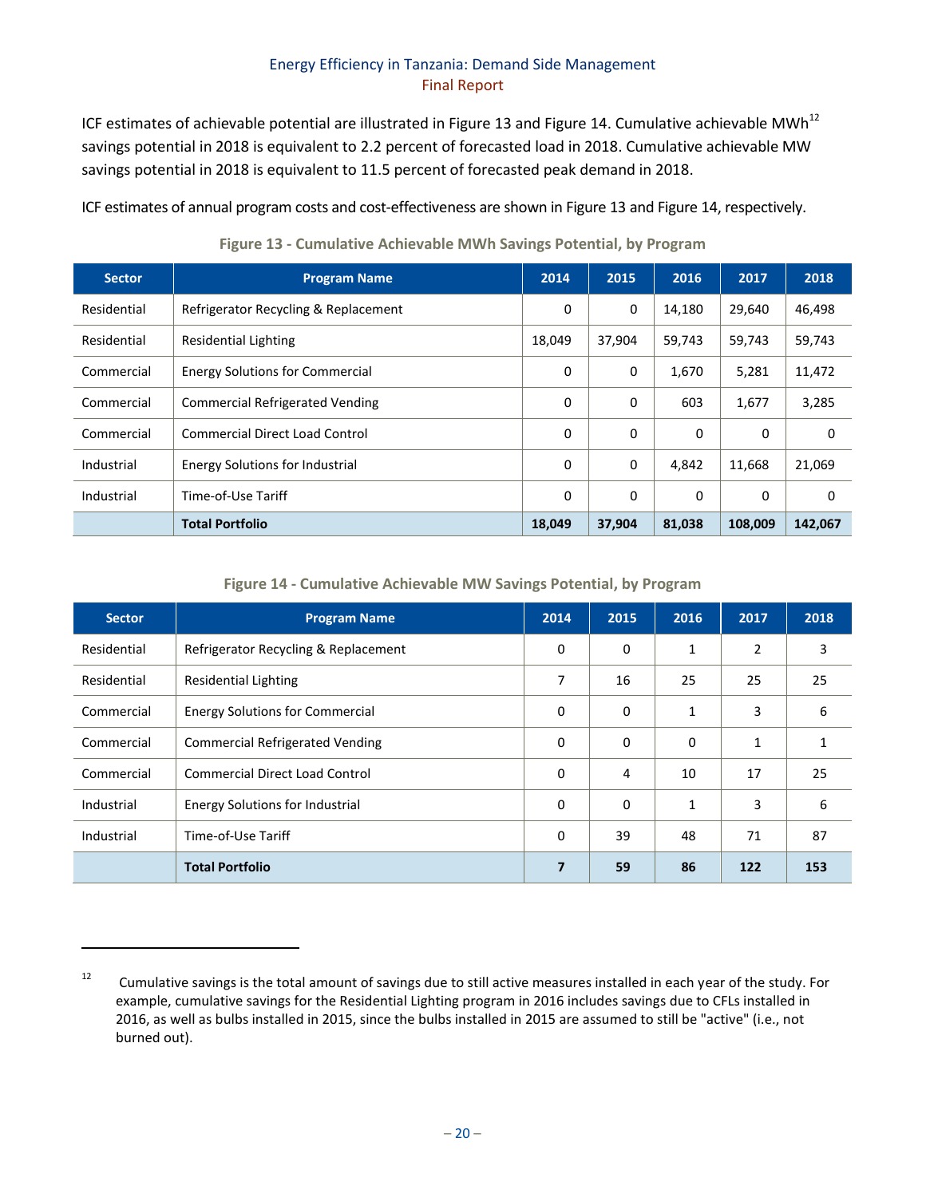ICF estimates of achievable potential are illustrated in Figure 13 and Figure 14. Cumulative achievable MWh[12] savings potential in 2018 is equivalent to 2.2 percent of forecasted load in 2018. Cumulative achievable MW savings potential in 2018 is equivalent to 11.5 percent of forecasted peak demand in 2018.

ICF estimates of annual program costs and cost-effectiveness are shown in Figure 13 and Figure 14, respectively.

**Figure 13 - Cumulative Achievable MWh Savings Potential, by Program**

| Sector | Program Name | 2014 | 2015 | 2016 | 2017 | 2018 |
|---|---|---|---|---|---|---|
| Residential | Refrigerator Recycling & Replacement | 0 | 0 | 14,180 | 29,640 | 46,498 |
| Residential | Residential Lighting | 18,049 | 37,904 | 59,743 | 59,743 | 59,743 |
| Commercial | Energy Solutions for Commercial | 0 | 0 | 1,670 | 5,281 | 11,472 |
| Commercial | Commercial Refrigerated Vending | 0 | 0 | 603 | 1,677 | 3,285 |
| Commercial | Commercial Direct Load Control | 0 | 0 | 0 | 0 | 0 |
| Industrial | Energy Solutions for Industrial | 0 | 0 | 4,842 | 11,668 | 21,069 |
| Industrial | Time-of-Use Tariff | 0 | 0 | 0 | 0 | 0 |
| | **Total Portfolio** | **18,049** | **37,904** | **81,038** | **108,009** | **142,067** |

**Figure 14 - Cumulative Achievable MW Savings Potential, by Program**

| Sector | Program Name | 2014 | 2015 | 2016 | 2017 | 2018 |
|---|---|---|---|---|---|---|
| Residential | Refrigerator Recycling & Replacement | 0 | 0 | 1 | 2 | 3 |
| Residential | Residential Lighting | 7 | 16 | 25 | 25 | 25 |
| Commercial | Energy Solutions for Commercial | 0 | 0 | 1 | 3 | 6 |
| Commercial | Commercial Refrigerated Vending | 0 | 0 | 0 | 1 | 1 |
| Commercial | Commercial Direct Load Control | 0 | 4 | 10 | 17 | 25 |
| Industrial | Energy Solutions for Industrial | 0 | 0 | 1 | 3 | 6 |
| Industrial | Time-of-Use Tariff | 0 | 39 | 48 | 71 | 87 |
| | **Total Portfolio** | **7** | **59** | **86** | **122** | **153** |

[12] Cumulative savings is the total amount of savings due to still active measures installed in each year of the study. For example, cumulative savings for the Residential Lighting program in 2016 includes savings due to CFLs installed in 2016, as well as bulbs installed in 2015, since the bulbs installed in 2015 are assumed to still be "active" (i.e., not burned out).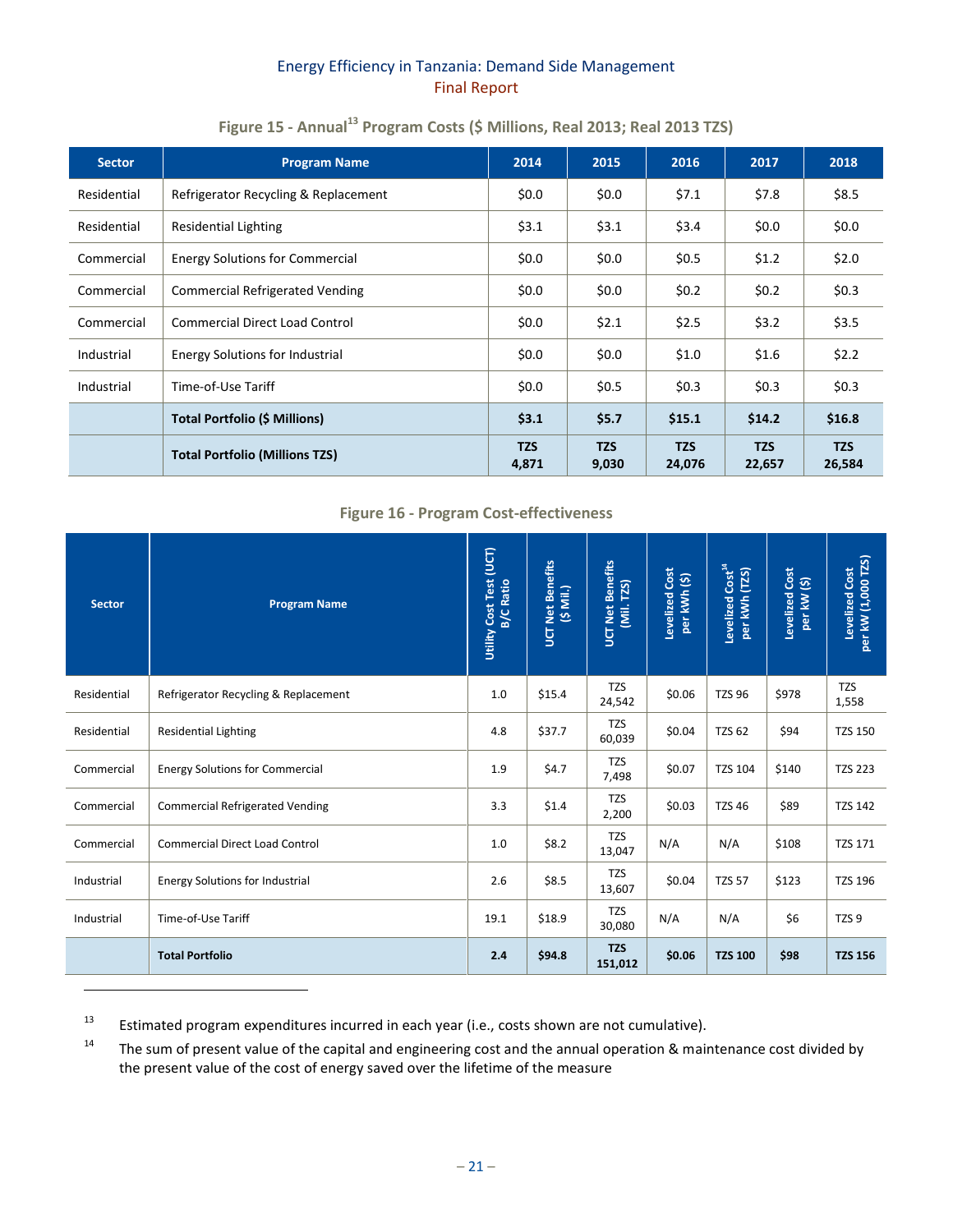### Figure 15 - Annual[13] Program Costs ($ Millions, Real 2013; Real 2013 TZS)

| Sector | Program Name | 2014 | 2015 | 2016 | 2017 | 2018 |
|---|---|---|---|---|---|---|
| Residential | Refrigerator Recycling & Replacement | $0.0 | $0.0 | $7.1 | $7.8 | $8.5 |
| Residential | Residential Lighting | $3.1 | $3.1 | $3.4 | $0.0 | $0.0 |
| Commercial | Energy Solutions for Commercial | $0.0 | $0.0 | $0.5 | $1.2 | $2.0 |
| Commercial | Commercial Refrigerated Vending | $0.0 | $0.0 | $0.2 | $0.2 | $0.3 |
| Commercial | Commercial Direct Load Control | $0.0 | $2.1 | $2.5 | $3.2 | $3.5 |
| Industrial | Energy Solutions for Industrial | $0.0 | $0.0 | $1.0 | $1.6 | $2.2 |
| Industrial | Time-of-Use Tariff | $0.0 | $0.5 | $0.3 | $0.3 | $0.3 |
| | **Total Portfolio ($ Millions)** | **$3.1** | **$5.7** | **$15.1** | **$14.2** | **$16.8** |
| | **Total Portfolio (Millions TZS)** | **TZS 4,871** | **TZS 9,030** | **TZS 24,076** | **TZS 22,657** | **TZS 26,584** |

### Figure 16 - Program Cost-effectiveness

| Sector | Program Name | Utility Cost Test (UCT) B/C Ratio | UCT Net Benefits ($ Mil.) | UCT Net Benefits (Mil. TZS) | Levelized Cost per kWh ($) | Levelized Cost[14] per kWh (TZS) | Levelized Cost per kW ($) | Levelized Cost per kW (1,000 TZS) |
|---|---|---|---|---|---|---|---|---|
| Residential | Refrigerator Recycling & Replacement | 1.0 | $15.4 | TZS 24,542 | $0.06 | TZS 96 | $978 | TZS 1,558 |
| Residential | Residential Lighting | 4.8 | $37.7 | TZS 60,039 | $0.04 | TZS 62 | $94 | TZS 150 |
| Commercial | Energy Solutions for Commercial | 1.9 | $4.7 | TZS 7,498 | $0.07 | TZS 104 | $140 | TZS 223 |
| Commercial | Commercial Refrigerated Vending | 3.3 | $1.4 | TZS 2,200 | $0.03 | TZS 46 | $89 | TZS 142 |
| Commercial | Commercial Direct Load Control | 1.0 | $8.2 | TZS 13,047 | N/A | N/A | $108 | TZS 171 |
| Industrial | Energy Solutions for Industrial | 2.6 | $8.5 | TZS 13,607 | $0.04 | TZS 57 | $123 | TZS 196 |
| Industrial | Time-of-Use Tariff | 19.1 | $18.9 | TZS 30,080 | N/A | N/A | $6 | TZS 9 |
| | **Total Portfolio** | **2.4** | **$94.8** | **TZS 151,012** | **$0.06** | **TZS 100** | **$98** | **TZS 156** |

[13] Estimated program expenditures incurred in each year (i.e., costs shown are not cumulative).

[14] The sum of present value of the capital and engineering cost and the annual operation & maintenance cost divided by the present value of the cost of energy saved over the lifetime of the measure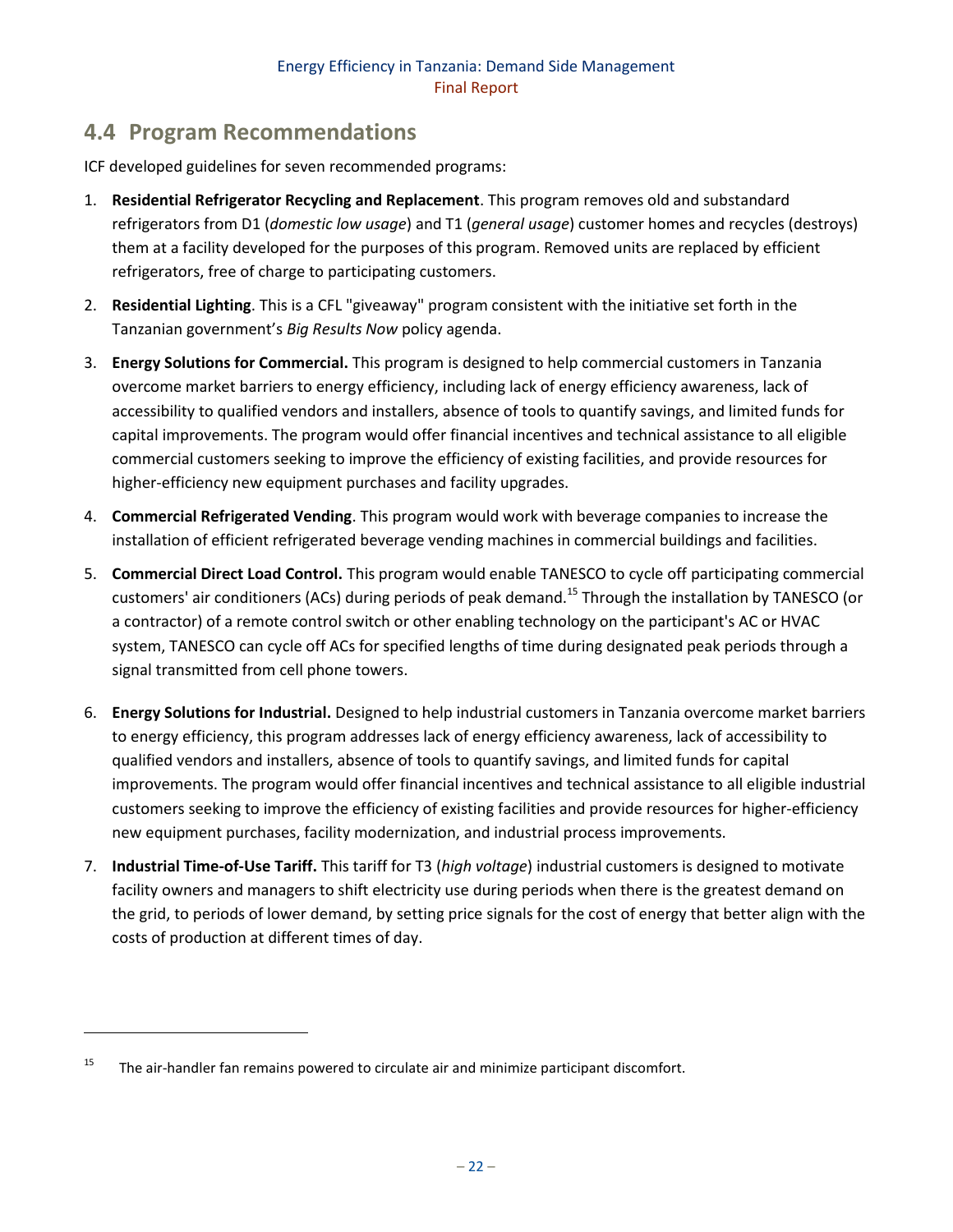## 4.4 Program Recommendations

ICF developed guidelines for seven recommended programs:

1. **Residential Refrigerator Recycling and Replacement**. This program removes old and substandard refrigerators from D1 (*domestic low usage*) and T1 (*general usage*) customer homes and recycles (destroys) them at a facility developed for the purposes of this program. Removed units are replaced by efficient refrigerators, free of charge to participating customers.
2. **Residential Lighting**. This is a CFL "giveaway" program consistent with the initiative set forth in the Tanzanian government's *Big Results Now* policy agenda.
3. **Energy Solutions for Commercial.** This program is designed to help commercial customers in Tanzania overcome market barriers to energy efficiency, including lack of energy efficiency awareness, lack of accessibility to qualified vendors and installers, absence of tools to quantify savings, and limited funds for capital improvements. The program would offer financial incentives and technical assistance to all eligible commercial customers seeking to improve the efficiency of existing facilities, and provide resources for higher-efficiency new equipment purchases and facility upgrades.
4. **Commercial Refrigerated Vending**. This program would work with beverage companies to increase the installation of efficient refrigerated beverage vending machines in commercial buildings and facilities.
5. **Commercial Direct Load Control.** This program would enable TANESCO to cycle off participating commercial customers' air conditioners (ACs) during periods of peak demand.[15] Through the installation by TANESCO (or a contractor) of a remote control switch or other enabling technology on the participant's AC or HVAC system, TANESCO can cycle off ACs for specified lengths of time during designated peak periods through a signal transmitted from cell phone towers.
6. **Energy Solutions for Industrial.** Designed to help industrial customers in Tanzania overcome market barriers to energy efficiency, this program addresses lack of energy efficiency awareness, lack of accessibility to qualified vendors and installers, absence of tools to quantify savings, and limited funds for capital improvements. The program would offer financial incentives and technical assistance to all eligible industrial customers seeking to improve the efficiency of existing facilities and provide resources for higher-efficiency new equipment purchases, facility modernization, and industrial process improvements.
7. **Industrial Time-of-Use Tariff.** This tariff for T3 (*high voltage*) industrial customers is designed to motivate facility owners and managers to shift electricity use during periods when there is the greatest demand on the grid, to periods of lower demand, by setting price signals for the cost of energy that better align with the costs of production at different times of day.

---

[15] The air-handler fan remains powered to circulate air and minimize participant discomfort.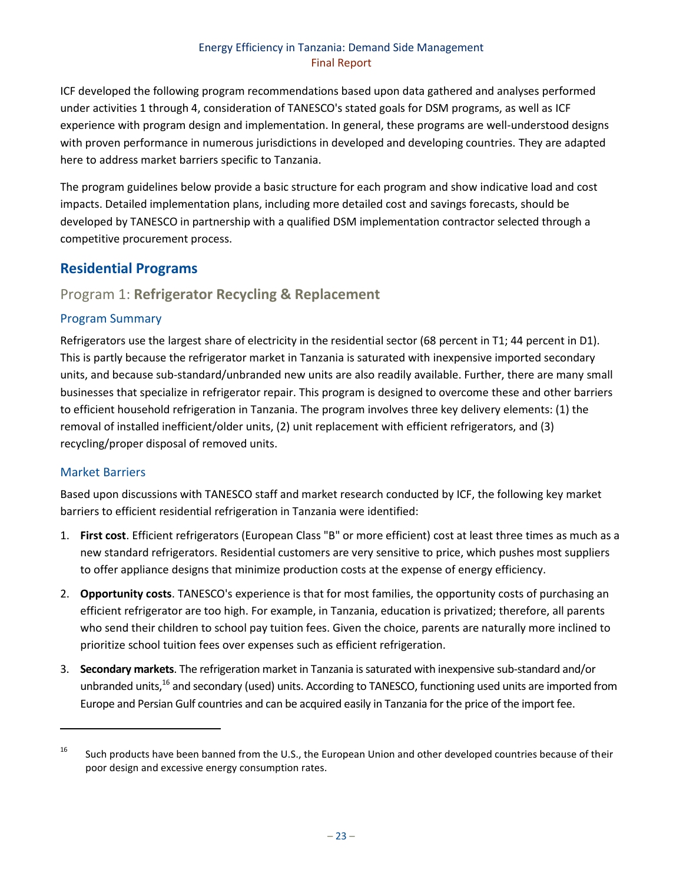ICF developed the following program recommendations based upon data gathered and analyses performed under activities 1 through 4, consideration of TANESCO's stated goals for DSM programs, as well as ICF experience with program design and implementation. In general, these programs are well-understood designs with proven performance in numerous jurisdictions in developed and developing countries. They are adapted here to address market barriers specific to Tanzania.

The program guidelines below provide a basic structure for each program and show indicative load and cost impacts. Detailed implementation plans, including more detailed cost and savings forecasts, should be developed by TANESCO in partnership with a qualified DSM implementation contractor selected through a competitive procurement process.

## Residential Programs

### Program 1: **Refrigerator Recycling & Replacement**

#### Program Summary

Refrigerators use the largest share of electricity in the residential sector (68 percent in T1; 44 percent in D1). This is partly because the refrigerator market in Tanzania is saturated with inexpensive imported secondary units, and because sub-standard/unbranded new units are also readily available. Further, there are many small businesses that specialize in refrigerator repair. This program is designed to overcome these and other barriers to efficient household refrigeration in Tanzania. The program involves three key delivery elements: (1) the removal of installed inefficient/older units, (2) unit replacement with efficient refrigerators, and (3) recycling/proper disposal of removed units.

#### Market Barriers

Based upon discussions with TANESCO staff and market research conducted by ICF, the following key market barriers to efficient residential refrigeration in Tanzania were identified:

1. **First cost**. Efficient refrigerators (European Class "B" or more efficient) cost at least three times as much as a new standard refrigerators. Residential customers are very sensitive to price, which pushes most suppliers to offer appliance designs that minimize production costs at the expense of energy efficiency.
2. **Opportunity costs**. TANESCO's experience is that for most families, the opportunity costs of purchasing an efficient refrigerator are too high. For example, in Tanzania, education is privatized; therefore, all parents who send their children to school pay tuition fees. Given the choice, parents are naturally more inclined to prioritize school tuition fees over expenses such as efficient refrigeration.
3. **Secondary markets**. The refrigeration market in Tanzania is saturated with inexpensive sub-standard and/or unbranded units,[16] and secondary (used) units. According to TANESCO, functioning used units are imported from Europe and Persian Gulf countries and can be acquired easily in Tanzania for the price of the import fee.

[16] Such products have been banned from the U.S., the European Union and other developed countries because of their poor design and excessive energy consumption rates.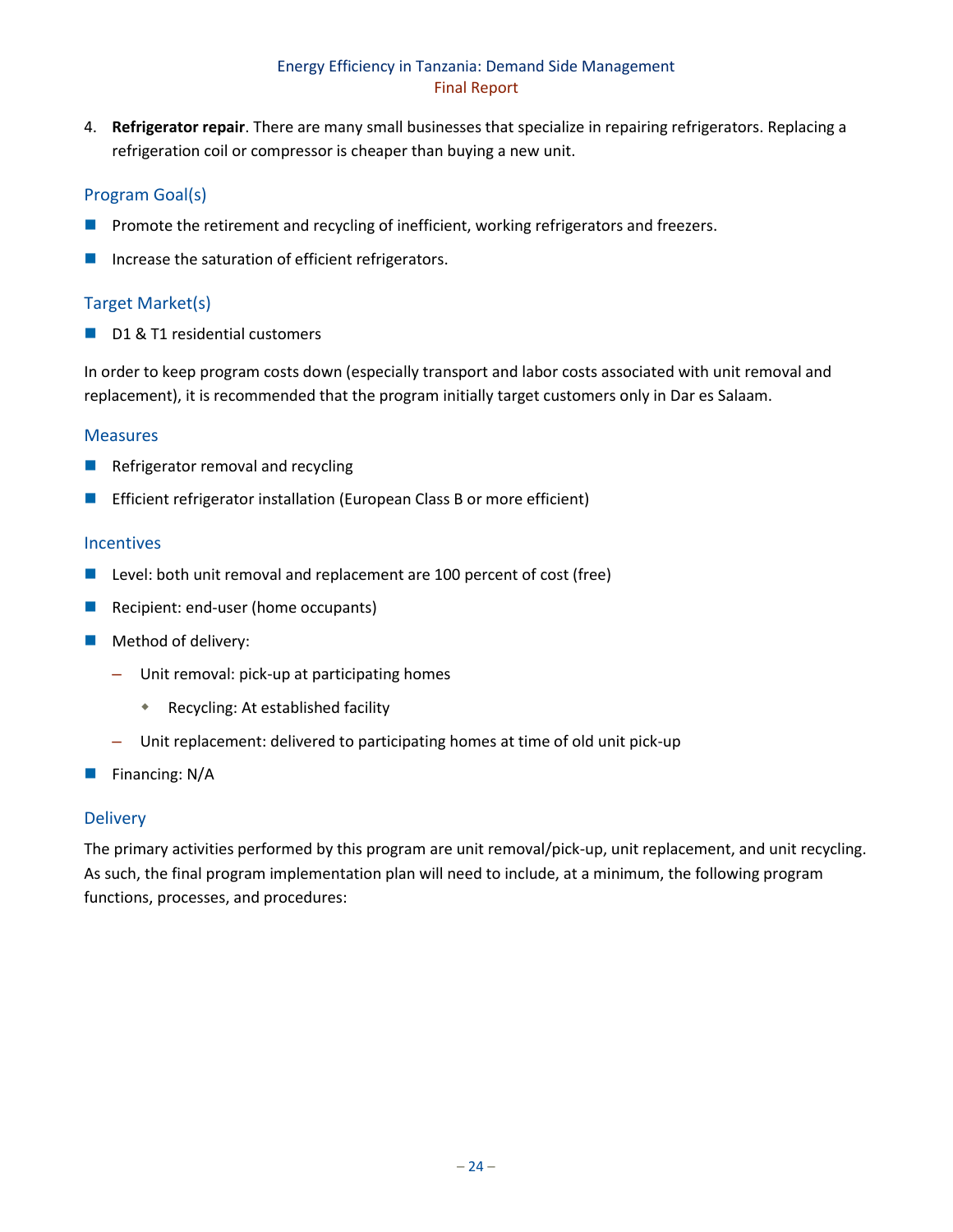4. **Refrigerator repair**. There are many small businesses that specialize in repairing refrigerators. Replacing a refrigeration coil or compressor is cheaper than buying a new unit.

### Program Goal(s)

- Promote the retirement and recycling of inefficient, working refrigerators and freezers.
- Increase the saturation of efficient refrigerators.

### Target Market(s)

- D1 & T1 residential customers

In order to keep program costs down (especially transport and labor costs associated with unit removal and replacement), it is recommended that the program initially target customers only in Dar es Salaam.

### Measures

- Refrigerator removal and recycling
- Efficient refrigerator installation (European Class B or more efficient)

### Incentives

- Level: both unit removal and replacement are 100 percent of cost (free)
- Recipient: end-user (home occupants)
- Method of delivery:
  - Unit removal: pick-up at participating homes
    - Recycling: At established facility
  - Unit replacement: delivered to participating homes at time of old unit pick-up
- Financing: N/A

### Delivery

The primary activities performed by this program are unit removal/pick-up, unit replacement, and unit recycling. As such, the final program implementation plan will need to include, at a minimum, the following program functions, processes, and procedures: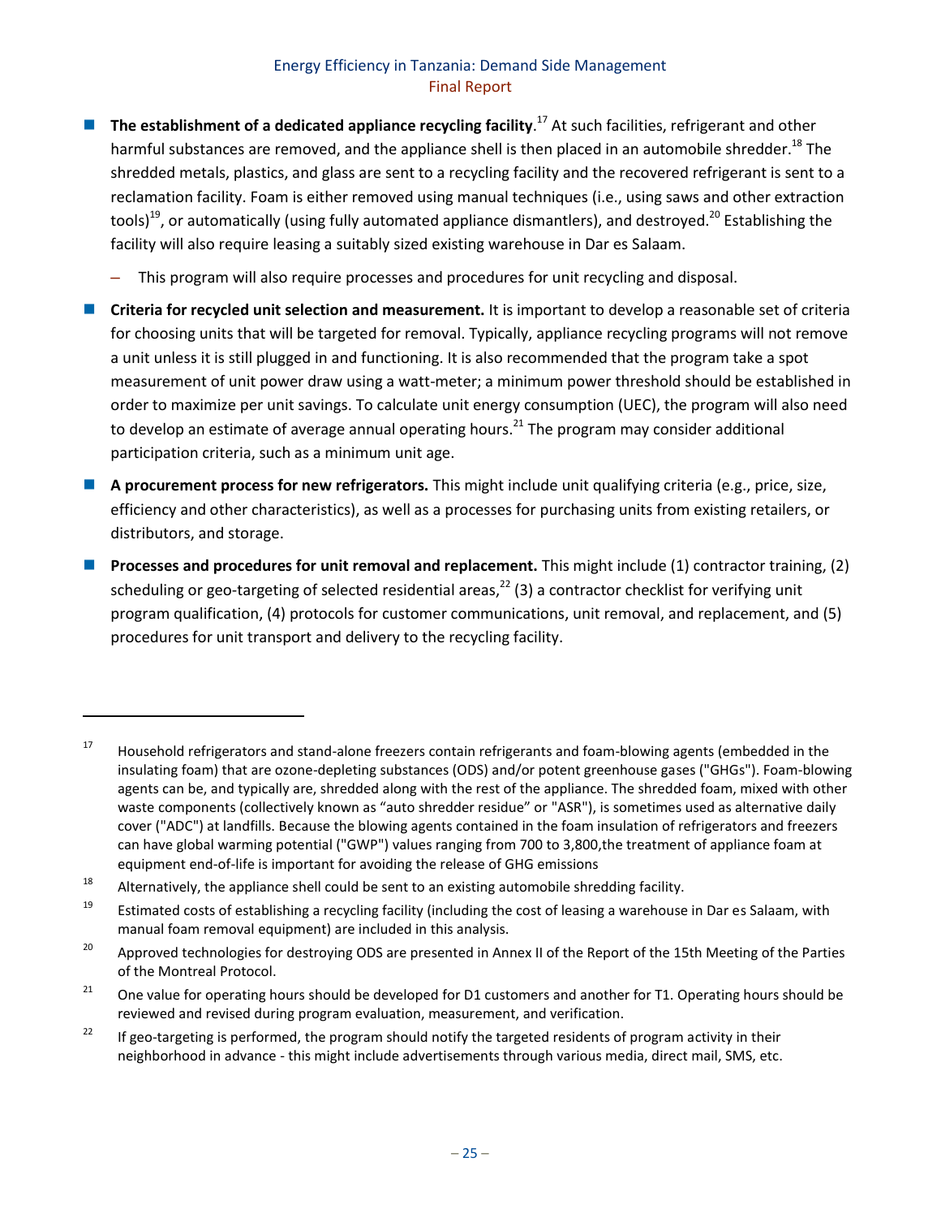- **The establishment of a dedicated appliance recycling facility**.[17] At such facilities, refrigerant and other harmful substances are removed, and the appliance shell is then placed in an automobile shredder.[18] The shredded metals, plastics, and glass are sent to a recycling facility and the recovered refrigerant is sent to a reclamation facility. Foam is either removed using manual techniques (i.e., using saws and other extraction tools)[19], or automatically (using fully automated appliance dismantlers), and destroyed.[20] Establishing the facility will also require leasing a suitably sized existing warehouse in Dar es Salaam.
  - This program will also require processes and procedures for unit recycling and disposal.
- **Criteria for recycled unit selection and measurement.** It is important to develop a reasonable set of criteria for choosing units that will be targeted for removal. Typically, appliance recycling programs will not remove a unit unless it is still plugged in and functioning. It is also recommended that the program take a spot measurement of unit power draw using a watt-meter; a minimum power threshold should be established in order to maximize per unit savings. To calculate unit energy consumption (UEC), the program will also need to develop an estimate of average annual operating hours.[21] The program may consider additional participation criteria, such as a minimum unit age.
- **A procurement process for new refrigerators.** This might include unit qualifying criteria (e.g., price, size, efficiency and other characteristics), as well as a processes for purchasing units from existing retailers, or distributors, and storage.
- **Processes and procedures for unit removal and replacement.** This might include (1) contractor training, (2) scheduling or geo-targeting of selected residential areas,[22] (3) a contractor checklist for verifying unit program qualification, (4) protocols for customer communications, unit removal, and replacement, and (5) procedures for unit transport and delivery to the recycling facility.

---

[17] Household refrigerators and stand-alone freezers contain refrigerants and foam-blowing agents (embedded in the insulating foam) that are ozone-depleting substances (ODS) and/or potent greenhouse gases ("GHGs"). Foam-blowing agents can be, and typically are, shredded along with the rest of the appliance. The shredded foam, mixed with other waste components (collectively known as "auto shredder residue" or "ASR"), is sometimes used as alternative daily cover ("ADC") at landfills. Because the blowing agents contained in the foam insulation of refrigerators and freezers can have global warming potential ("GWP") values ranging from 700 to 3,800,the treatment of appliance foam at equipment end-of-life is important for avoiding the release of GHG emissions

[18] Alternatively, the appliance shell could be sent to an existing automobile shredding facility.

[19] Estimated costs of establishing a recycling facility (including the cost of leasing a warehouse in Dar es Salaam, with manual foam removal equipment) are included in this analysis.

[20] Approved technologies for destroying ODS are presented in Annex II of the Report of the 15th Meeting of the Parties of the Montreal Protocol.

[21] One value for operating hours should be developed for D1 customers and another for T1. Operating hours should be reviewed and revised during program evaluation, measurement, and verification.

[22] If geo-targeting is performed, the program should notify the targeted residents of program activity in their neighborhood in advance - this might include advertisements through various media, direct mail, SMS, etc.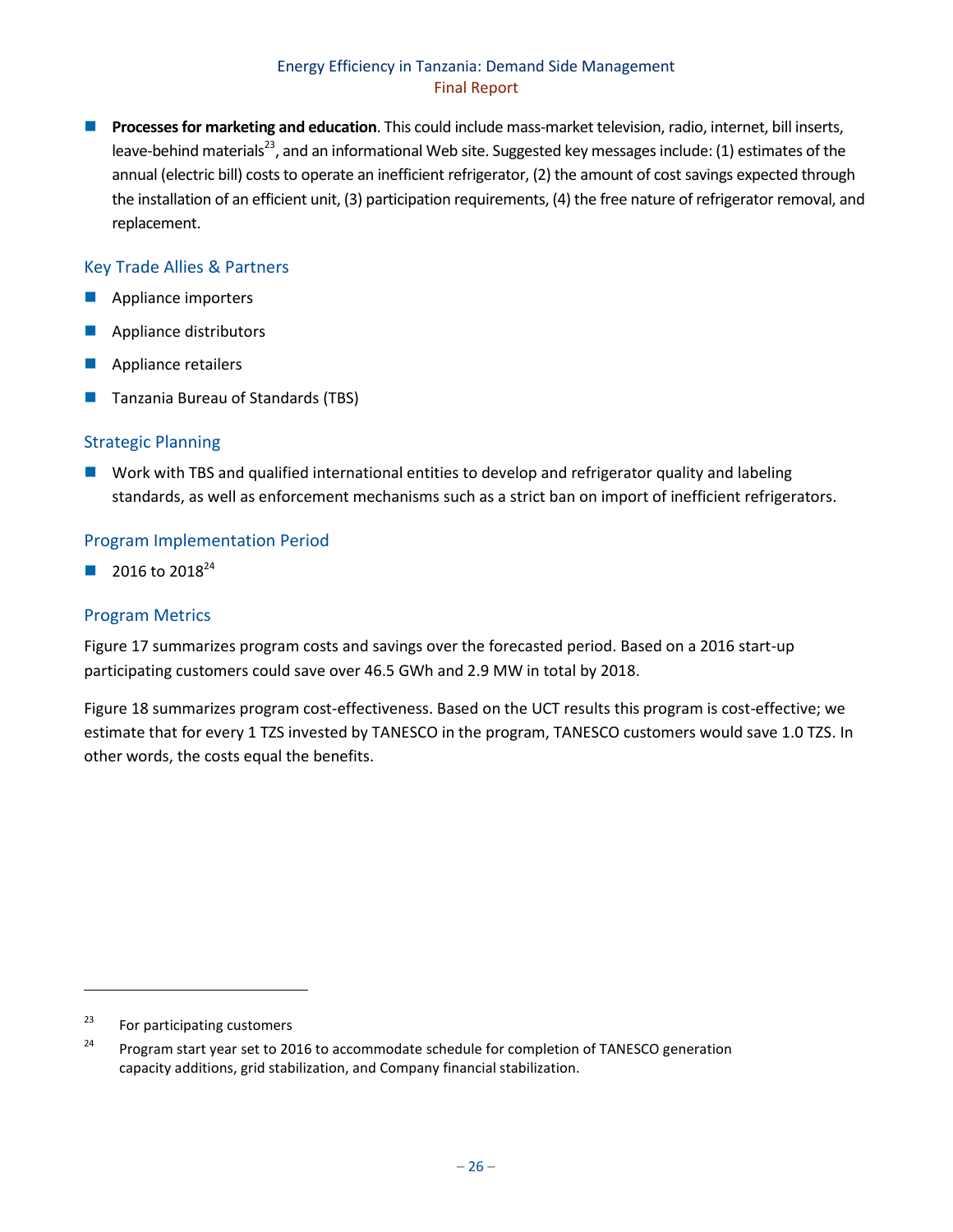- **Processes for marketing and education**. This could include mass-market television, radio, internet, bill inserts, leave-behind materials[23], and an informational Web site. Suggested key messages include: (1) estimates of the annual (electric bill) costs to operate an inefficient refrigerator, (2) the amount of cost savings expected through the installation of an efficient unit, (3) participation requirements, (4) the free nature of refrigerator removal, and replacement.

### Key Trade Allies & Partners

- Appliance importers
- Appliance distributors
- Appliance retailers
- Tanzania Bureau of Standards (TBS)

### Strategic Planning

- Work with TBS and qualified international entities to develop and refrigerator quality and labeling standards, as well as enforcement mechanisms such as a strict ban on import of inefficient refrigerators.

### Program Implementation Period

- 2016 to 2018[24]

### Program Metrics

Figure 17 summarizes program costs and savings over the forecasted period. Based on a 2016 start-up participating customers could save over 46.5 GWh and 2.9 MW in total by 2018.

Figure 18 summarizes program cost-effectiveness. Based on the UCT results this program is cost-effective; we estimate that for every 1 TZS invested by TANESCO in the program, TANESCO customers would save 1.0 TZS. In other words, the costs equal the benefits.

---

[23] For participating customers

[24] Program start year set to 2016 to accommodate schedule for completion of TANESCO generation capacity additions, grid stabilization, and Company financial stabilization.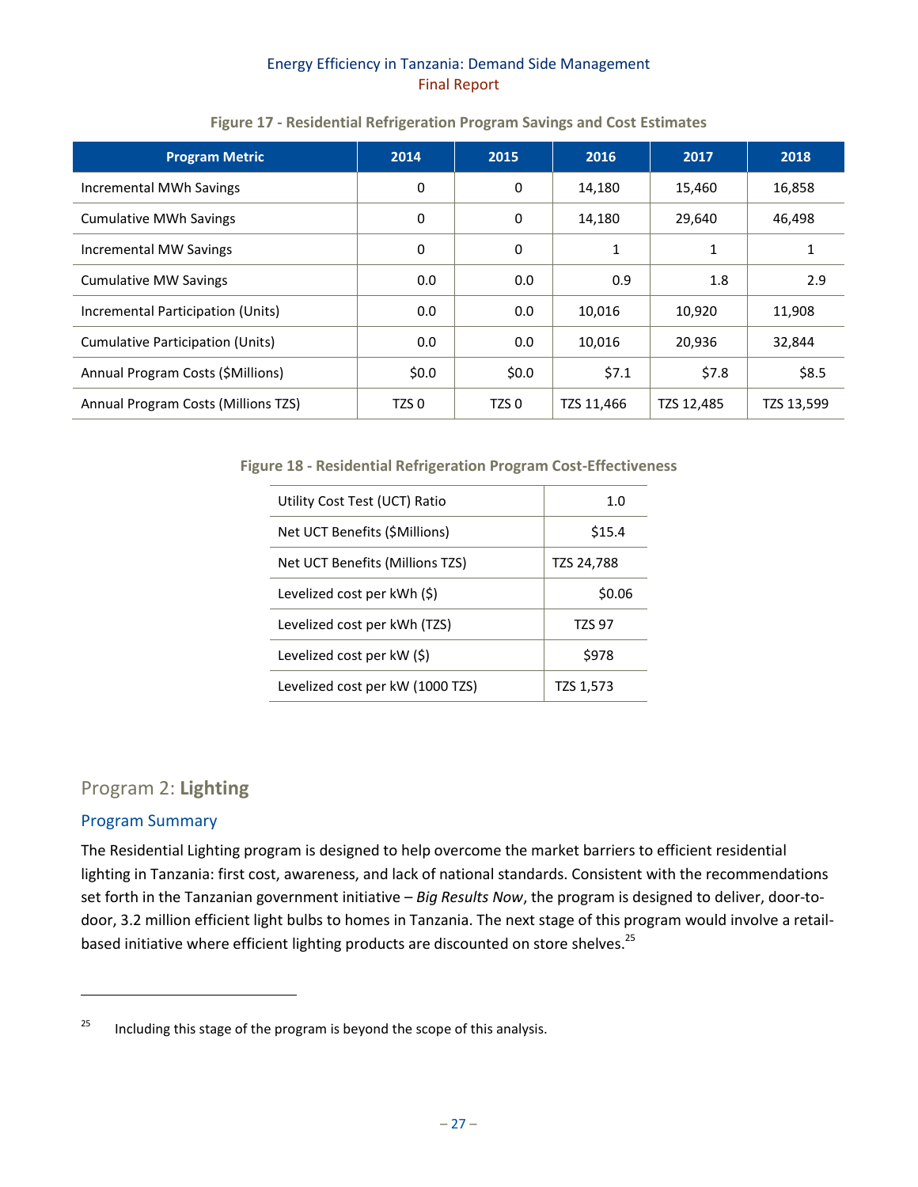**Figure 17 - Residential Refrigeration Program Savings and Cost Estimates**

| Program Metric | 2014 | 2015 | 2016 | 2017 | 2018 |
|---|---|---|---|---|---|
| Incremental MWh Savings | 0 | 0 | 14,180 | 15,460 | 16,858 |
| Cumulative MWh Savings | 0 | 0 | 14,180 | 29,640 | 46,498 |
| Incremental MW Savings | 0 | 0 | 1 | 1 | 1 |
| Cumulative MW Savings | 0.0 | 0.0 | 0.9 | 1.8 | 2.9 |
| Incremental Participation (Units) | 0.0 | 0.0 | 10,016 | 10,920 | 11,908 |
| Cumulative Participation (Units) | 0.0 | 0.0 | 10,016 | 20,936 | 32,844 |
| Annual Program Costs ($Millions) | $0.0 | $0.0 | $7.1 | $7.8 | $8.5 |
| Annual Program Costs (Millions TZS) | TZS 0 | TZS 0 | TZS 11,466 | TZS 12,485 | TZS 13,599 |

**Figure 18 - Residential Refrigeration Program Cost-Effectiveness**

| | |
|---|---|
| Utility Cost Test (UCT) Ratio | 1.0 |
| Net UCT Benefits ($Millions) | $15.4 |
| Net UCT Benefits (Millions TZS) | TZS 24,788 |
| Levelized cost per kWh ($) | $0.06 |
| Levelized cost per kWh (TZS) | TZS 97 |
| Levelized cost per kW ($) | $978 |
| Levelized cost per kW (1000 TZS) | TZS 1,573 |

## Program 2: **Lighting**

### Program Summary

The Residential Lighting program is designed to help overcome the market barriers to efficient residential lighting in Tanzania: first cost, awareness, and lack of national standards. Consistent with the recommendations set forth in the Tanzanian government initiative – *Big Results Now*, the program is designed to deliver, door-to-door, 3.2 million efficient light bulbs to homes in Tanzania. The next stage of this program would involve a retail-based initiative where efficient lighting products are discounted on store shelves.[25]

[25] Including this stage of the program is beyond the scope of this analysis.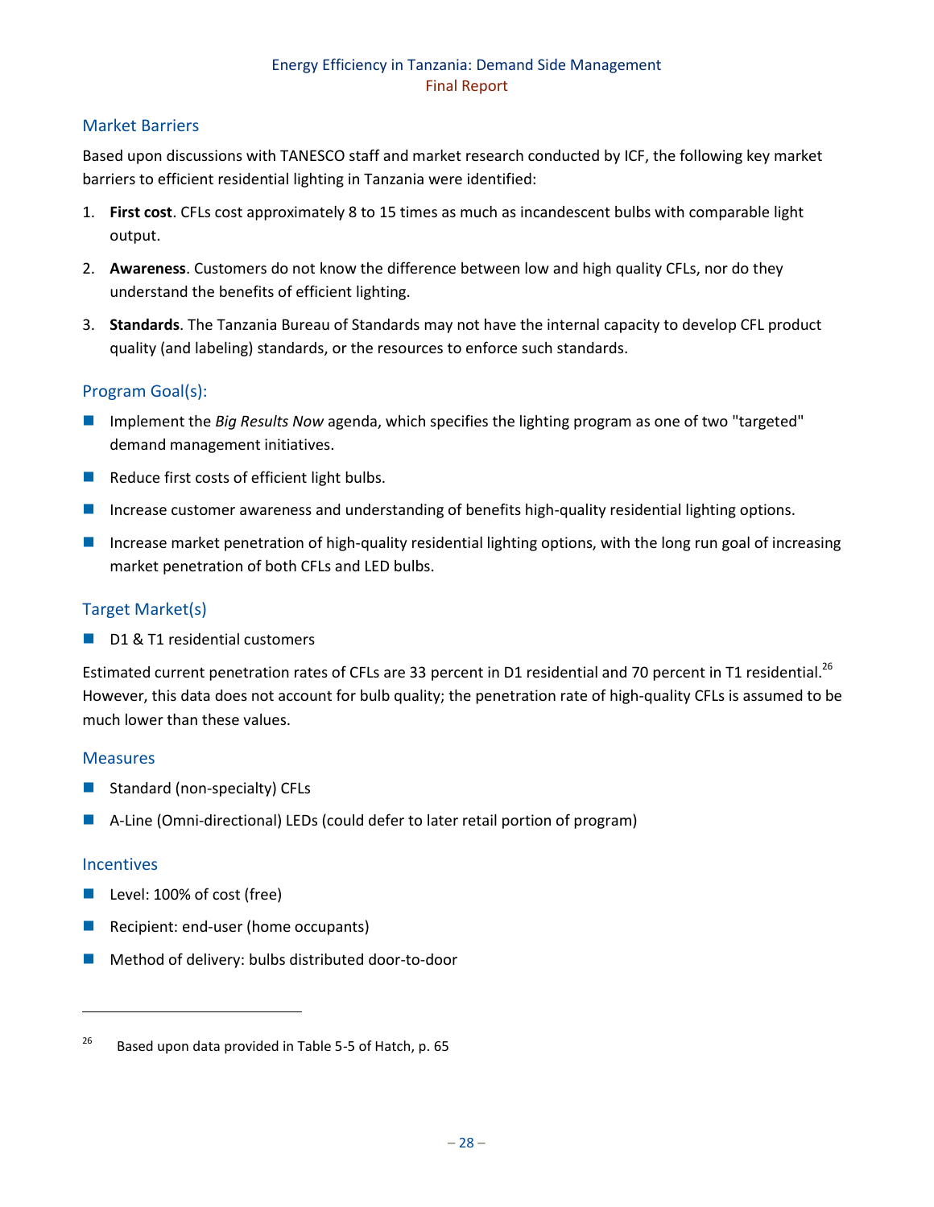## Market Barriers

Based upon discussions with TANESCO staff and market research conducted by ICF, the following key market barriers to efficient residential lighting in Tanzania were identified:

1. **First cost**. CFLs cost approximately 8 to 15 times as much as incandescent bulbs with comparable light output.
2. **Awareness**. Customers do not know the difference between low and high quality CFLs, nor do they understand the benefits of efficient lighting.
3. **Standards**. The Tanzania Bureau of Standards may not have the internal capacity to develop CFL product quality (and labeling) standards, or the resources to enforce such standards.

## Program Goal(s):

- Implement the *Big Results Now* agenda, which specifies the lighting program as one of two "targeted" demand management initiatives.
- Reduce first costs of efficient light bulbs.
- Increase customer awareness and understanding of benefits high-quality residential lighting options.
- Increase market penetration of high-quality residential lighting options, with the long run goal of increasing market penetration of both CFLs and LED bulbs.

## Target Market(s)

- D1 & T1 residential customers

Estimated current penetration rates of CFLs are 33 percent in D1 residential and 70 percent in T1 residential.[26] However, this data does not account for bulb quality; the penetration rate of high-quality CFLs is assumed to be much lower than these values.

## Measures

- Standard (non-specialty) CFLs
- A-Line (Omni-directional) LEDs (could defer to later retail portion of program)

## Incentives

- Level: 100% of cost (free)
- Recipient: end-user (home occupants)
- Method of delivery: bulbs distributed door-to-door

---

[26] Based upon data provided in Table 5-5 of Hatch, p. 65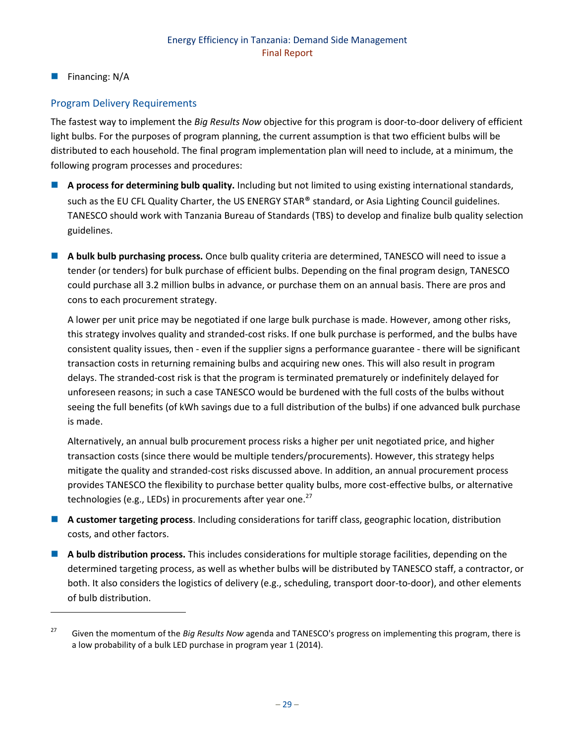- Financing: N/A

### Program Delivery Requirements

The fastest way to implement the *Big Results Now* objective for this program is door-to-door delivery of efficient light bulbs. For the purposes of program planning, the current assumption is that two efficient bulbs will be distributed to each household. The final program implementation plan will need to include, at a minimum, the following program processes and procedures:

- **A process for determining bulb quality.** Including but not limited to using existing international standards, such as the EU CFL Quality Charter, the US ENERGY STAR® standard, or Asia Lighting Council guidelines. TANESCO should work with Tanzania Bureau of Standards (TBS) to develop and finalize bulb quality selection guidelines.

- **A bulk bulb purchasing process.** Once bulb quality criteria are determined, TANESCO will need to issue a tender (or tenders) for bulk purchase of efficient bulbs. Depending on the final program design, TANESCO could purchase all 3.2 million bulbs in advance, or purchase them on an annual basis. There are pros and cons to each procurement strategy.

  A lower per unit price may be negotiated if one large bulk purchase is made. However, among other risks, this strategy involves quality and stranded-cost risks. If one bulk purchase is performed, and the bulbs have consistent quality issues, then - even if the supplier signs a performance guarantee - there will be significant transaction costs in returning remaining bulbs and acquiring new ones. This will also result in program delays. The stranded-cost risk is that the program is terminated prematurely or indefinitely delayed for unforeseen reasons; in such a case TANESCO would be burdened with the full costs of the bulbs without seeing the full benefits (of kWh savings due to a full distribution of the bulbs) if one advanced bulk purchase is made.

  Alternatively, an annual bulb procurement process risks a higher per unit negotiated price, and higher transaction costs (since there would be multiple tenders/procurements). However, this strategy helps mitigate the quality and stranded-cost risks discussed above. In addition, an annual procurement process provides TANESCO the flexibility to purchase better quality bulbs, more cost-effective bulbs, or alternative technologies (e.g., LEDs) in procurements after year one.[27]

- **A customer targeting process**. Including considerations for tariff class, geographic location, distribution costs, and other factors.

- **A bulb distribution process.** This includes considerations for multiple storage facilities, depending on the determined targeting process, as well as whether bulbs will be distributed by TANESCO staff, a contractor, or both. It also considers the logistics of delivery (e.g., scheduling, transport door-to-door), and other elements of bulb distribution.

---

[27] Given the momentum of the *Big Results Now* agenda and TANESCO's progress on implementing this program, there is a low probability of a bulk LED purchase in program year 1 (2014).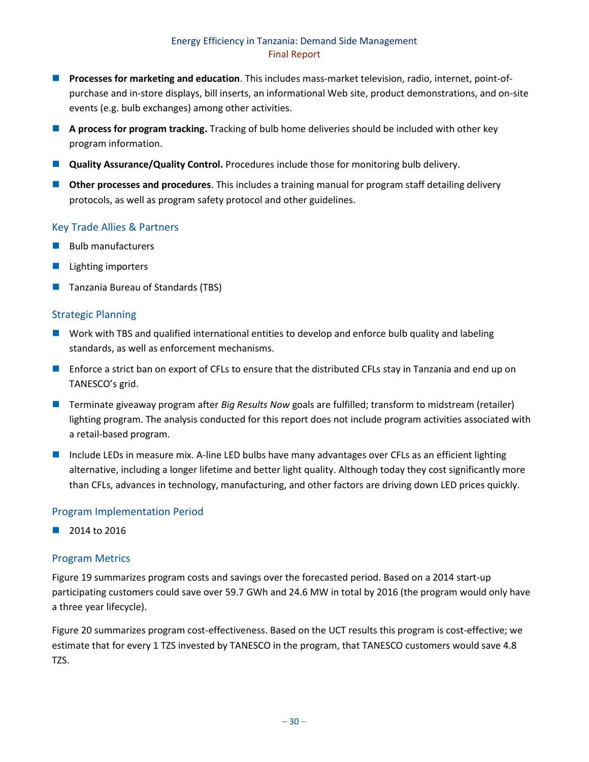- **Processes for marketing and education**. This includes mass-market television, radio, internet, point-of-purchase and in-store displays, bill inserts, an informational Web site, product demonstrations, and on-site events (e.g. bulb exchanges) among other activities.
- **A process for program tracking.** Tracking of bulb home deliveries should be included with other key program information.
- **Quality Assurance/Quality Control.** Procedures include those for monitoring bulb delivery.
- **Other processes and procedures**. This includes a training manual for program staff detailing delivery protocols, as well as program safety protocol and other guidelines.

### Key Trade Allies & Partners

- Bulb manufacturers
- Lighting importers
- Tanzania Bureau of Standards (TBS)

### Strategic Planning

- Work with TBS and qualified international entities to develop and enforce bulb quality and labeling standards, as well as enforcement mechanisms.
- Enforce a strict ban on export of CFLs to ensure that the distributed CFLs stay in Tanzania and end up on TANESCO's grid.
- Terminate giveaway program after *Big Results Now* goals are fulfilled; transform to midstream (retailer) lighting program. The analysis conducted for this report does not include program activities associated with a retail-based program.
- Include LEDs in measure mix. A-line LED bulbs have many advantages over CFLs as an efficient lighting alternative, including a longer lifetime and better light quality. Although today they cost significantly more than CFLs, advances in technology, manufacturing, and other factors are driving down LED prices quickly.

### Program Implementation Period

- 2014 to 2016

### Program Metrics

Figure 19 summarizes program costs and savings over the forecasted period. Based on a 2014 start-up participating customers could save over 59.7 GWh and 24.6 MW in total by 2016 (the program would only have a three year lifecycle).

Figure 20 summarizes program cost-effectiveness. Based on the UCT results this program is cost-effective; we estimate that for every 1 TZS invested by TANESCO in the program, that TANESCO customers would save 4.8 TZS.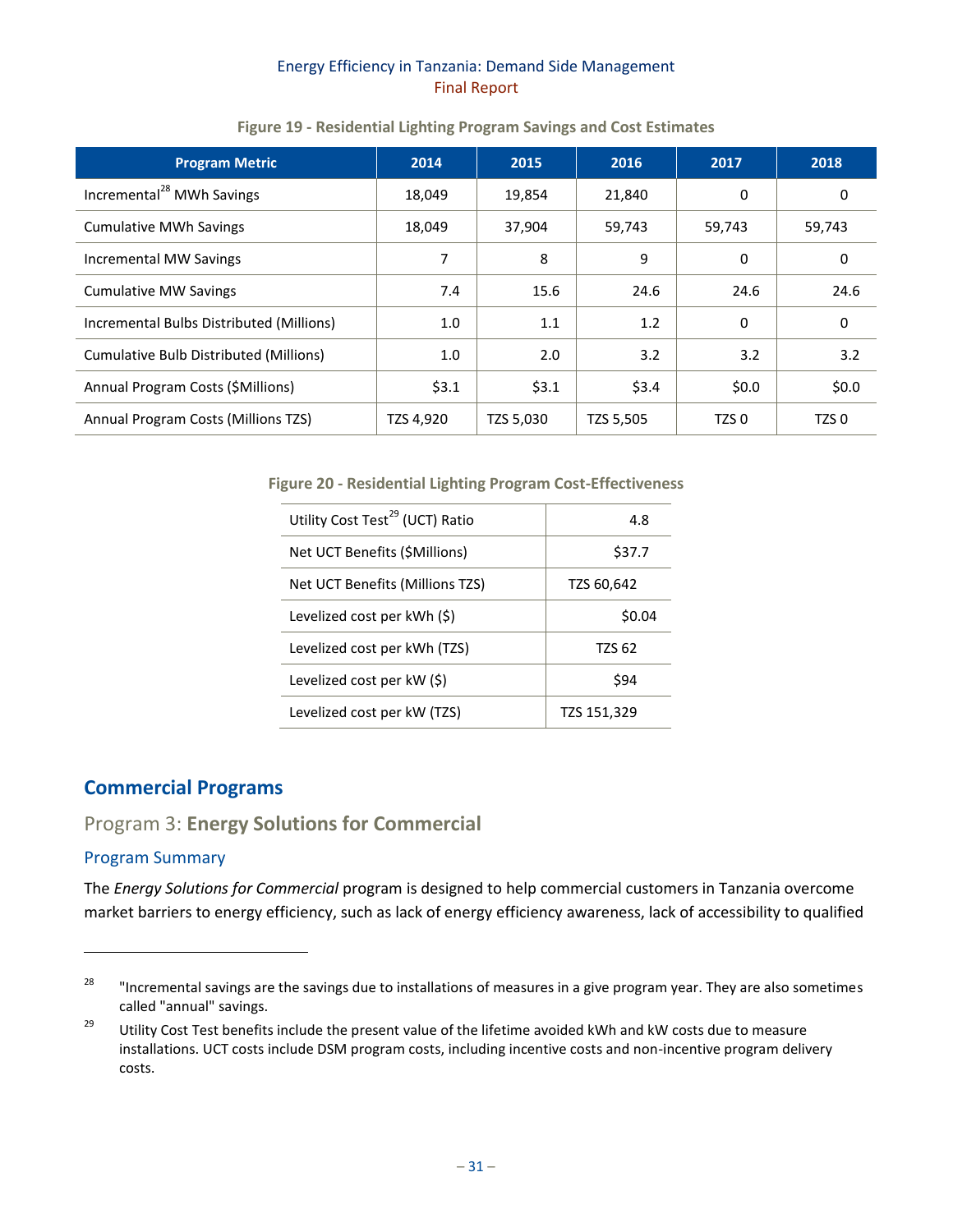Figure 19 - Residential Lighting Program Savings and Cost Estimates

| Program Metric | 2014 | 2015 | 2016 | 2017 | 2018 |
|---|---|---|---|---|---|
| Incremental[28] MWh Savings | 18,049 | 19,854 | 21,840 | 0 | 0 |
| Cumulative MWh Savings | 18,049 | 37,904 | 59,743 | 59,743 | 59,743 |
| Incremental MW Savings | 7 | 8 | 9 | 0 | 0 |
| Cumulative MW Savings | 7.4 | 15.6 | 24.6 | 24.6 | 24.6 |
| Incremental Bulbs Distributed (Millions) | 1.0 | 1.1 | 1.2 | 0 | 0 |
| Cumulative Bulb Distributed (Millions) | 1.0 | 2.0 | 3.2 | 3.2 | 3.2 |
| Annual Program Costs ($Millions) | $3.1 | $3.1 | $3.4 | $0.0 | $0.0 |
| Annual Program Costs (Millions TZS) | TZS 4,920 | TZS 5,030 | TZS 5,505 | TZS 0 | TZS 0 |

Figure 20 - Residential Lighting Program Cost-Effectiveness

| | |
|---|---|
| Utility Cost Test[29] (UCT) Ratio | 4.8 |
| Net UCT Benefits ($Millions) | $37.7 |
| Net UCT Benefits (Millions TZS) | TZS 60,642 |
| Levelized cost per kWh ($) | $0.04 |
| Levelized cost per kWh (TZS) | TZS 62 |
| Levelized cost per kW ($) | $94 |
| Levelized cost per kW (TZS) | TZS 151,329 |

## Commercial Programs

### Program 3: **Energy Solutions for Commercial**

#### Program Summary

The *Energy Solutions for Commercial* program is designed to help commercial customers in Tanzania overcome market barriers to energy efficiency, such as lack of energy efficiency awareness, lack of accessibility to qualified

---

[28] "Incremental savings are the savings due to installations of measures in a give program year. They are also sometimes called "annual" savings.

[29] Utility Cost Test benefits include the present value of the lifetime avoided kWh and kW costs due to measure installations. UCT costs include DSM program costs, including incentive costs and non-incentive program delivery costs.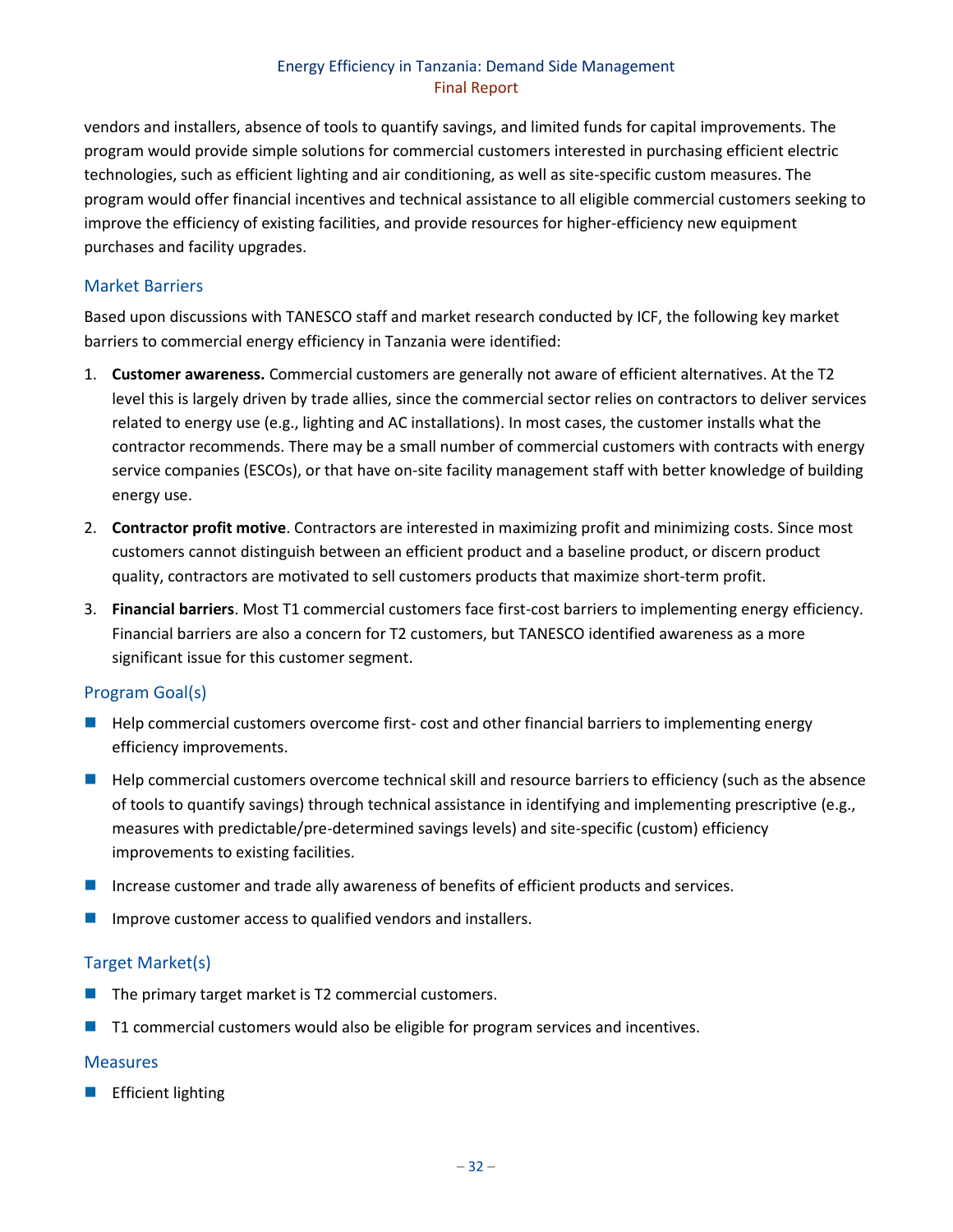vendors and installers, absence of tools to quantify savings, and limited funds for capital improvements. The program would provide simple solutions for commercial customers interested in purchasing efficient electric technologies, such as efficient lighting and air conditioning, as well as site-specific custom measures. The program would offer financial incentives and technical assistance to all eligible commercial customers seeking to improve the efficiency of existing facilities, and provide resources for higher-efficiency new equipment purchases and facility upgrades.

### Market Barriers

Based upon discussions with TANESCO staff and market research conducted by ICF, the following key market barriers to commercial energy efficiency in Tanzania were identified:

1. **Customer awareness.** Commercial customers are generally not aware of efficient alternatives. At the T2 level this is largely driven by trade allies, since the commercial sector relies on contractors to deliver services related to energy use (e.g., lighting and AC installations). In most cases, the customer installs what the contractor recommends. There may be a small number of commercial customers with contracts with energy service companies (ESCOs), or that have on-site facility management staff with better knowledge of building energy use.
2. **Contractor profit motive**. Contractors are interested in maximizing profit and minimizing costs. Since most customers cannot distinguish between an efficient product and a baseline product, or discern product quality, contractors are motivated to sell customers products that maximize short-term profit.
3. **Financial barriers**. Most T1 commercial customers face first-cost barriers to implementing energy efficiency. Financial barriers are also a concern for T2 customers, but TANESCO identified awareness as a more significant issue for this customer segment.

### Program Goal(s)

- Help commercial customers overcome first- cost and other financial barriers to implementing energy efficiency improvements.
- Help commercial customers overcome technical skill and resource barriers to efficiency (such as the absence of tools to quantify savings) through technical assistance in identifying and implementing prescriptive (e.g., measures with predictable/pre-determined savings levels) and site-specific (custom) efficiency improvements to existing facilities.
- Increase customer and trade ally awareness of benefits of efficient products and services.
- Improve customer access to qualified vendors and installers.

### Target Market(s)

- The primary target market is T2 commercial customers.
- T1 commercial customers would also be eligible for program services and incentives.

### Measures

- Efficient lighting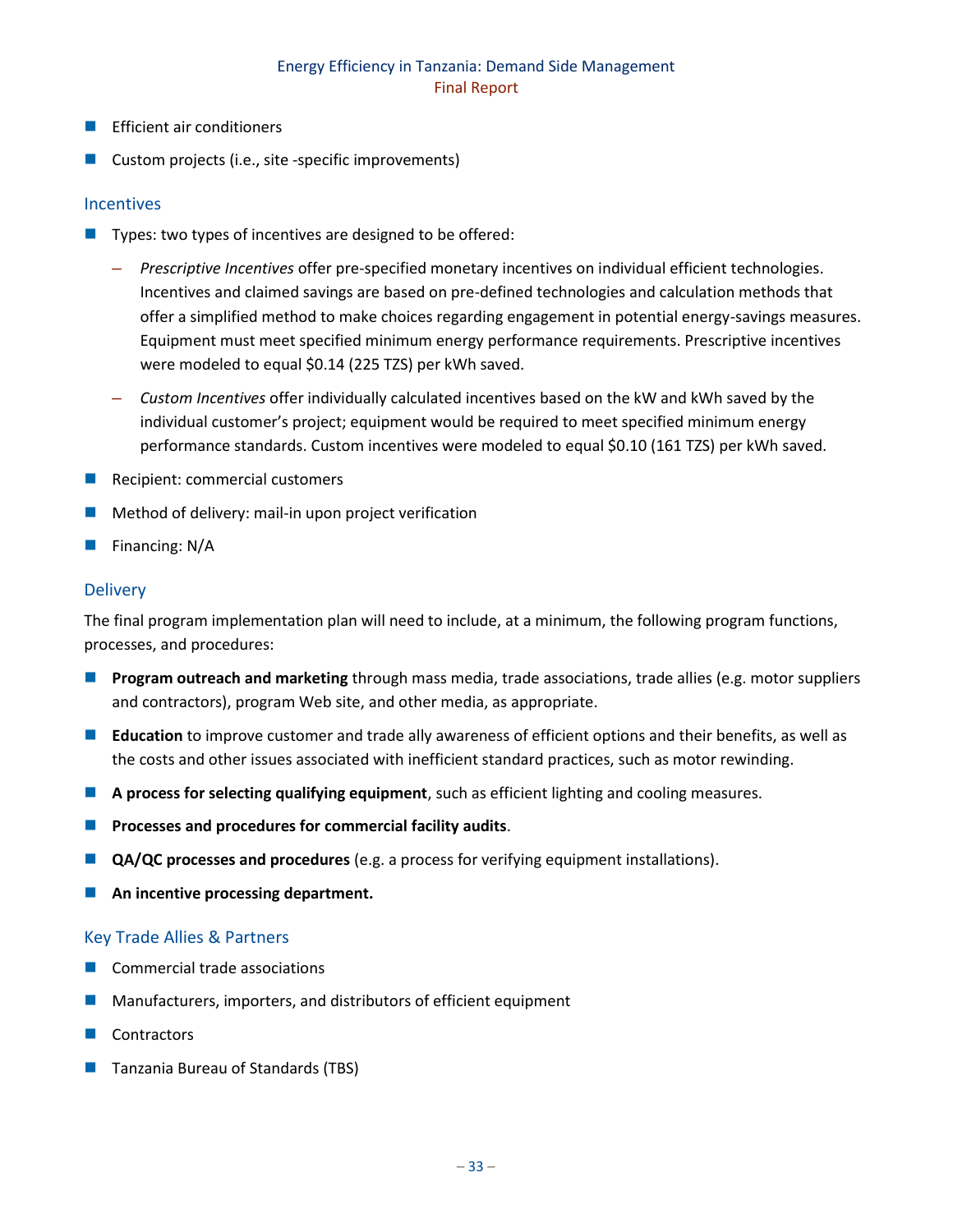- Efficient air conditioners
- Custom projects (i.e., site -specific improvements)

### Incentives

- Types: two types of incentives are designed to be offered:
  - *Prescriptive Incentives* offer pre-specified monetary incentives on individual efficient technologies. Incentives and claimed savings are based on pre-defined technologies and calculation methods that offer a simplified method to make choices regarding engagement in potential energy-savings measures. Equipment must meet specified minimum energy performance requirements. Prescriptive incentives were modeled to equal $0.14 (225 TZS) per kWh saved.
  - *Custom Incentives* offer individually calculated incentives based on the kW and kWh saved by the individual customer's project; equipment would be required to meet specified minimum energy performance standards. Custom incentives were modeled to equal $0.10 (161 TZS) per kWh saved.
- Recipient: commercial customers
- Method of delivery: mail-in upon project verification
- Financing: N/A

### Delivery

The final program implementation plan will need to include, at a minimum, the following program functions, processes, and procedures:

- **Program outreach and marketing** through mass media, trade associations, trade allies (e.g. motor suppliers and contractors), program Web site, and other media, as appropriate.
- **Education** to improve customer and trade ally awareness of efficient options and their benefits, as well as the costs and other issues associated with inefficient standard practices, such as motor rewinding.
- **A process for selecting qualifying equipment**, such as efficient lighting and cooling measures.
- **Processes and procedures for commercial facility audits**.
- **QA/QC processes and procedures** (e.g. a process for verifying equipment installations).
- **An incentive processing department.**

### Key Trade Allies & Partners

- Commercial trade associations
- Manufacturers, importers, and distributors of efficient equipment
- Contractors
- Tanzania Bureau of Standards (TBS)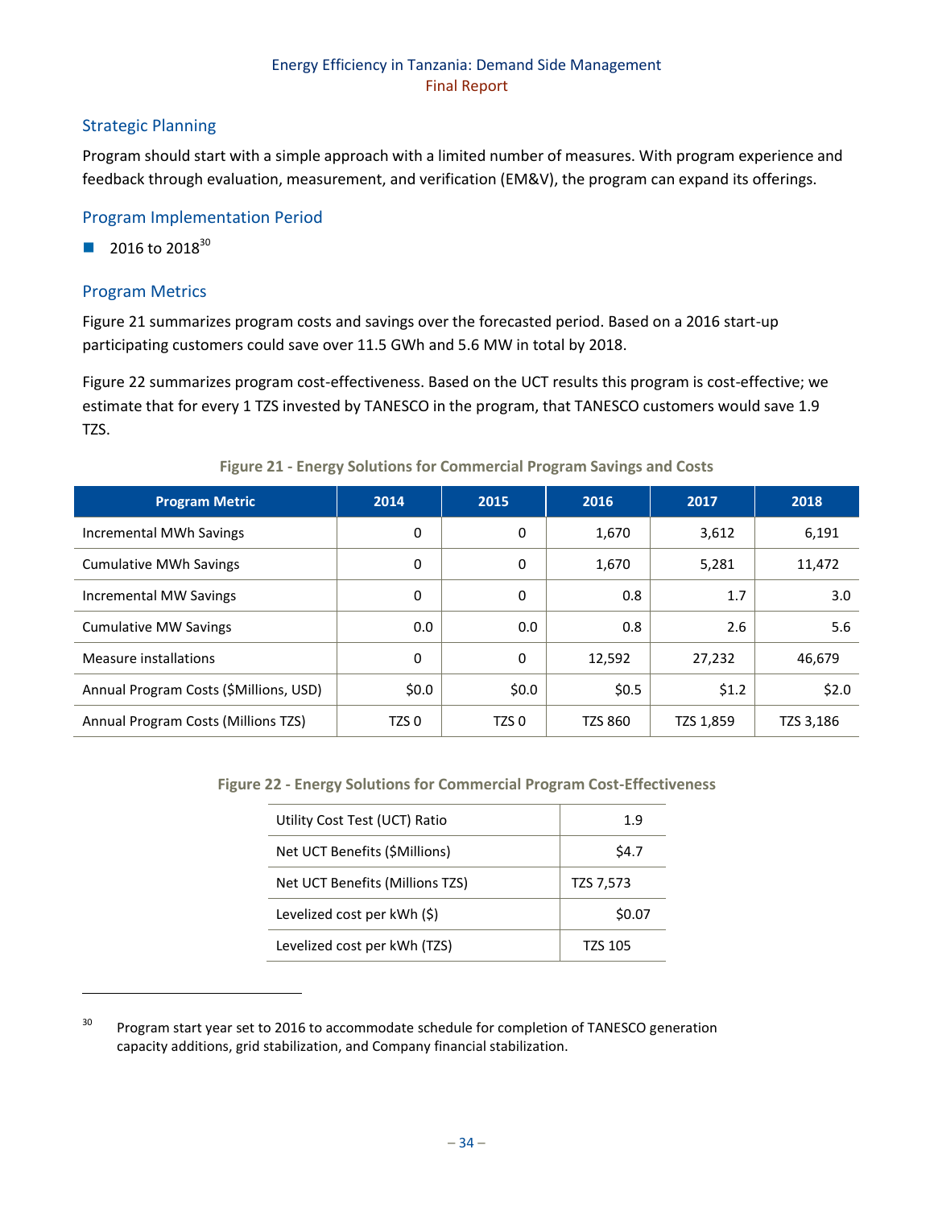## Strategic Planning

Program should start with a simple approach with a limited number of measures. With program experience and feedback through evaluation, measurement, and verification (EM&V), the program can expand its offerings.

## Program Implementation Period

- 2016 to 2018[30]

## Program Metrics

Figure 21 summarizes program costs and savings over the forecasted period. Based on a 2016 start-up participating customers could save over 11.5 GWh and 5.6 MW in total by 2018.

Figure 22 summarizes program cost-effectiveness. Based on the UCT results this program is cost-effective; we estimate that for every 1 TZS invested by TANESCO in the program, that TANESCO customers would save 1.9 TZS.

**Figure 21 - Energy Solutions for Commercial Program Savings and Costs**

| Program Metric | 2014 | 2015 | 2016 | 2017 | 2018 |
|---|---|---|---|---|---|
| Incremental MWh Savings | 0 | 0 | 1,670 | 3,612 | 6,191 |
| Cumulative MWh Savings | 0 | 0 | 1,670 | 5,281 | 11,472 |
| Incremental MW Savings | 0 | 0 | 0.8 | 1.7 | 3.0 |
| Cumulative MW Savings | 0.0 | 0.0 | 0.8 | 2.6 | 5.6 |
| Measure installations | 0 | 0 | 12,592 | 27,232 | 46,679 |
| Annual Program Costs ($Millions, USD) | $0.0 | $0.0 | $0.5 | $1.2 | $2.0 |
| Annual Program Costs (Millions TZS) | TZS 0 | TZS 0 | TZS 860 | TZS 1,859 | TZS 3,186 |

**Figure 22 - Energy Solutions for Commercial Program Cost-Effectiveness**

| | |
|---|---|
| Utility Cost Test (UCT) Ratio | 1.9 |
| Net UCT Benefits ($Millions) | $4.7 |
| Net UCT Benefits (Millions TZS) | TZS 7,573 |
| Levelized cost per kWh ($) | $0.07 |
| Levelized cost per kWh (TZS) | TZS 105 |

[30] Program start year set to 2016 to accommodate schedule for completion of TANESCO generation capacity additions, grid stabilization, and Company financial stabilization.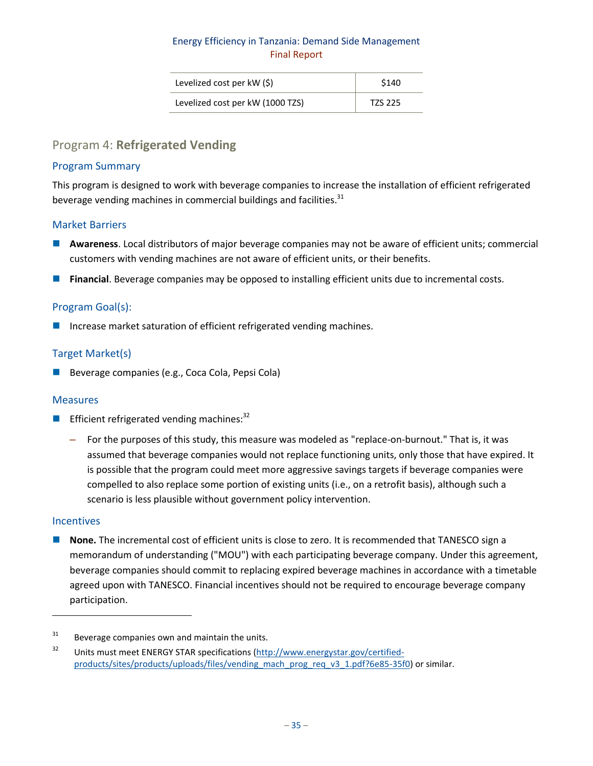| Levelized cost per kW ($) | $140 |
| --- | --- |
| Levelized cost per kW (1000 TZS) | TZS 225 |

## Program 4: **Refrigerated Vending**

### Program Summary

This program is designed to work with beverage companies to increase the installation of efficient refrigerated beverage vending machines in commercial buildings and facilities.[31]

### Market Barriers

- **Awareness**. Local distributors of major beverage companies may not be aware of efficient units; commercial customers with vending machines are not aware of efficient units, or their benefits.
- **Financial**. Beverage companies may be opposed to installing efficient units due to incremental costs.

### Program Goal(s):

- Increase market saturation of efficient refrigerated vending machines.

### Target Market(s)

- Beverage companies (e.g., Coca Cola, Pepsi Cola)

### Measures

- Efficient refrigerated vending machines:[32]
  - For the purposes of this study, this measure was modeled as "replace-on-burnout." That is, it was assumed that beverage companies would not replace functioning units, only those that have expired. It is possible that the program could meet more aggressive savings targets if beverage companies were compelled to also replace some portion of existing units (i.e., on a retrofit basis), although such a scenario is less plausible without government policy intervention.

### Incentives

- **None.** The incremental cost of efficient units is close to zero. It is recommended that TANESCO sign a memorandum of understanding ("MOU") with each participating beverage company. Under this agreement, beverage companies should commit to replacing expired beverage machines in accordance with a timetable agreed upon with TANESCO. Financial incentives should not be required to encourage beverage company participation.

---

[31] Beverage companies own and maintain the units.

[32] Units must meet ENERGY STAR specifications (http://www.energystar.gov/certified-products/sites/products/uploads/files/vending_mach_prog_req_v3_1.pdf?6e85-35f0) or similar.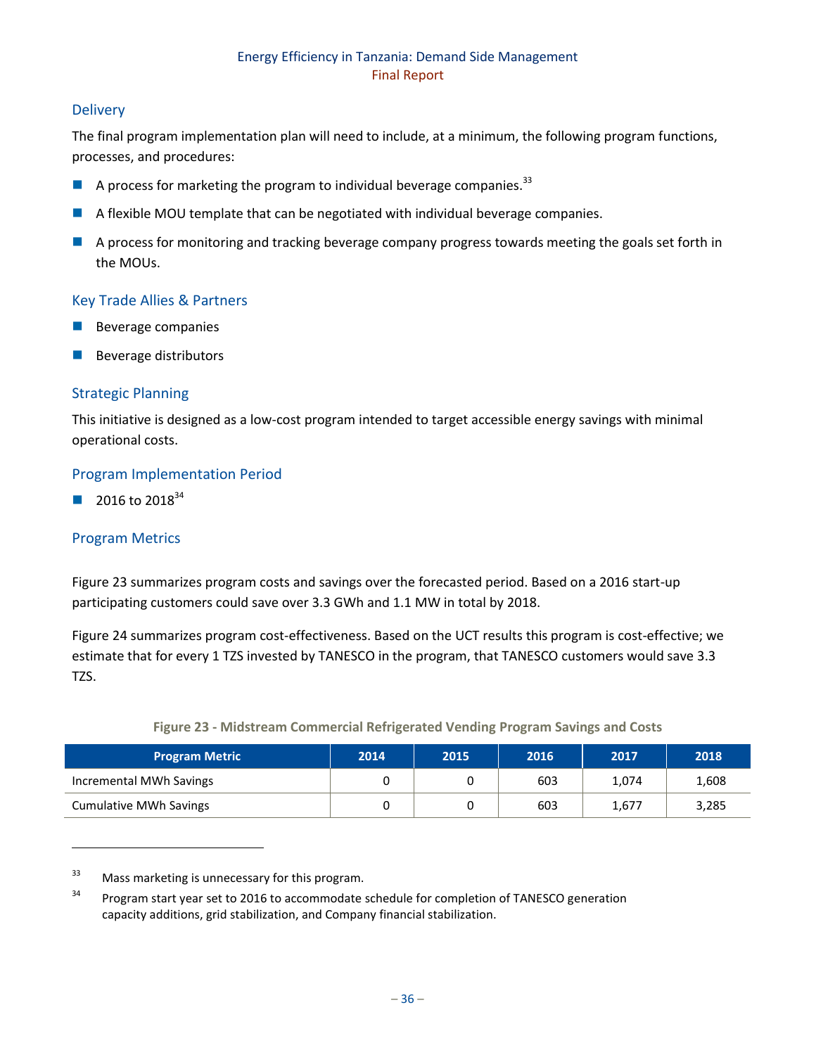## Delivery

The final program implementation plan will need to include, at a minimum, the following program functions, processes, and procedures:

- A process for marketing the program to individual beverage companies.[33]
- A flexible MOU template that can be negotiated with individual beverage companies.
- A process for monitoring and tracking beverage company progress towards meeting the goals set forth in the MOUs.

## Key Trade Allies & Partners

- Beverage companies
- Beverage distributors

## Strategic Planning

This initiative is designed as a low-cost program intended to target accessible energy savings with minimal operational costs.

## Program Implementation Period

- 2016 to 2018[34]

## Program Metrics

Figure 23 summarizes program costs and savings over the forecasted period. Based on a 2016 start-up participating customers could save over 3.3 GWh and 1.1 MW in total by 2018.

Figure 24 summarizes program cost-effectiveness. Based on the UCT results this program is cost-effective; we estimate that for every 1 TZS invested by TANESCO in the program, that TANESCO customers would save 3.3 TZS.

**Figure 23 - Midstream Commercial Refrigerated Vending Program Savings and Costs**

| Program Metric | 2014 | 2015 | 2016 | 2017 | 2018 |
|---|---|---|---|---|---|
| Incremental MWh Savings | 0 | 0 | 603 | 1,074 | 1,608 |
| Cumulative MWh Savings | 0 | 0 | 603 | 1,677 | 3,285 |

[33] Mass marketing is unnecessary for this program.

[34] Program start year set to 2016 to accommodate schedule for completion of TANESCO generation capacity additions, grid stabilization, and Company financial stabilization.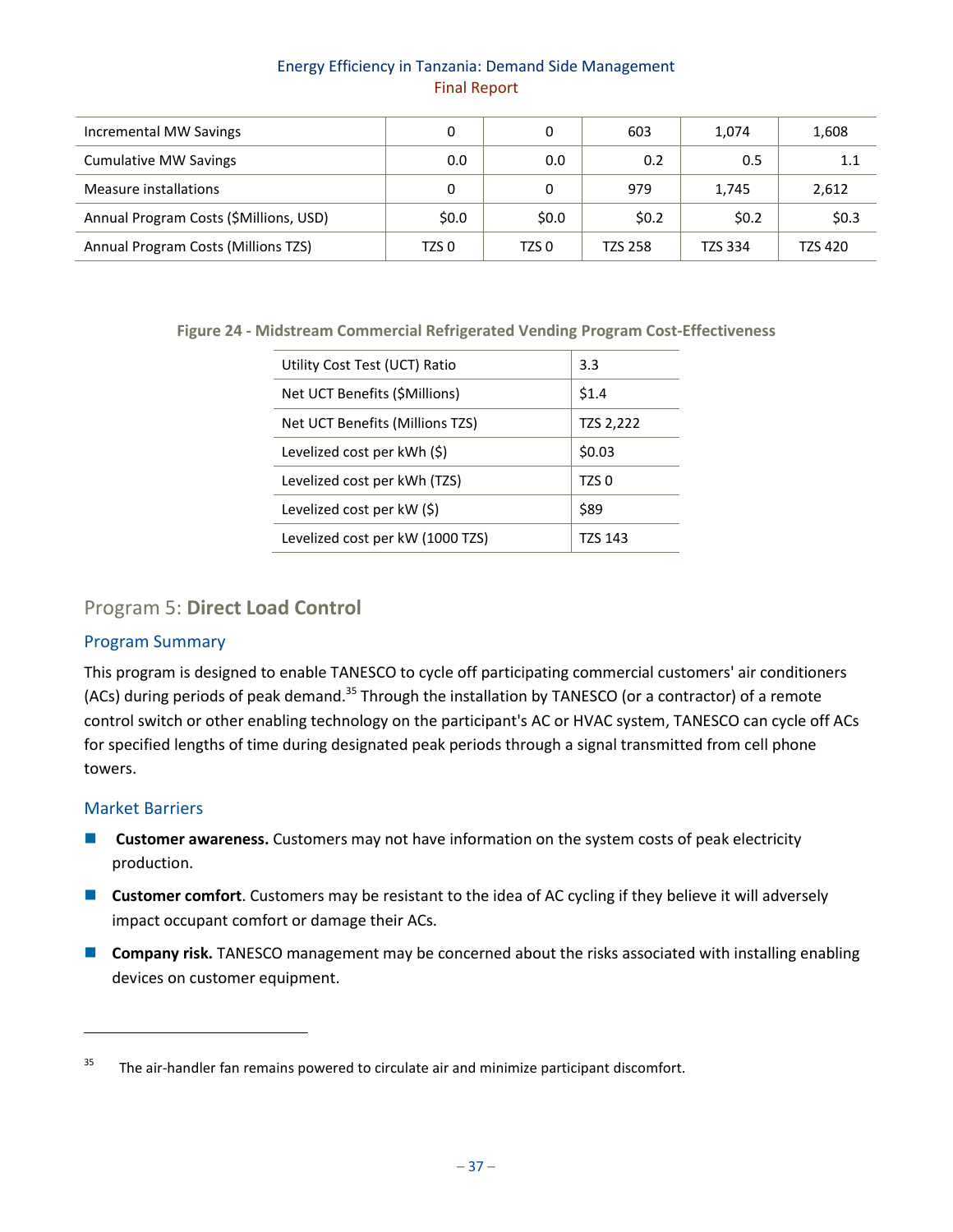| | | | | | |
|---|---|---|---|---|---|
| Incremental MW Savings | 0 | 0 | 603 | 1,074 | 1,608 |
| Cumulative MW Savings | 0.0 | 0.0 | 0.2 | 0.5 | 1.1 |
| Measure installations | 0 | 0 | 979 | 1,745 | 2,612 |
| Annual Program Costs ($Millions, USD) | $0.0 | $0.0 | $0.2 | $0.2 | $0.3 |
| Annual Program Costs (Millions TZS) | TZS 0 | TZS 0 | TZS 258 | TZS 334 | TZS 420 |

**Figure 24 - Midstream Commercial Refrigerated Vending Program Cost-Effectiveness**

| | |
|---|---|
| Utility Cost Test (UCT) Ratio | 3.3 |
| Net UCT Benefits ($Millions) | $1.4 |
| Net UCT Benefits (Millions TZS) | TZS 2,222 |
| Levelized cost per kWh ($) | $0.03 |
| Levelized cost per kWh (TZS) | TZS 0 |
| Levelized cost per kW ($) | $89 |
| Levelized cost per kW (1000 TZS) | TZS 143 |

## Program 5: **Direct Load Control**

### Program Summary

This program is designed to enable TANESCO to cycle off participating commercial customers' air conditioners (ACs) during periods of peak demand.[35] Through the installation by TANESCO (or a contractor) of a remote control switch or other enabling technology on the participant's AC or HVAC system, TANESCO can cycle off ACs for specified lengths of time during designated peak periods through a signal transmitted from cell phone towers.

### Market Barriers

- **Customer awareness.** Customers may not have information on the system costs of peak electricity production.
- **Customer comfort**. Customers may be resistant to the idea of AC cycling if they believe it will adversely impact occupant comfort or damage their ACs.
- **Company risk.** TANESCO management may be concerned about the risks associated with installing enabling devices on customer equipment.

[35] The air-handler fan remains powered to circulate air and minimize participant discomfort.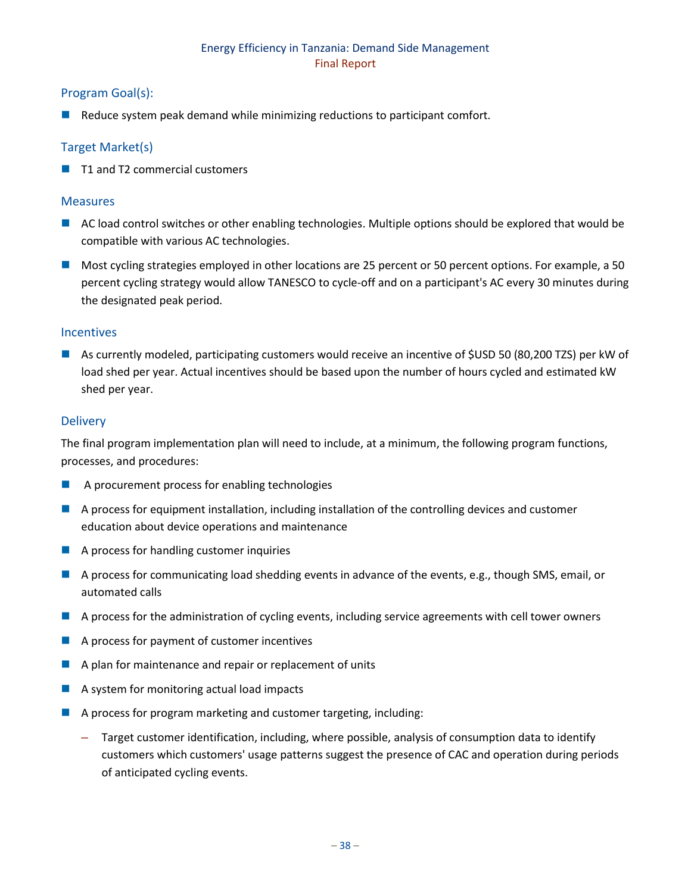### Program Goal(s):

- Reduce system peak demand while minimizing reductions to participant comfort.

### Target Market(s)

- T1 and T2 commercial customers

### Measures

- AC load control switches or other enabling technologies. Multiple options should be explored that would be compatible with various AC technologies.
- Most cycling strategies employed in other locations are 25 percent or 50 percent options. For example, a 50 percent cycling strategy would allow TANESCO to cycle-off and on a participant's AC every 30 minutes during the designated peak period.

### Incentives

- As currently modeled, participating customers would receive an incentive of $USD 50 (80,200 TZS) per kW of load shed per year. Actual incentives should be based upon the number of hours cycled and estimated kW shed per year.

### Delivery

The final program implementation plan will need to include, at a minimum, the following program functions, processes, and procedures:

- A procurement process for enabling technologies
- A process for equipment installation, including installation of the controlling devices and customer education about device operations and maintenance
- A process for handling customer inquiries
- A process for communicating load shedding events in advance of the events, e.g., though SMS, email, or automated calls
- A process for the administration of cycling events, including service agreements with cell tower owners
- A process for payment of customer incentives
- A plan for maintenance and repair or replacement of units
- A system for monitoring actual load impacts
- A process for program marketing and customer targeting, including:
  - Target customer identification, including, where possible, analysis of consumption data to identify customers which customers' usage patterns suggest the presence of CAC and operation during periods of anticipated cycling events.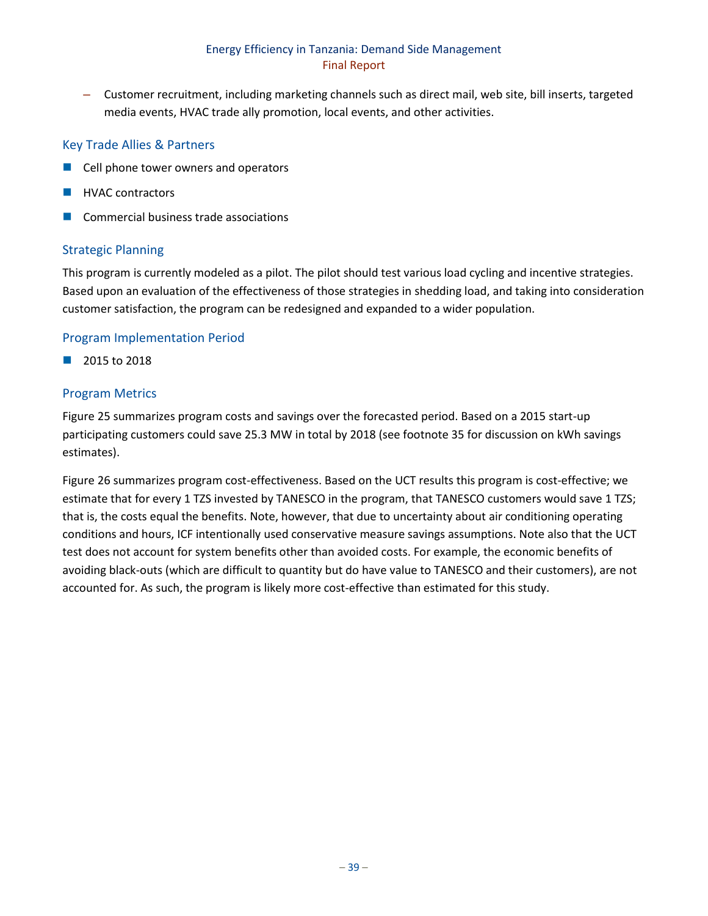- Customer recruitment, including marketing channels such as direct mail, web site, bill inserts, targeted media events, HVAC trade ally promotion, local events, and other activities.

### Key Trade Allies & Partners

- Cell phone tower owners and operators
- HVAC contractors
- Commercial business trade associations

### Strategic Planning

This program is currently modeled as a pilot. The pilot should test various load cycling and incentive strategies. Based upon an evaluation of the effectiveness of those strategies in shedding load, and taking into consideration customer satisfaction, the program can be redesigned and expanded to a wider population.

### Program Implementation Period

- 2015 to 2018

### Program Metrics

Figure 25 summarizes program costs and savings over the forecasted period. Based on a 2015 start-up participating customers could save 25.3 MW in total by 2018 (see footnote 35 for discussion on kWh savings estimates).

Figure 26 summarizes program cost-effectiveness. Based on the UCT results this program is cost-effective; we estimate that for every 1 TZS invested by TANESCO in the program, that TANESCO customers would save 1 TZS; that is, the costs equal the benefits. Note, however, that due to uncertainty about air conditioning operating conditions and hours, ICF intentionally used conservative measure savings assumptions. Note also that the UCT test does not account for system benefits other than avoided costs. For example, the economic benefits of avoiding black-outs (which are difficult to quantity but do have value to TANESCO and their customers), are not accounted for. As such, the program is likely more cost-effective than estimated for this study.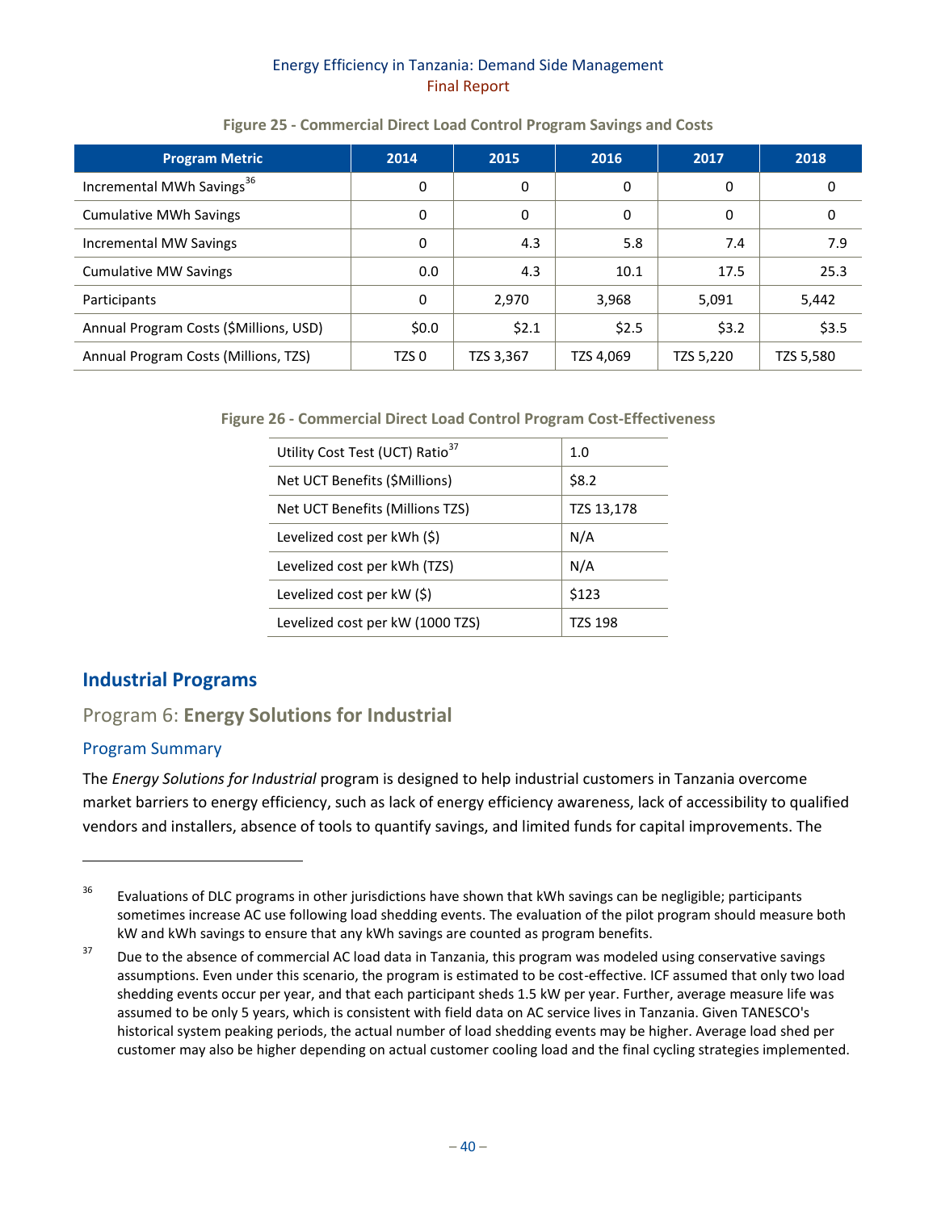Figure 25 - Commercial Direct Load Control Program Savings and Costs

| Program Metric | 2014 | 2015 | 2016 | 2017 | 2018 |
|---|---|---|---|---|---|
| Incremental MWh Savings[36] | 0 | 0 | 0 | 0 | 0 |
| Cumulative MWh Savings | 0 | 0 | 0 | 0 | 0 |
| Incremental MW Savings | 0 | 4.3 | 5.8 | 7.4 | 7.9 |
| Cumulative MW Savings | 0.0 | 4.3 | 10.1 | 17.5 | 25.3 |
| Participants | 0 | 2,970 | 3,968 | 5,091 | 5,442 |
| Annual Program Costs ($Millions, USD) | $0.0 | $2.1 | $2.5 | $3.2 | $3.5 |
| Annual Program Costs (Millions, TZS) | TZS 0 | TZS 3,367 | TZS 4,069 | TZS 5,220 | TZS 5,580 |

Figure 26 - Commercial Direct Load Control Program Cost-Effectiveness

| | |
|---|---|
| Utility Cost Test (UCT) Ratio[37] | 1.0 |
| Net UCT Benefits ($Millions) | $8.2 |
| Net UCT Benefits (Millions TZS) | TZS 13,178 |
| Levelized cost per kWh ($) | N/A |
| Levelized cost per kWh (TZS) | N/A |
| Levelized cost per kW ($) | $123 |
| Levelized cost per kW (1000 TZS) | TZS 198 |

## Industrial Programs

### Program 6: **Energy Solutions for Industrial**

#### Program Summary

The *Energy Solutions for Industrial* program is designed to help industrial customers in Tanzania overcome market barriers to energy efficiency, such as lack of energy efficiency awareness, lack of accessibility to qualified vendors and installers, absence of tools to quantify savings, and limited funds for capital improvements. The

---

[36] Evaluations of DLC programs in other jurisdictions have shown that kWh savings can be negligible; participants sometimes increase AC use following load shedding events. The evaluation of the pilot program should measure both kW and kWh savings to ensure that any kWh savings are counted as program benefits.

[37] Due to the absence of commercial AC load data in Tanzania, this program was modeled using conservative savings assumptions. Even under this scenario, the program is estimated to be cost-effective. ICF assumed that only two load shedding events occur per year, and that each participant sheds 1.5 kW per year. Further, average measure life was assumed to be only 5 years, which is consistent with field data on AC service lives in Tanzania. Given TANESCO's historical system peaking periods, the actual number of load shedding events may be higher. Average load shed per customer may also be higher depending on actual customer cooling load and the final cycling strategies implemented.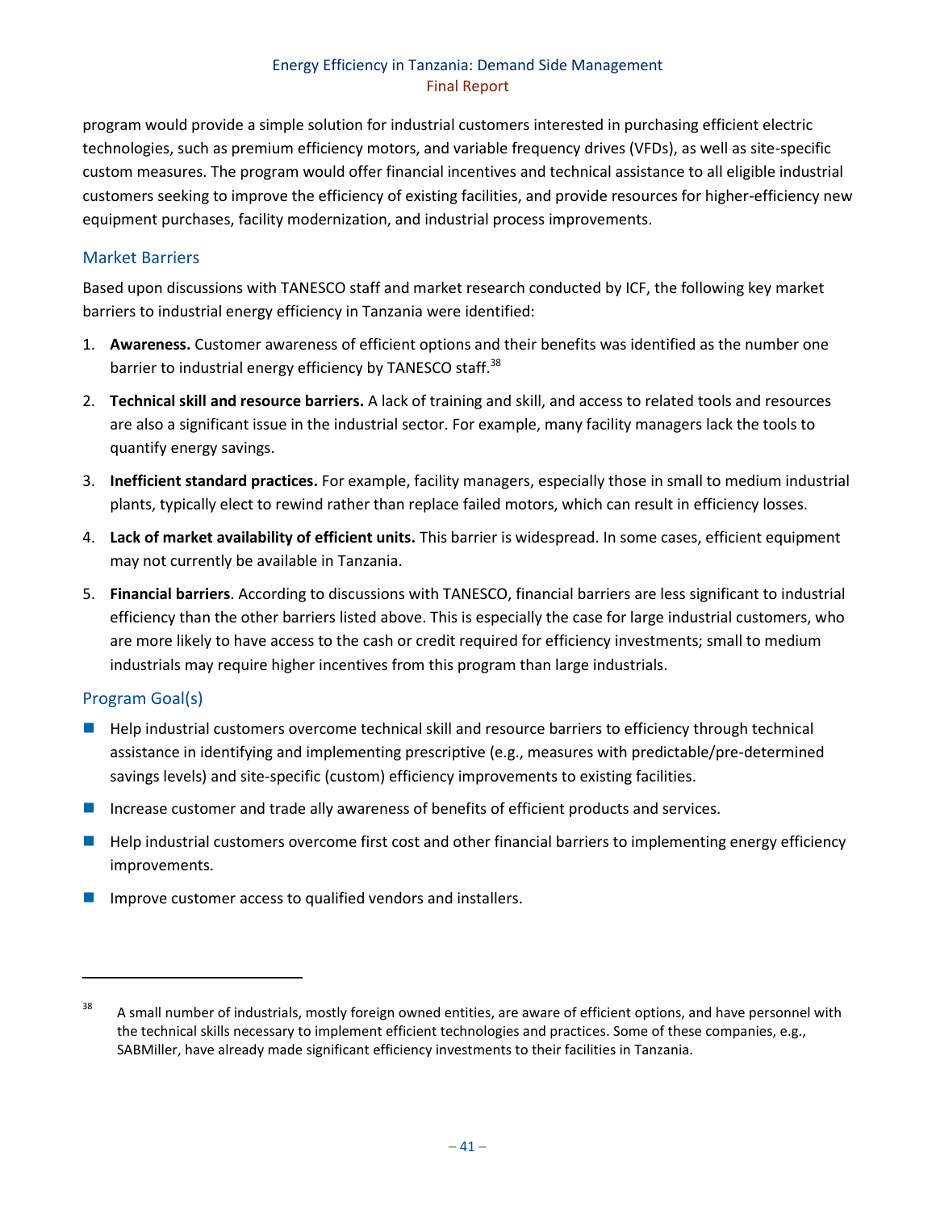program would provide a simple solution for industrial customers interested in purchasing efficient electric technologies, such as premium efficiency motors, and variable frequency drives (VFDs), as well as site-specific custom measures. The program would offer financial incentives and technical assistance to all eligible industrial customers seeking to improve the efficiency of existing facilities, and provide resources for higher-efficiency new equipment purchases, facility modernization, and industrial process improvements.

### Market Barriers

Based upon discussions with TANESCO staff and market research conducted by ICF, the following key market barriers to industrial energy efficiency in Tanzania were identified:

1. **Awareness.** Customer awareness of efficient options and their benefits was identified as the number one barrier to industrial energy efficiency by TANESCO staff.[38]
2. **Technical skill and resource barriers.** A lack of training and skill, and access to related tools and resources are also a significant issue in the industrial sector. For example, many facility managers lack the tools to quantify energy savings.
3. **Inefficient standard practices.** For example, facility managers, especially those in small to medium industrial plants, typically elect to rewind rather than replace failed motors, which can result in efficiency losses.
4. **Lack of market availability of efficient units.** This barrier is widespread. In some cases, efficient equipment may not currently be available in Tanzania.
5. **Financial barriers**. According to discussions with TANESCO, financial barriers are less significant to industrial efficiency than the other barriers listed above. This is especially the case for large industrial customers, who are more likely to have access to the cash or credit required for efficiency investments; small to medium industrials may require higher incentives from this program than large industrials.

### Program Goal(s)

- Help industrial customers overcome technical skill and resource barriers to efficiency through technical assistance in identifying and implementing prescriptive (e.g., measures with predictable/pre-determined savings levels) and site-specific (custom) efficiency improvements to existing facilities.
- Increase customer and trade ally awareness of benefits of efficient products and services.
- Help industrial customers overcome first cost and other financial barriers to implementing energy efficiency improvements.
- Improve customer access to qualified vendors and installers.

---

[38] A small number of industrials, mostly foreign owned entities, are aware of efficient options, and have personnel with the technical skills necessary to implement efficient technologies and practices. Some of these companies, e.g., SABMiller, have already made significant efficiency investments to their facilities in Tanzania.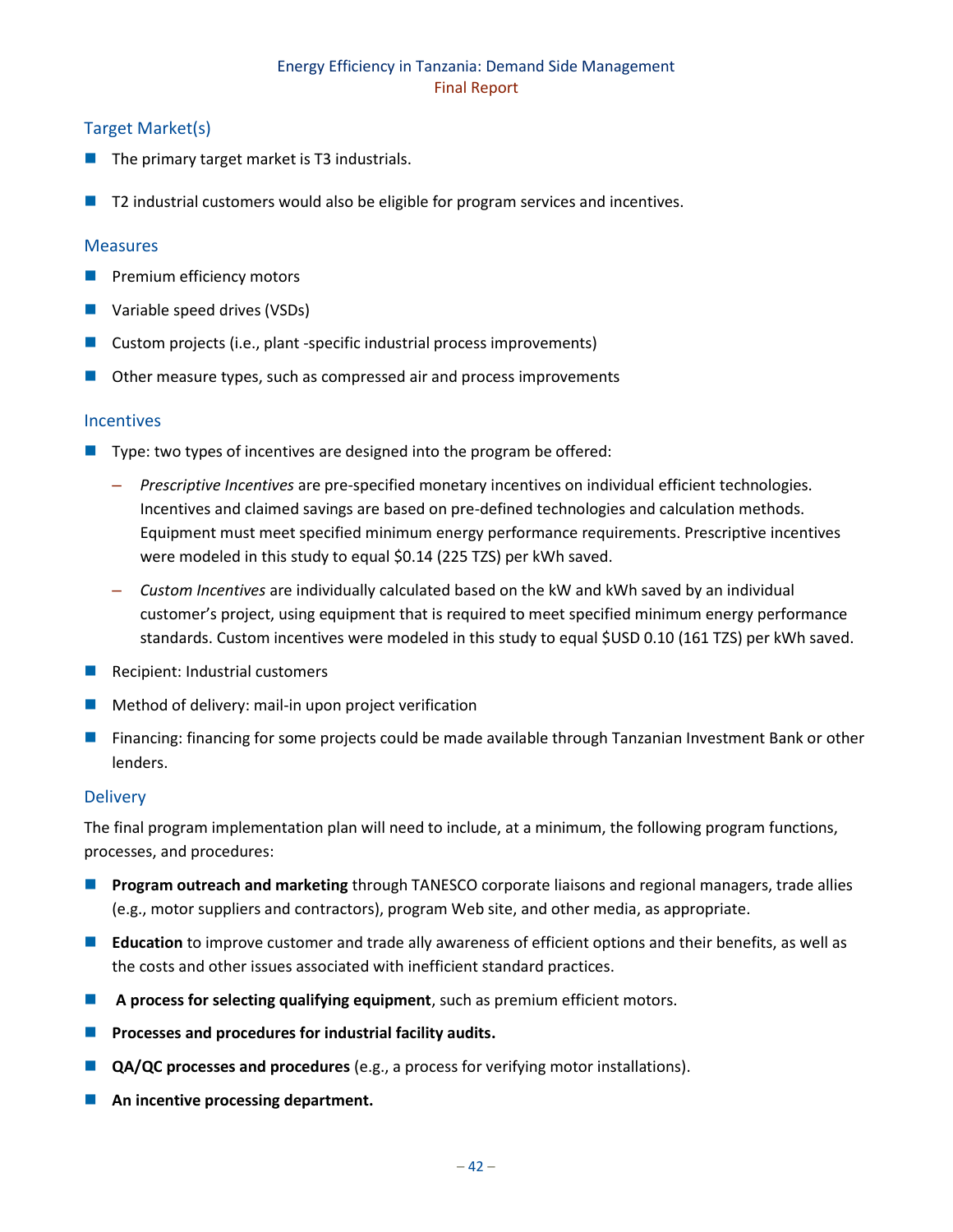### Target Market(s)

- The primary target market is T3 industrials.
- T2 industrial customers would also be eligible for program services and incentives.

### Measures

- Premium efficiency motors
- Variable speed drives (VSDs)
- Custom projects (i.e., plant -specific industrial process improvements)
- Other measure types, such as compressed air and process improvements

### Incentives

- Type: two types of incentives are designed into the program be offered:
  - *Prescriptive Incentives* are pre-specified monetary incentives on individual efficient technologies. Incentives and claimed savings are based on pre-defined technologies and calculation methods. Equipment must meet specified minimum energy performance requirements. Prescriptive incentives were modeled in this study to equal $0.14 (225 TZS) per kWh saved.
  - *Custom Incentives* are individually calculated based on the kW and kWh saved by an individual customer's project, using equipment that is required to meet specified minimum energy performance standards. Custom incentives were modeled in this study to equal $USD 0.10 (161 TZS) per kWh saved.
- Recipient: Industrial customers
- Method of delivery: mail-in upon project verification
- Financing: financing for some projects could be made available through Tanzanian Investment Bank or other lenders.

### Delivery

The final program implementation plan will need to include, at a minimum, the following program functions, processes, and procedures:

- **Program outreach and marketing** through TANESCO corporate liaisons and regional managers, trade allies (e.g., motor suppliers and contractors), program Web site, and other media, as appropriate.
- **Education** to improve customer and trade ally awareness of efficient options and their benefits, as well as the costs and other issues associated with inefficient standard practices.
- **A process for selecting qualifying equipment**, such as premium efficient motors.
- **Processes and procedures for industrial facility audits.**
- **QA/QC processes and procedures** (e.g., a process for verifying motor installations).
- **An incentive processing department.**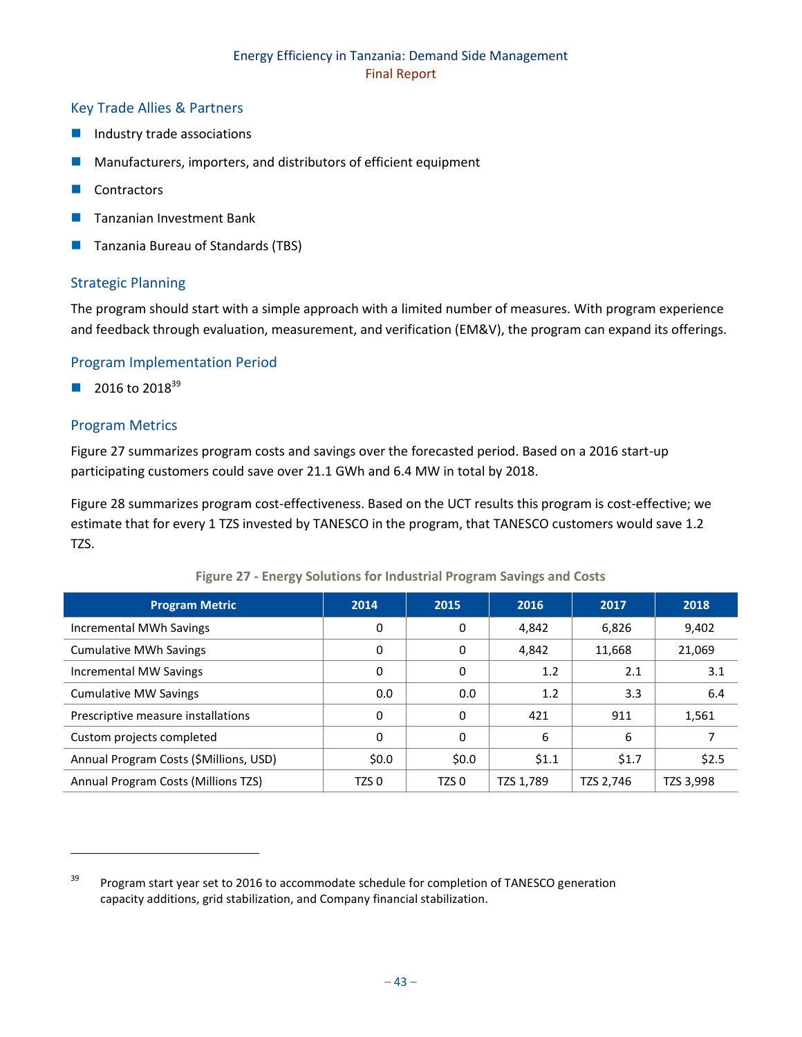## Key Trade Allies & Partners

- Industry trade associations
- Manufacturers, importers, and distributors of efficient equipment
- Contractors
- Tanzanian Investment Bank
- Tanzania Bureau of Standards (TBS)

## Strategic Planning

The program should start with a simple approach with a limited number of measures. With program experience and feedback through evaluation, measurement, and verification (EM&V), the program can expand its offerings.

## Program Implementation Period

- 2016 to 2018[39]

## Program Metrics

Figure 27 summarizes program costs and savings over the forecasted period. Based on a 2016 start-up participating customers could save over 21.1 GWh and 6.4 MW in total by 2018.

Figure 28 summarizes program cost-effectiveness. Based on the UCT results this program is cost-effective; we estimate that for every 1 TZS invested by TANESCO in the program, that TANESCO customers would save 1.2 TZS.

**Figure 27 - Energy Solutions for Industrial Program Savings and Costs**

| Program Metric | 2014 | 2015 | 2016 | 2017 | 2018 |
|---|---|---|---|---|---|
| Incremental MWh Savings | 0 | 0 | 4,842 | 6,826 | 9,402 |
| Cumulative MWh Savings | 0 | 0 | 4,842 | 11,668 | 21,069 |
| Incremental MW Savings | 0 | 0 | 1.2 | 2.1 | 3.1 |
| Cumulative MW Savings | 0.0 | 0.0 | 1.2 | 3.3 | 6.4 |
| Prescriptive measure installations | 0 | 0 | 421 | 911 | 1,561 |
| Custom projects completed | 0 | 0 | 6 | 6 | 7 |
| Annual Program Costs ($Millions, USD) | $0.0 | $0.0 | $1.1 | $1.7 | $2.5 |
| Annual Program Costs (Millions TZS) | TZS 0 | TZS 0 | TZS 1,789 | TZS 2,746 | TZS 3,998 |

[39] Program start year set to 2016 to accommodate schedule for completion of TANESCO generation capacity additions, grid stabilization, and Company financial stabilization.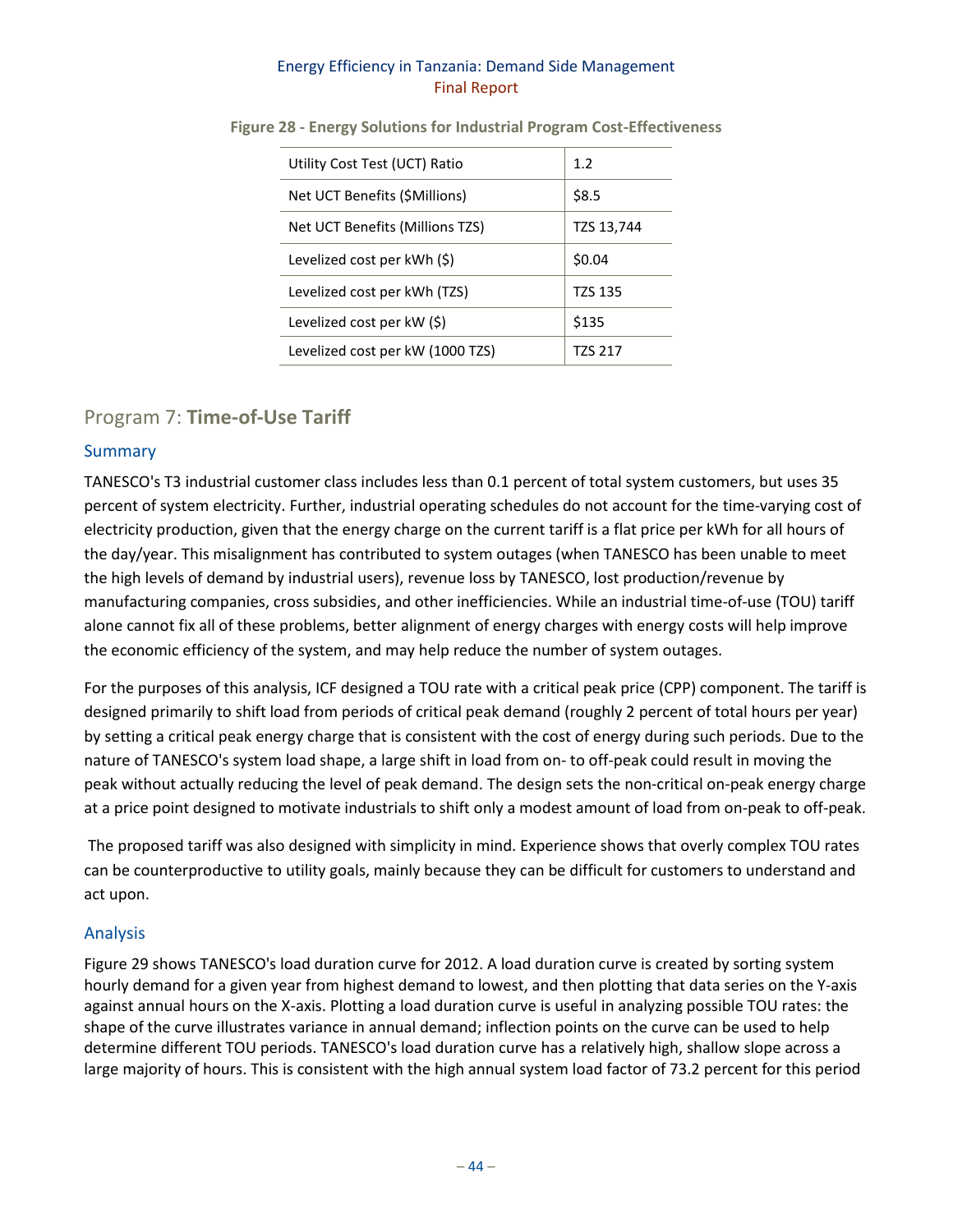**Figure 28 - Energy Solutions for Industrial Program Cost-Effectiveness**

| | |
|---|---|
| Utility Cost Test (UCT) Ratio | 1.2 |
| Net UCT Benefits ($Millions) | $8.5 |
| Net UCT Benefits (Millions TZS) | TZS 13,744 |
| Levelized cost per kWh ($) | $0.04 |
| Levelized cost per kWh (TZS) | TZS 135 |
| Levelized cost per kW ($) | $135 |
| Levelized cost per kW (1000 TZS) | TZS 217 |

## Program 7: **Time-of-Use Tariff**

### Summary

TANESCO's T3 industrial customer class includes less than 0.1 percent of total system customers, but uses 35 percent of system electricity. Further, industrial operating schedules do not account for the time-varying cost of electricity production, given that the energy charge on the current tariff is a flat price per kWh for all hours of the day/year. This misalignment has contributed to system outages (when TANESCO has been unable to meet the high levels of demand by industrial users), revenue loss by TANESCO, lost production/revenue by manufacturing companies, cross subsidies, and other inefficiencies. While an industrial time-of-use (TOU) tariff alone cannot fix all of these problems, better alignment of energy charges with energy costs will help improve the economic efficiency of the system, and may help reduce the number of system outages.

For the purposes of this analysis, ICF designed a TOU rate with a critical peak price (CPP) component. The tariff is designed primarily to shift load from periods of critical peak demand (roughly 2 percent of total hours per year) by setting a critical peak energy charge that is consistent with the cost of energy during such periods. Due to the nature of TANESCO's system load shape, a large shift in load from on- to off-peak could result in moving the peak without actually reducing the level of peak demand. The design sets the non-critical on-peak energy charge at a price point designed to motivate industrials to shift only a modest amount of load from on-peak to off-peak.

The proposed tariff was also designed with simplicity in mind. Experience shows that overly complex TOU rates can be counterproductive to utility goals, mainly because they can be difficult for customers to understand and act upon.

### Analysis

Figure 29 shows TANESCO's load duration curve for 2012. A load duration curve is created by sorting system hourly demand for a given year from highest demand to lowest, and then plotting that data series on the Y-axis against annual hours on the X-axis. Plotting a load duration curve is useful in analyzing possible TOU rates: the shape of the curve illustrates variance in annual demand; inflection points on the curve can be used to help determine different TOU periods. TANESCO's load duration curve has a relatively high, shallow slope across a large majority of hours. This is consistent with the high annual system load factor of 73.2 percent for this period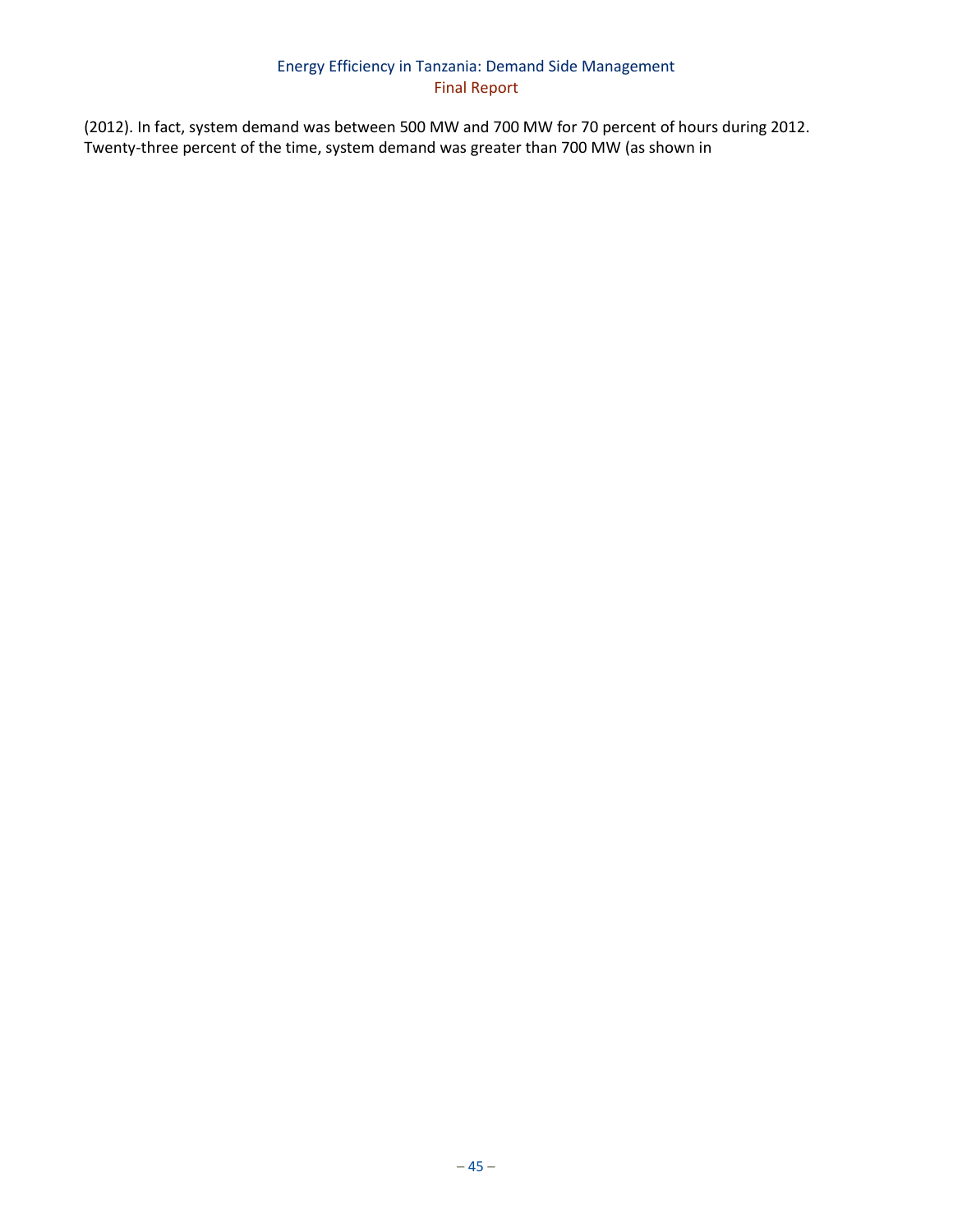(2012). In fact, system demand was between 500 MW and 700 MW for 70 percent of hours during 2012. Twenty-three percent of the time, system demand was greater than 700 MW (as shown in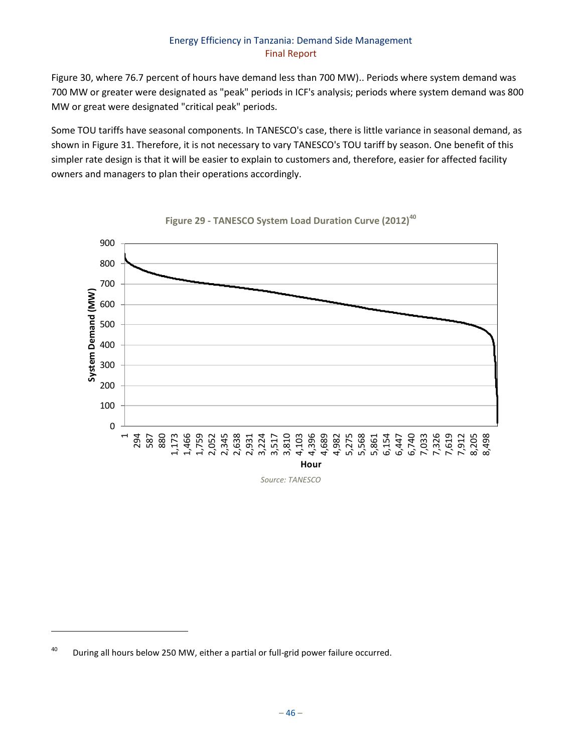Figure 30, where 76.7 percent of hours have demand less than 700 MW).. Periods where system demand was 700 MW or greater were designated as "peak" periods in ICF's analysis; periods where system demand was 800 MW or great were designated "critical peak" periods.

Some TOU tariffs have seasonal components. In TANESCO's case, there is little variance in seasonal demand, as shown in Figure 31. Therefore, it is not necessary to vary TANESCO's TOU tariff by season. One benefit of this simpler rate design is that it will be easier to explain to customers and, therefore, easier for affected facility owners and managers to plan their operations accordingly.

**Figure 29 - TANESCO System Load Duration Curve (2012)**[40]

*Source: TANESCO*

---

[40] During all hours below 250 MW, either a partial or full-grid power failure occurred.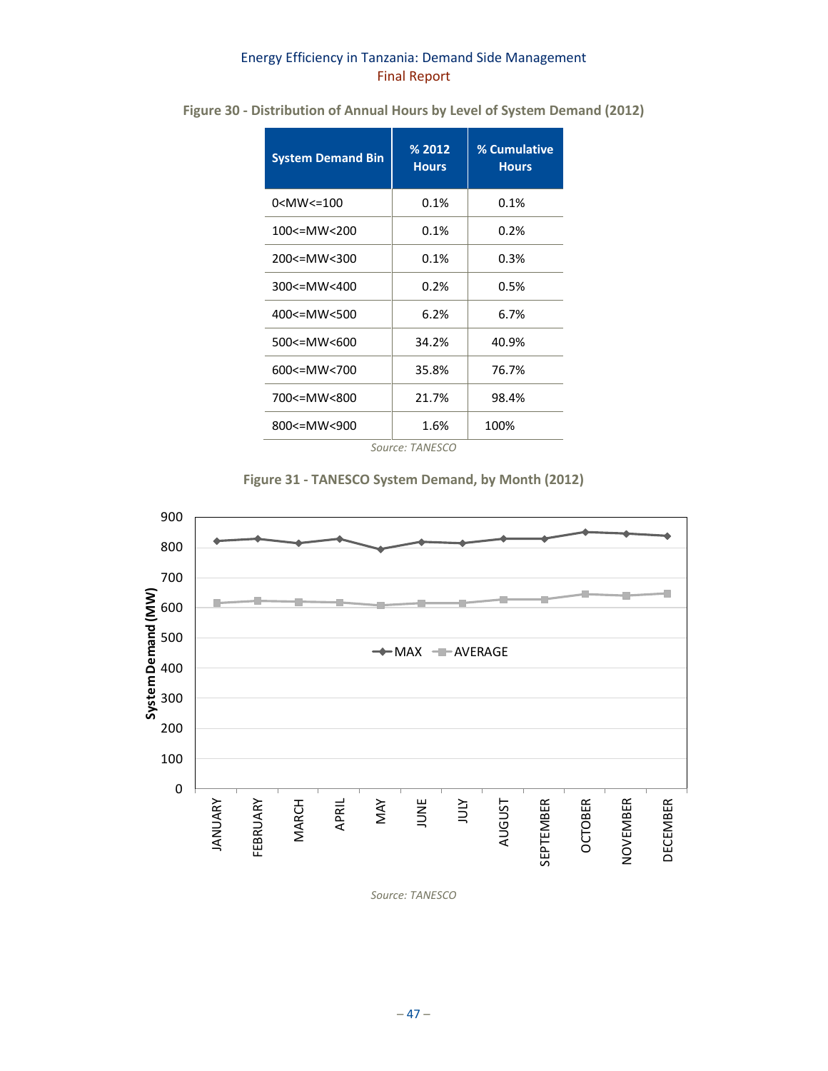**Figure 30 - Distribution of Annual Hours by Level of System Demand (2012)**

| System Demand Bin | % 2012 Hours | % Cumulative Hours |
|---|---|---|
| 0<MW<=100 | 0.1% | 0.1% |
| 100<=MW<200 | 0.1% | 0.2% |
| 200<=MW<300 | 0.1% | 0.3% |
| 300<=MW<400 | 0.2% | 0.5% |
| 400<=MW<500 | 6.2% | 6.7% |
| 500<=MW<600 | 34.2% | 40.9% |
| 600<=MW<700 | 35.8% | 76.7% |
| 700<=MW<800 | 21.7% | 98.4% |
| 800<=MW<900 | 1.6% | 100% |

*Source: TANESCO*

**Figure 31 - TANESCO System Demand, by Month (2012)**

*Source: TANESCO*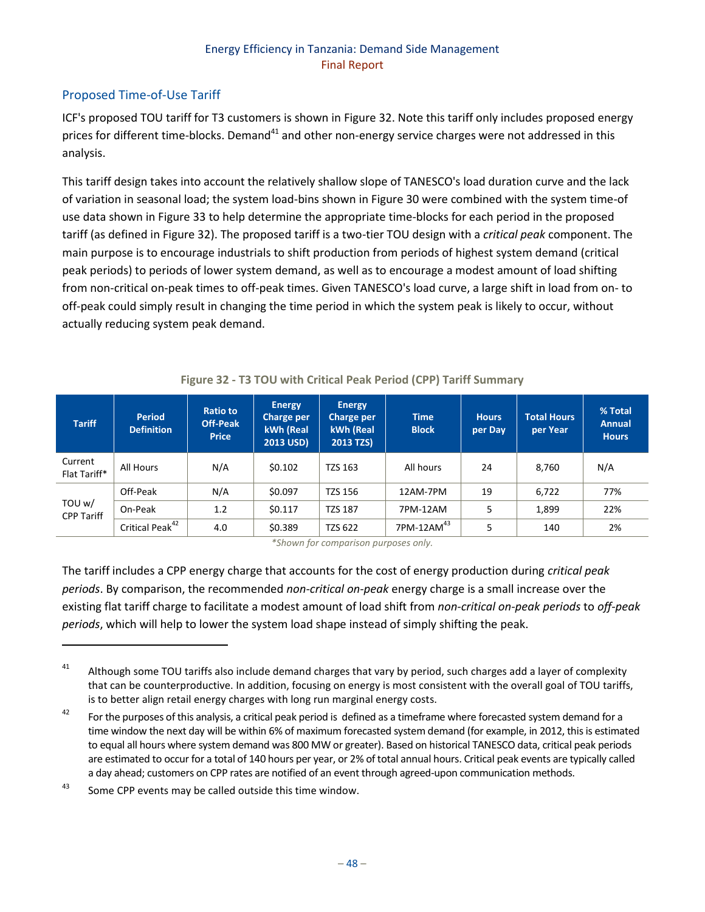## Proposed Time-of-Use Tariff

ICF's proposed TOU tariff for T3 customers is shown in Figure 32. Note this tariff only includes proposed energy prices for different time-blocks. Demand[41] and other non-energy service charges were not addressed in this analysis.

This tariff design takes into account the relatively shallow slope of TANESCO's load duration curve and the lack of variation in seasonal load; the system load-bins shown in Figure 30 were combined with the system time-of use data shown in Figure 33 to help determine the appropriate time-blocks for each period in the proposed tariff (as defined in Figure 32). The proposed tariff is a two-tier TOU design with a *critical peak* component. The main purpose is to encourage industrials to shift production from periods of highest system demand (critical peak periods) to periods of lower system demand, as well as to encourage a modest amount of load shifting from non-critical on-peak times to off-peak times. Given TANESCO's load curve, a large shift in load from on- to off-peak could simply result in changing the time period in which the system peak is likely to occur, without actually reducing system peak demand.

**Figure 32 - T3 TOU with Critical Peak Period (CPP) Tariff Summary**

| Tariff | Period Definition | Ratio to Off-Peak Price | Energy Charge per kWh (Real 2013 USD) | Energy Charge per kWh (Real 2013 TZS) | Time Block | Hours per Day | Total Hours per Year | % Total Annual Hours |
|---|---|---|---|---|---|---|---|---|
| Current Flat Tariff* | All Hours | N/A | $0.102 | TZS 163 | All hours | 24 | 8,760 | N/A |
| TOU w/ CPP Tariff | Off-Peak | N/A | $0.097 | TZS 156 | 12AM-7PM | 19 | 6,722 | 77% |
| | On-Peak | 1.2 | $0.117 | TZS 187 | 7PM-12AM | 5 | 1,899 | 22% |
| | Critical Peak[42] | 4.0 | $0.389 | TZS 622 | 7PM-12AM[43] | 5 | 140 | 2% |

*\*Shown for comparison purposes only.*

The tariff includes a CPP energy charge that accounts for the cost of energy production during *critical peak periods*. By comparison, the recommended *non-critical on-peak* energy charge is a small increase over the existing flat tariff charge to facilitate a modest amount of load shift from *non-critical on-peak periods* to *off-peak periods*, which will help to lower the system load shape instead of simply shifting the peak.

---

[41] Although some TOU tariffs also include demand charges that vary by period, such charges add a layer of complexity that can be counterproductive. In addition, focusing on energy is most consistent with the overall goal of TOU tariffs, is to better align retail energy charges with long run marginal energy costs.

[42] For the purposes of this analysis, a critical peak period is defined as a timeframe where forecasted system demand for a time window the next day will be within 6% of maximum forecasted system demand (for example, in 2012, this is estimated to equal all hours where system demand was 800 MW or greater). Based on historical TANESCO data, critical peak periods are estimated to occur for a total of 140 hours per year, or 2% of total annual hours. Critical peak events are typically called a day ahead; customers on CPP rates are notified of an event through agreed-upon communication methods.

[43] Some CPP events may be called outside this time window.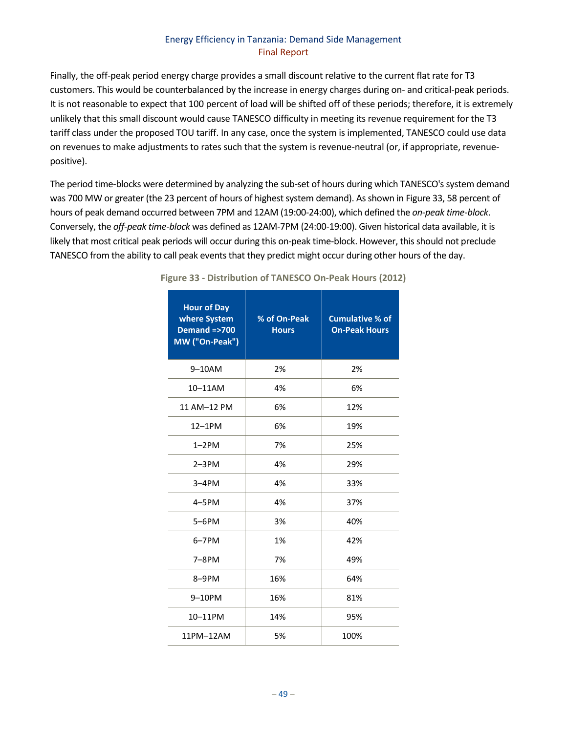Finally, the off-peak period energy charge provides a small discount relative to the current flat rate for T3 customers. This would be counterbalanced by the increase in energy charges during on- and critical-peak periods. It is not reasonable to expect that 100 percent of load will be shifted off of these periods; therefore, it is extremely unlikely that this small discount would cause TANESCO difficulty in meeting its revenue requirement for the T3 tariff class under the proposed TOU tariff. In any case, once the system is implemented, TANESCO could use data on revenues to make adjustments to rates such that the system is revenue-neutral (or, if appropriate, revenue-positive).

The period time-blocks were determined by analyzing the sub-set of hours during which TANESCO's system demand was 700 MW or greater (the 23 percent of hours of highest system demand). As shown in Figure 33, 58 percent of hours of peak demand occurred between 7PM and 12AM (19:00-24:00), which defined the *on-peak time-block*. Conversely, the *off-peak time-block* was defined as 12AM-7PM (24:00-19:00). Given historical data available, it is likely that most critical peak periods will occur during this on-peak time-block. However, this should not preclude TANESCO from the ability to call peak events that they predict might occur during other hours of the day.

**Figure 33 - Distribution of TANESCO On-Peak Hours (2012)**

| Hour of Day where System Demand =>700 MW ("On-Peak") | % of On-Peak Hours | Cumulative % of On-Peak Hours |
|---|---|---|
| 9–10AM | 2% | 2% |
| 10–11AM | 4% | 6% |
| 11 AM–12 PM | 6% | 12% |
| 12–1PM | 6% | 19% |
| 1–2PM | 7% | 25% |
| 2–3PM | 4% | 29% |
| 3–4PM | 4% | 33% |
| 4–5PM | 4% | 37% |
| 5–6PM | 3% | 40% |
| 6–7PM | 1% | 42% |
| 7–8PM | 7% | 49% |
| 8–9PM | 16% | 64% |
| 9–10PM | 16% | 81% |
| 10–11PM | 14% | 95% |
| 11PM–12AM | 5% | 100% |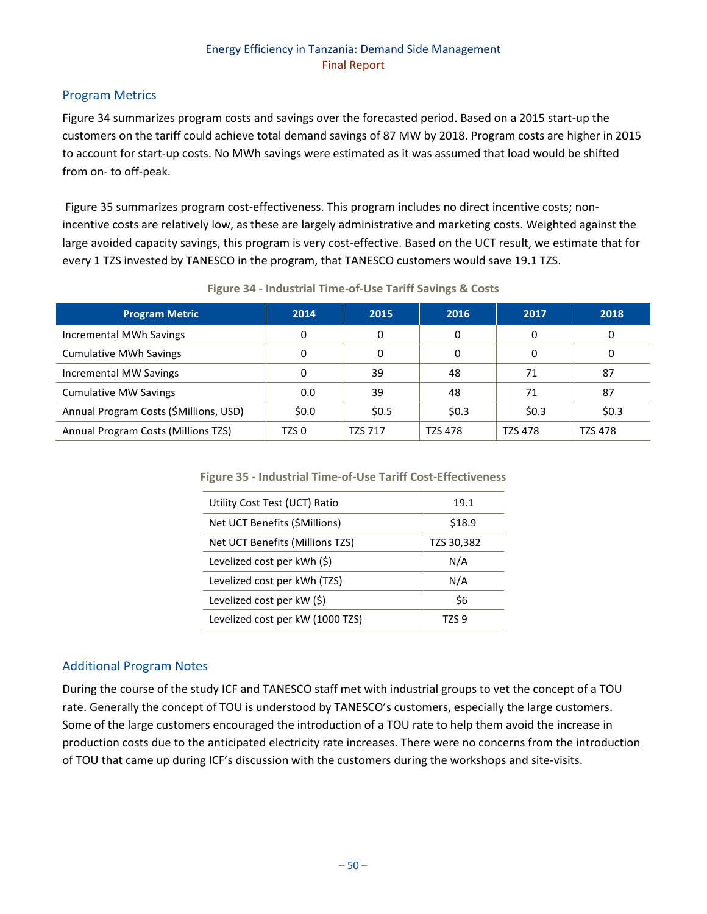## Program Metrics

Figure 34 summarizes program costs and savings over the forecasted period. Based on a 2015 start-up the customers on the tariff could achieve total demand savings of 87 MW by 2018. Program costs are higher in 2015 to account for start-up costs. No MWh savings were estimated as it was assumed that load would be shifted from on- to off-peak.

Figure 35 summarizes program cost-effectiveness. This program includes no direct incentive costs; non-incentive costs are relatively low, as these are largely administrative and marketing costs. Weighted against the large avoided capacity savings, this program is very cost-effective. Based on the UCT result, we estimate that for every 1 TZS invested by TANESCO in the program, that TANESCO customers would save 19.1 TZS.

**Figure 34 - Industrial Time-of-Use Tariff Savings & Costs**

| Program Metric | 2014 | 2015 | 2016 | 2017 | 2018 |
|---|---|---|---|---|---|
| Incremental MWh Savings | 0 | 0 | 0 | 0 | 0 |
| Cumulative MWh Savings | 0 | 0 | 0 | 0 | 0 |
| Incremental MW Savings | 0 | 39 | 48 | 71 | 87 |
| Cumulative MW Savings | 0.0 | 39 | 48 | 71 | 87 |
| Annual Program Costs ($Millions, USD) | $0.0 | $0.5 | $0.3 | $0.3 | $0.3 |
| Annual Program Costs (Millions TZS) | TZS 0 | TZS 717 | TZS 478 | TZS 478 | TZS 478 |

**Figure 35 - Industrial Time-of-Use Tariff Cost-Effectiveness**

| | |
|---|---|
| Utility Cost Test (UCT) Ratio | 19.1 |
| Net UCT Benefits ($Millions) | $18.9 |
| Net UCT Benefits (Millions TZS) | TZS 30,382 |
| Levelized cost per kWh ($) | N/A |
| Levelized cost per kWh (TZS) | N/A |
| Levelized cost per kW ($) | $6 |
| Levelized cost per kW (1000 TZS) | TZS 9 |

## Additional Program Notes

During the course of the study ICF and TANESCO staff met with industrial groups to vet the concept of a TOU rate. Generally the concept of TOU is understood by TANESCO's customers, especially the large customers. Some of the large customers encouraged the introduction of a TOU rate to help them avoid the increase in production costs due to the anticipated electricity rate increases. There were no concerns from the introduction of TOU that came up during ICF's discussion with the customers during the workshops and site-visits.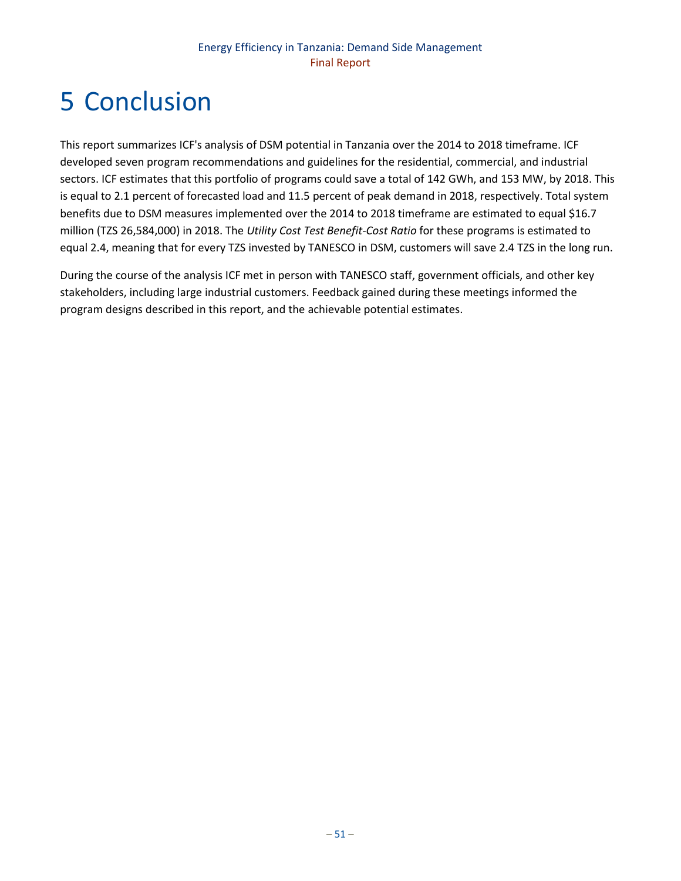# 5 Conclusion

This report summarizes ICF's analysis of DSM potential in Tanzania over the 2014 to 2018 timeframe. ICF developed seven program recommendations and guidelines for the residential, commercial, and industrial sectors. ICF estimates that this portfolio of programs could save a total of 142 GWh, and 153 MW, by 2018. This is equal to 2.1 percent of forecasted load and 11.5 percent of peak demand in 2018, respectively. Total system benefits due to DSM measures implemented over the 2014 to 2018 timeframe are estimated to equal $16.7 million (TZS 26,584,000) in 2018. The *Utility Cost Test Benefit-Cost Ratio* for these programs is estimated to equal 2.4, meaning that for every TZS invested by TANESCO in DSM, customers will save 2.4 TZS in the long run.

During the course of the analysis ICF met in person with TANESCO staff, government officials, and other key stakeholders, including large industrial customers. Feedback gained during these meetings informed the program designs described in this report, and the achievable potential estimates.